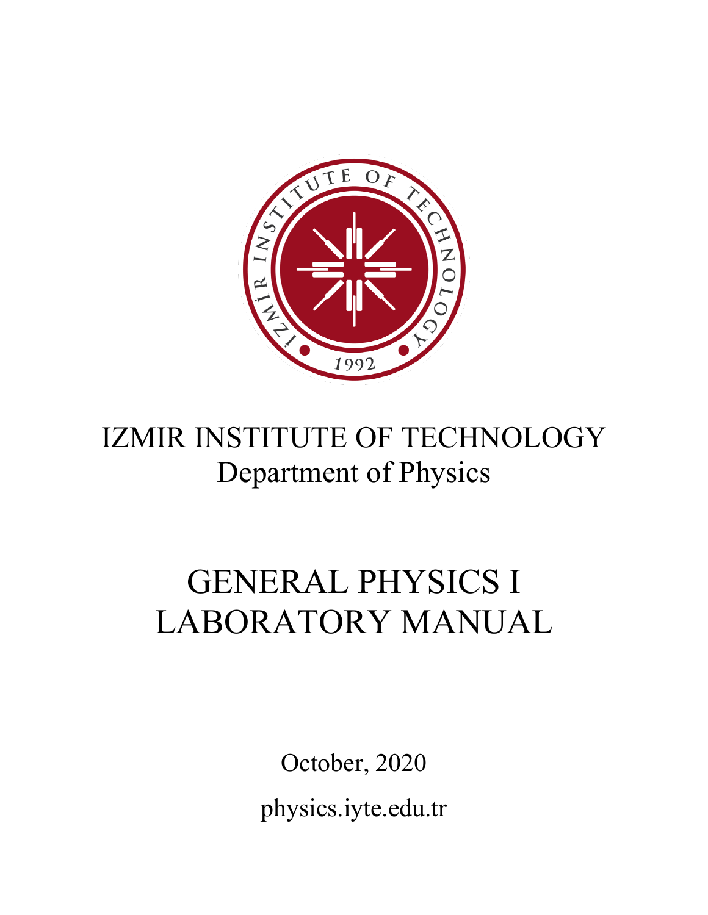# IZMIR INSTITUTE OF TECHNOLOGY

## Department of Physics

# GENERAL PHYSICS I LABORATORY MANUAL

October, 2020

physics.iyte.edu.tr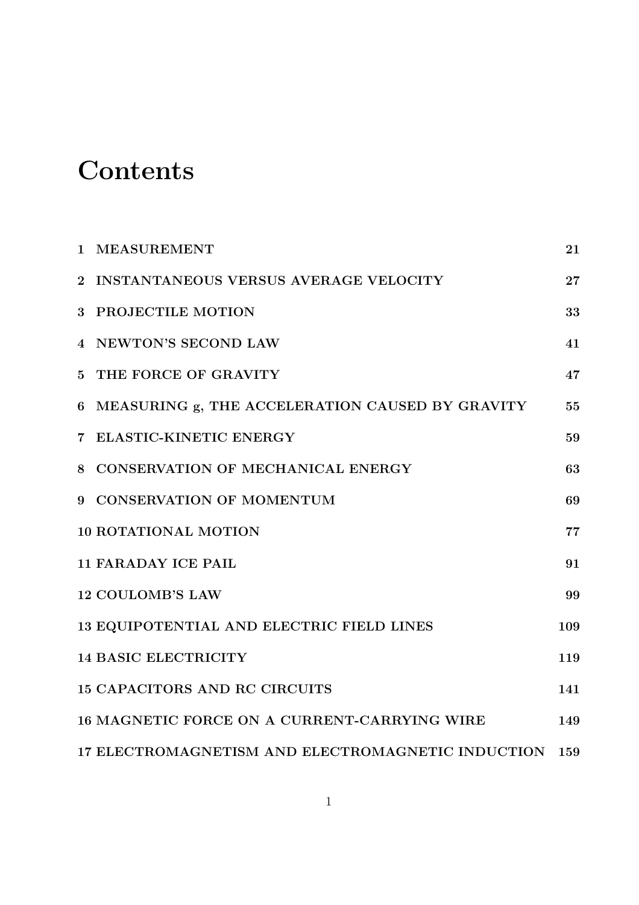# Contents

| | |
|---|---|
| 1 MEASUREMENT | 21 |
| 2 INSTANTANEOUS VERSUS AVERAGE VELOCITY | 27 |
| 3 PROJECTILE MOTION | 33 |
| 4 NEWTON'S SECOND LAW | 41 |
| 5 THE FORCE OF GRAVITY | 47 |
| 6 MEASURING g, THE ACCELERATION CAUSED BY GRAVITY | 55 |
| 7 ELASTIC-KINETIC ENERGY | 59 |
| 8 CONSERVATION OF MECHANICAL ENERGY | 63 |
| 9 CONSERVATION OF MOMENTUM | 69 |
| 10 ROTATIONAL MOTION | 77 |
| 11 FARADAY ICE PAIL | 91 |
| 12 COULOMB'S LAW | 99 |
| 13 EQUIPOTENTIAL AND ELECTRIC FIELD LINES | 109 |
| 14 BASIC ELECTRICITY | 119 |
| 15 CAPACITORS AND RC CIRCUITS | 141 |
| 16 MAGNETIC FORCE ON A CURRENT-CARRYING WIRE | 149 |
| 17 ELECTROMAGNETISM AND ELECTROMAGNETIC INDUCTION | 159 |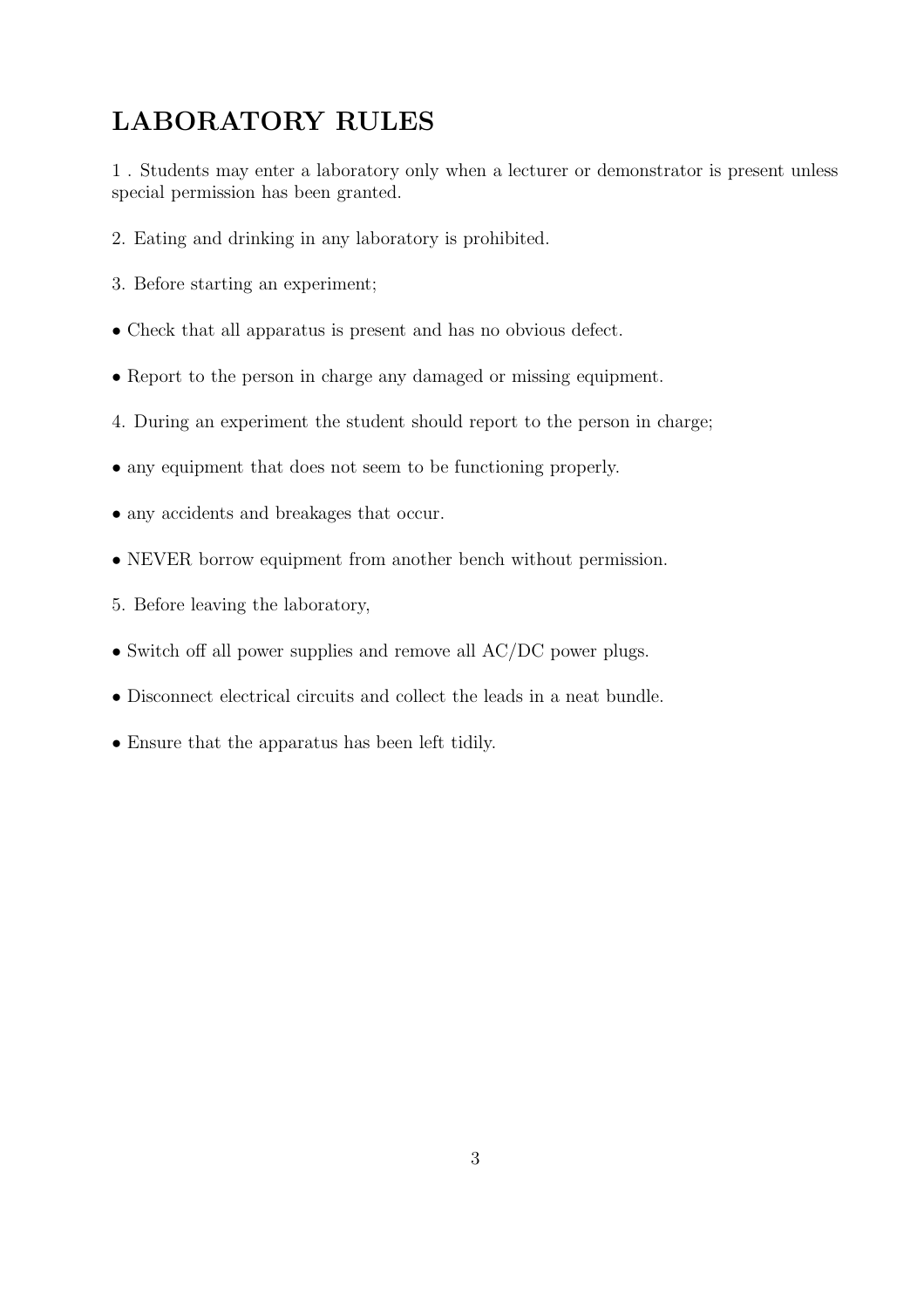# LABORATORY RULES

1 . Students may enter a laboratory only when a lecturer or demonstrator is present unless special permission has been granted.

2. Eating and drinking in any laboratory is prohibited.

3. Before starting an experiment;

- Check that all apparatus is present and has no obvious defect.

- Report to the person in charge any damaged or missing equipment.

4. During an experiment the student should report to the person in charge;

- any equipment that does not seem to be functioning properly.

- any accidents and breakages that occur.

- NEVER borrow equipment from another bench without permission.

5. Before leaving the laboratory,

- Switch off all power supplies and remove all AC/DC power plugs.

- Disconnect electrical circuits and collect the leads in a neat bundle.

- Ensure that the apparatus has been left tidily.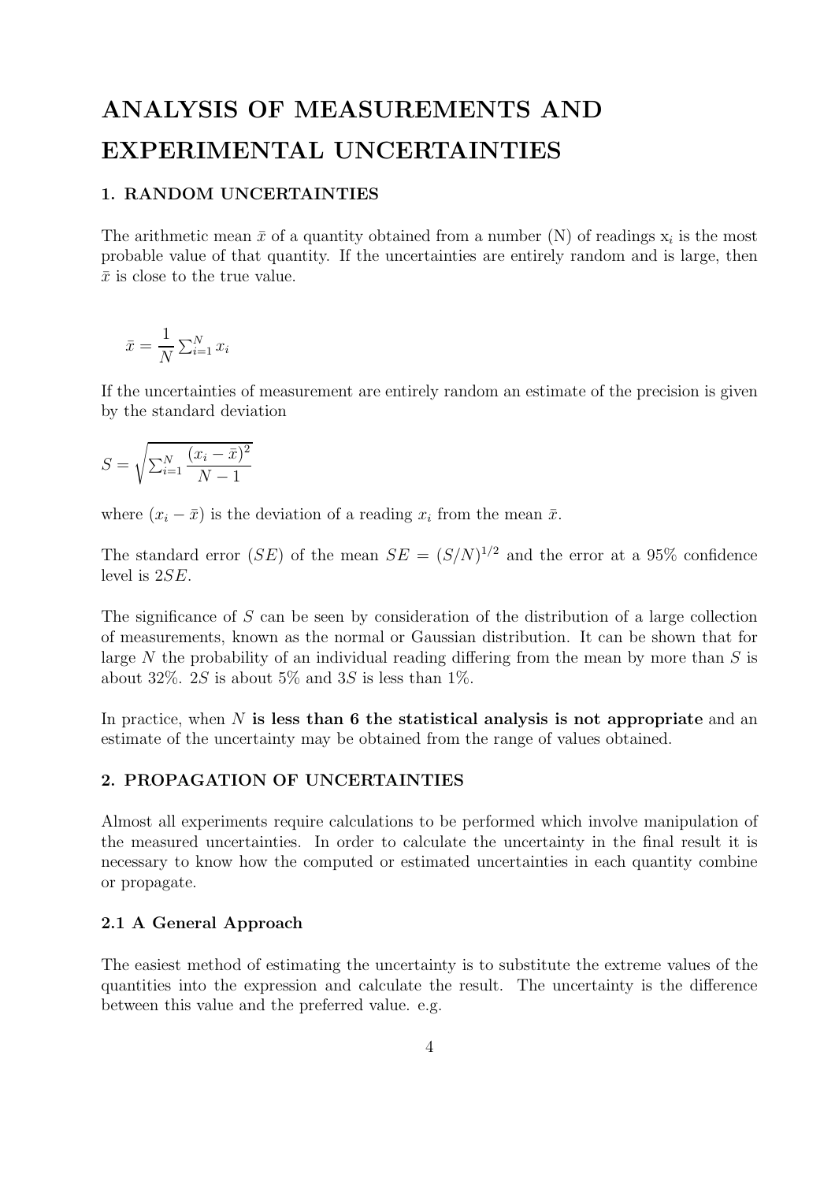# ANALYSIS OF MEASUREMENTS AND EXPERIMENTAL UNCERTAINTIES

### 1. RANDOM UNCERTAINTIES

The arithmetic mean $\bar{x}$ of a quantity obtained from a number (N) of readings $x_i$ is the most probable value of that quantity. If the uncertainties are entirely random and is large, then $\bar{x}$ is close to the true value.

$$\bar{x} = \frac{1}{N} \sum_{i=1}^{N} x_i$$

If the uncertainties of measurement are entirely random an estimate of the precision is given by the standard deviation

$$S = \sqrt{\sum_{i=1}^{N} \frac{(x_i - \bar{x})^2}{N-1}}$$

where $(x_i - \bar{x})$ is the deviation of a reading $x_i$ from the mean $\bar{x}$.

The standard error ($SE$) of the mean $SE = (S/N)^{1/2}$ and the error at a 95% confidence level is $2SE$.

The significance of $S$ can be seen by consideration of the distribution of a large collection of measurements, known as the normal or Gaussian distribution. It can be shown that for large $N$ the probability of an individual reading differing from the mean by more than $S$ is about 32%. $2S$ is about 5% and $3S$ is less than 1%.

In practice, when $N$ **is less than 6 the statistical analysis is not appropriate** and an estimate of the uncertainty may be obtained from the range of values obtained.

### 2. PROPAGATION OF UNCERTAINTIES

Almost all experiments require calculations to be performed which involve manipulation of the measured uncertainties. In order to calculate the uncertainty in the final result it is necessary to know how the computed or estimated uncertainties in each quantity combine or propagate.

#### 2.1 A General Approach

The easiest method of estimating the uncertainty is to substitute the extreme values of the quantities into the expression and calculate the result. The uncertainty is the difference between this value and the preferred value. e.g.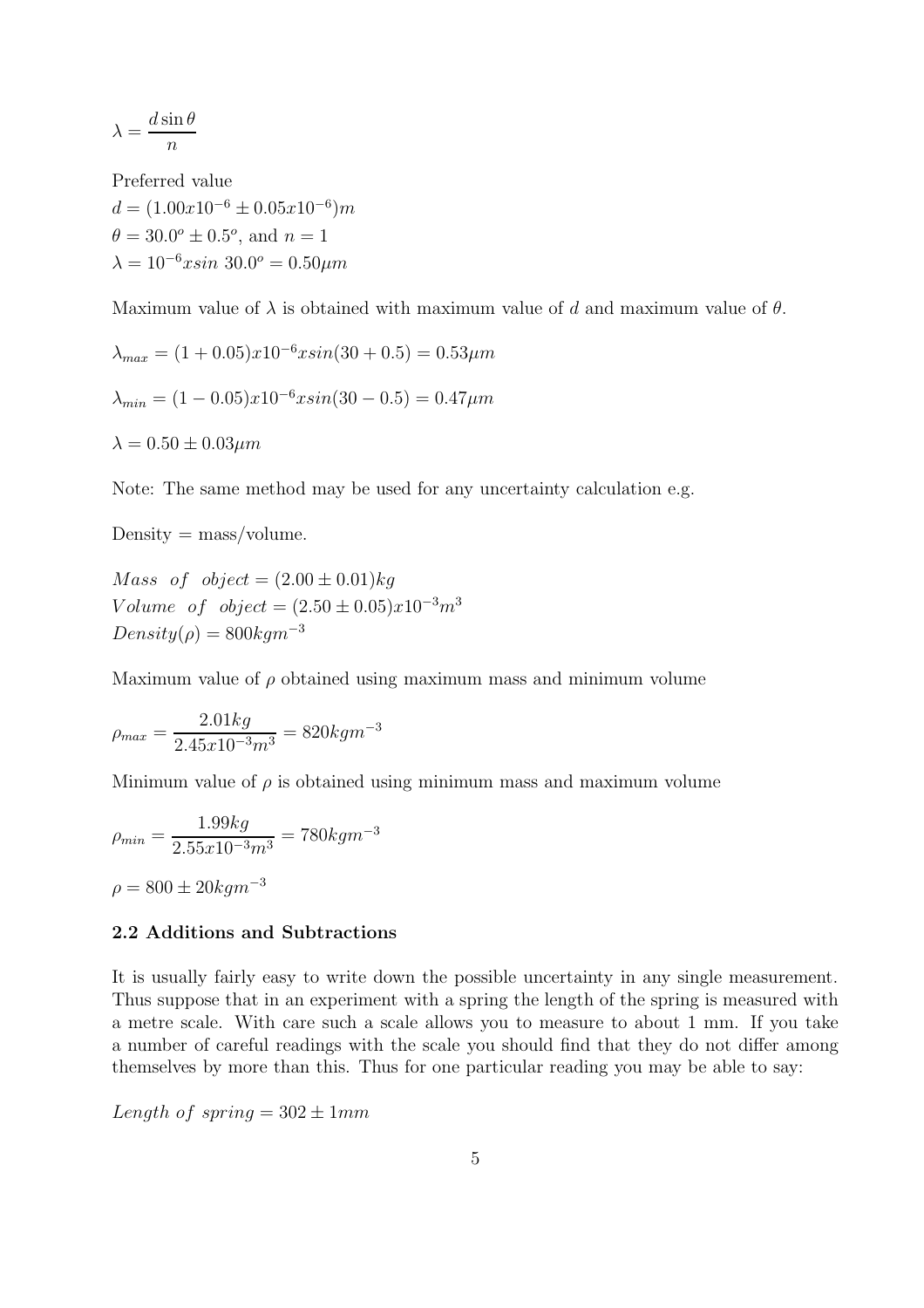$$\lambda = \frac{d \sin \theta}{n}$$

Preferred value
$d = (1.00x10^{-6} \pm 0.05x10^{-6})m$
$\theta = 30.0^o \pm 0.5^o$, and $n = 1$
$\lambda = 10^{-6}xsin\ 30.0^o = 0.50\mu m$

Maximum value of $\lambda$ is obtained with maximum value of $d$ and maximum value of $\theta$.

$$\lambda_{max} = (1 + 0.05)x10^{-6}xsin(30 + 0.5) = 0.53\mu m$$

$$\lambda_{min} = (1 - 0.05)x10^{-6}xsin(30 - 0.5) = 0.47\mu m$$

$$\lambda = 0.50 \pm 0.03\mu m$$

Note: The same method may be used for any uncertainty calculation e.g.

Density = mass/volume.

$Mass\ \ of\ \ object = (2.00 \pm 0.01)kg$
$Volume\ \ of\ \ object = (2.50 \pm 0.05)x10^{-3}m^3$
$Density(\rho) = 800kgm^{-3}$

Maximum value of $\rho$ obtained using maximum mass and minimum volume

$$\rho_{max} = \frac{2.01kg}{2.45x10^{-3}m^3} = 820kgm^{-3}$$

Minimum value of $\rho$ is obtained using minimum mass and maximum volume

$$\rho_{min} = \frac{1.99kg}{2.55x10^{-3}m^3} = 780kgm^{-3}$$

$$\rho = 800 \pm 20kgm^{-3}$$

### 2.2 Additions and Subtractions

It is usually fairly easy to write down the possible uncertainty in any single measurement. Thus suppose that in an experiment with a spring the length of the spring is measured with a metre scale. With care such a scale allows you to measure to about 1 mm. If you take a number of careful readings with the scale you should find that they do not differ among themselves by more than this. Thus for one particular reading you may be able to say:

$Length\ of\ spring = 302 \pm 1mm$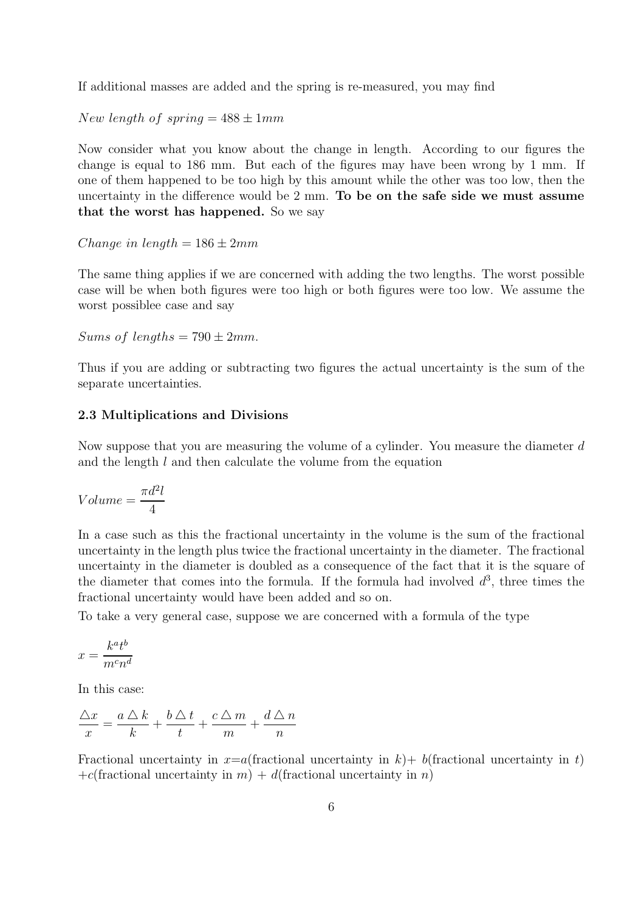If additional masses are added and the spring is re-measured, you may find

$New\ length\ of\ spring = 488 \pm 1mm$

Now consider what you know about the change in length. According to our figures the change is equal to 186 mm. But each of the figures may have been wrong by 1 mm. If one of them happened to be too high by this amount while the other was too low, then the uncertainty in the difference would be 2 mm. **To be on the safe side we must assume that the worst has happened.** So we say

$Change\ in\ length = 186 \pm 2mm$

The same thing applies if we are concerned with adding the two lengths. The worst possible case will be when both figures were too high or both figures were too low. We assume the worst possiblee case and say

$Sums\ of\ lengths = 790 \pm 2mm.$

Thus if you are adding or subtracting two figures the actual uncertainty is the sum of the separate uncertainties.

### 2.3 Multiplications and Divisions

Now suppose that you are measuring the volume of a cylinder. You measure the diameter $d$ and the length $l$ and then calculate the volume from the equation

$$Volume = \frac{\pi d^2 l}{4}$$

In a case such as this the fractional uncertainty in the volume is the sum of the fractional uncertainty in the length plus twice the fractional uncertainty in the diameter. The fractional uncertainty in the diameter is doubled as a consequence of the fact that it is the square of the diameter that comes into the formula. If the formula had involved $d^3$, three times the fractional uncertainty would have been added and so on.

To take a very general case, suppose we are concerned with a formula of the type

$$x = \frac{k^a t^b}{m^c n^d}$$

In this case:

$$\frac{\triangle x}{x} = \frac{a \triangle k}{k} + \frac{b \triangle t}{t} + \frac{c \triangle m}{m} + \frac{d \triangle n}{n}$$

Fractional uncertainty in $x$=$a$(fractional uncertainty in $k$)+ $b$(fractional uncertainty in $t$) +$c$(fractional uncertainty in $m$) + $d$(fractional uncertainty in $n$)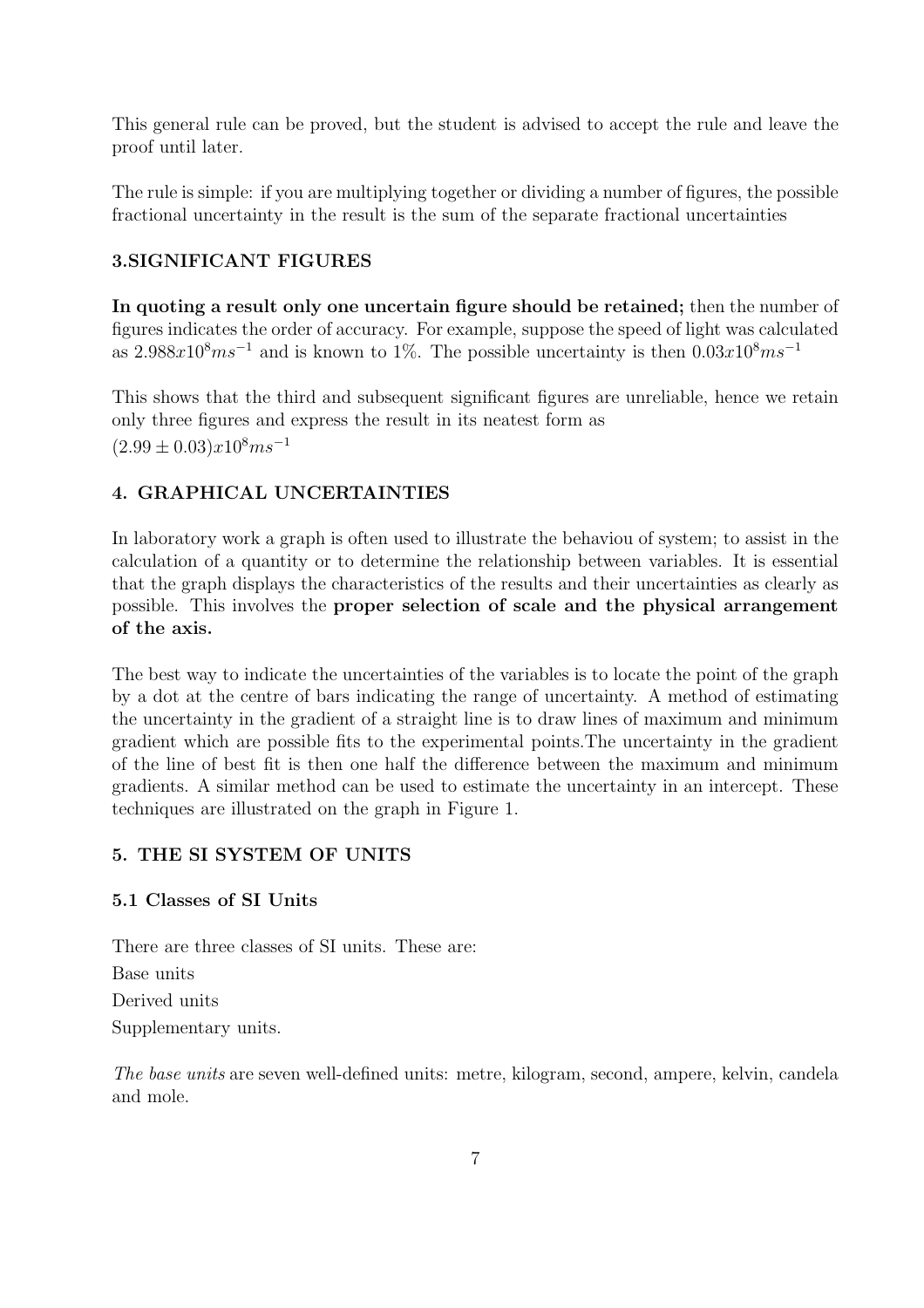This general rule can be proved, but the student is advised to accept the rule and leave the proof until later.

The rule is simple: if you are multiplying together or dividing a number of figures, the possible fractional uncertainty in the result is the sum of the separate fractional uncertainties

## 3.SIGNIFICANT FIGURES

**In quoting a result only one uncertain figure should be retained;** then the number of figures indicates the order of accuracy. For example, suppose the speed of light was calculated as $2.988x10^8ms^{-1}$ and is known to 1%. The possible uncertainty is then $0.03x10^8ms^{-1}$

This shows that the third and subsequent significant figures are unreliable, hence we retain only three figures and express the result in its neatest form as
$(2.99 \pm 0.03)x10^8ms^{-1}$

## 4. GRAPHICAL UNCERTAINTIES

In laboratory work a graph is often used to illustrate the behaviou of system; to assist in the calculation of a quantity or to determine the relationship between variables. It is essential that the graph displays the characteristics of the results and their uncertainties as clearly as possible. This involves the **proper selection of scale and the physical arrangement of the axis.**

The best way to indicate the uncertainties of the variables is to locate the point of the graph by a dot at the centre of bars indicating the range of uncertainty. A method of estimating the uncertainty in the gradient of a straight line is to draw lines of maximum and minimum gradient which are possible fits to the experimental points.The uncertainty in the gradient of the line of best fit is then one half the difference between the maximum and minimum gradients. A similar method can be used to estimate the uncertainty in an intercept. These techniques are illustrated on the graph in Figure 1.

## 5. THE SI SYSTEM OF UNITS

### 5.1 Classes of SI Units

There are three classes of SI units. These are:
Base units
Derived units
Supplementary units.

*The base units* are seven well-defined units: metre, kilogram, second, ampere, kelvin, candela and mole.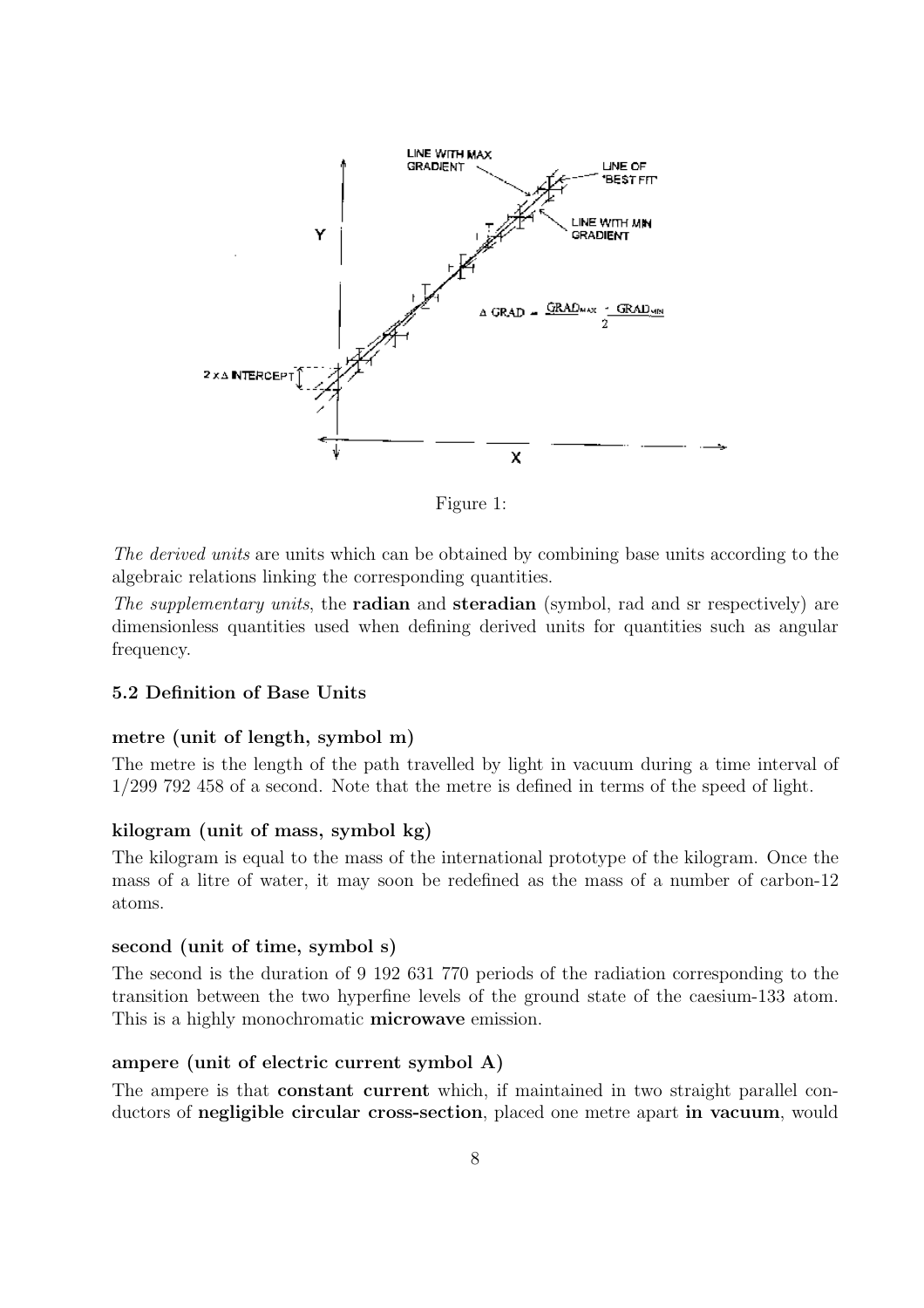Figure 1:

*The derived units* are units which can be obtained by combining base units according to the algebraic relations linking the corresponding quantities.

*The supplementary units*, the **radian** and **steradian** (symbol, rad and sr respectively) are dimensionless quantities used when defining derived units for quantities such as angular frequency.

### 5.2 Definition of Base Units

**metre (unit of length, symbol m)**

The metre is the length of the path travelled by light in vacuum during a time interval of 1/299 792 458 of a second. Note that the metre is defined in terms of the speed of light.

**kilogram (unit of mass, symbol kg)**

The kilogram is equal to the mass of the international prototype of the kilogram. Once the mass of a litre of water, it may soon be redefined as the mass of a number of carbon-12 atoms.

**second (unit of time, symbol s)**

The second is the duration of 9 192 631 770 periods of the radiation corresponding to the transition between the two hyperfine levels of the ground state of the caesium-133 atom. This is a highly monochromatic **microwave** emission.

**ampere (unit of electric current symbol A)**

The ampere is that **constant current** which, if maintained in two straight parallel conductors of **negligible circular cross-section**, placed one metre apart **in vacuum**, would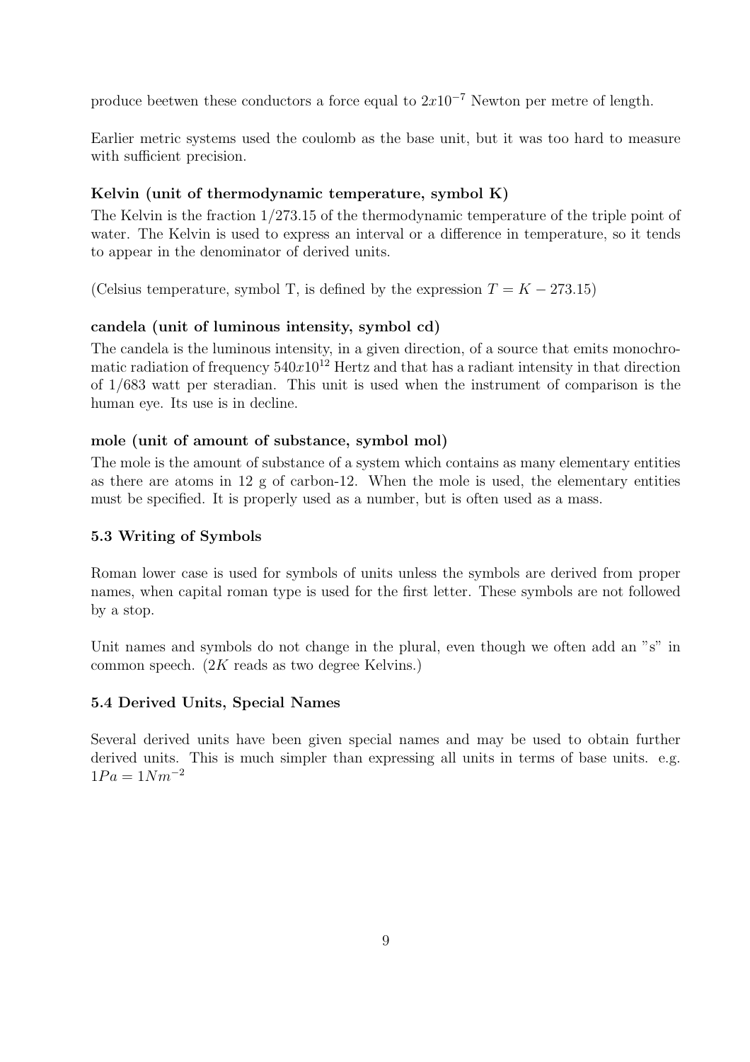produce beetwen these conductors a force equal to $2x10^{-7}$ Newton per metre of length.

Earlier metric systems used the coulomb as the base unit, but it was too hard to measure with sufficient precision.

**Kelvin (unit of thermodynamic temperature, symbol K)**

The Kelvin is the fraction 1/273.15 of the thermodynamic temperature of the triple point of water. The Kelvin is used to express an interval or a difference in temperature, so it tends to appear in the denominator of derived units.

(Celsius temperature, symbol T, is defined by the expression $T = K - 273.15$)

**candela (unit of luminous intensity, symbol cd)**

The candela is the luminous intensity, in a given direction, of a source that emits monochromatic radiation of frequency $540x10^{12}$ Hertz and that has a radiant intensity in that direction of 1/683 watt per steradian. This unit is used when the instrument of comparison is the human eye. Its use is in decline.

**mole (unit of amount of substance, symbol mol)**

The mole is the amount of substance of a system which contains as many elementary entities as there are atoms in 12 g of carbon-12. When the mole is used, the elementary entities must be specified. It is properly used as a number, but is often used as a mass.

### 5.3 Writing of Symbols

Roman lower case is used for symbols of units unless the symbols are derived from proper names, when capital roman type is used for the first letter. These symbols are not followed by a stop.

Unit names and symbols do not change in the plural, even though we often add an "s" in common speech. ($2K$ reads as two degree Kelvins.)

### 5.4 Derived Units, Special Names

Several derived units have been given special names and may be used to obtain further derived units. This is much simpler than expressing all units in terms of base units. e.g. $1Pa = 1Nm^{-2}$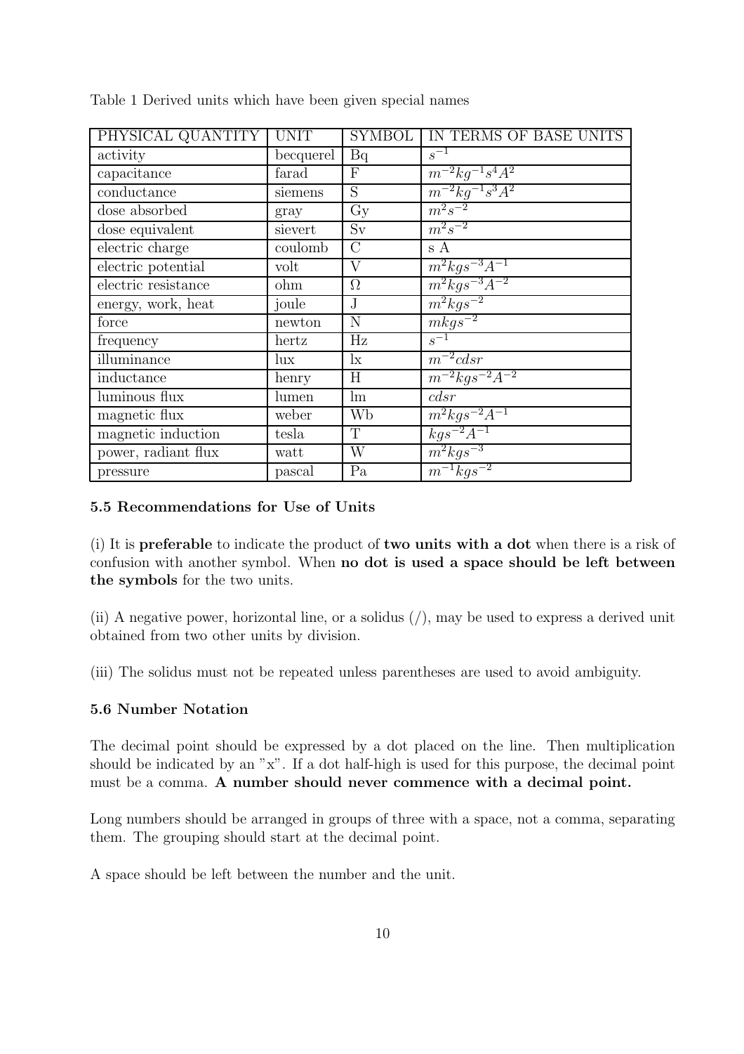Table 1 Derived units which have been given special names

| PHYSICAL QUANTITY | UNIT | SYMBOL | IN TERMS OF BASE UNITS |
|---|---|---|---|
| activity | becquerel | Bq | $s^{-1}$ |
| capacitance | farad | F | $m^{-2}kg^{-1}s^{4}A^{2}$ |
| conductance | siemens | S | $m^{-2}kg^{-1}s^{3}A^{2}$ |
| dose absorbed | gray | Gy | $m^{2}s^{-2}$ |
| dose equivalent | sievert | Sv | $m^{2}s^{-2}$ |
| electric charge | coulomb | C | s A |
| electric potential | volt | V | $m^{2}kgs^{-3}A^{-1}$ |
| electric resistance | ohm | Ω | $m^{2}kgs^{-3}A^{-2}$ |
| energy, work, heat | joule | J | $m^{2}kgs^{-2}$ |
| force | newton | N | $mkgs^{-2}$ |
| frequency | hertz | Hz | $s^{-1}$ |
| illuminance | lux | lx | $m^{-2}cdsr$ |
| inductance | henry | H | $m^{-2}kgs^{-2}A^{-2}$ |
| luminous flux | lumen | lm | $cdsr$ |
| magnetic flux | weber | Wb | $m^{2}kgs^{-2}A^{-1}$ |
| magnetic induction | tesla | T | $kgs^{-2}A^{-1}$ |
| power, radiant flux | watt | W | $m^{2}kgs^{-3}$ |
| pressure | pascal | Pa | $m^{-1}kgs^{-2}$ |

### 5.5 Recommendations for Use of Units

(i) It is **preferable** to indicate the product of **two units with a dot** when there is a risk of confusion with another symbol. When **no dot is used a space should be left between the symbols** for the two units.

(ii) A negative power, horizontal line, or a solidus (/), may be used to express a derived unit obtained from two other units by division.

(iii) The solidus must not be repeated unless parentheses are used to avoid ambiguity.

### 5.6 Number Notation

The decimal point should be expressed by a dot placed on the line. Then multiplication should be indicated by an "x". If a dot half-high is used for this purpose, the decimal point must be a comma. **A number should never commence with a decimal point.**

Long numbers should be arranged in groups of three with a space, not a comma, separating them. The grouping should start at the decimal point.

A space should be left between the number and the unit.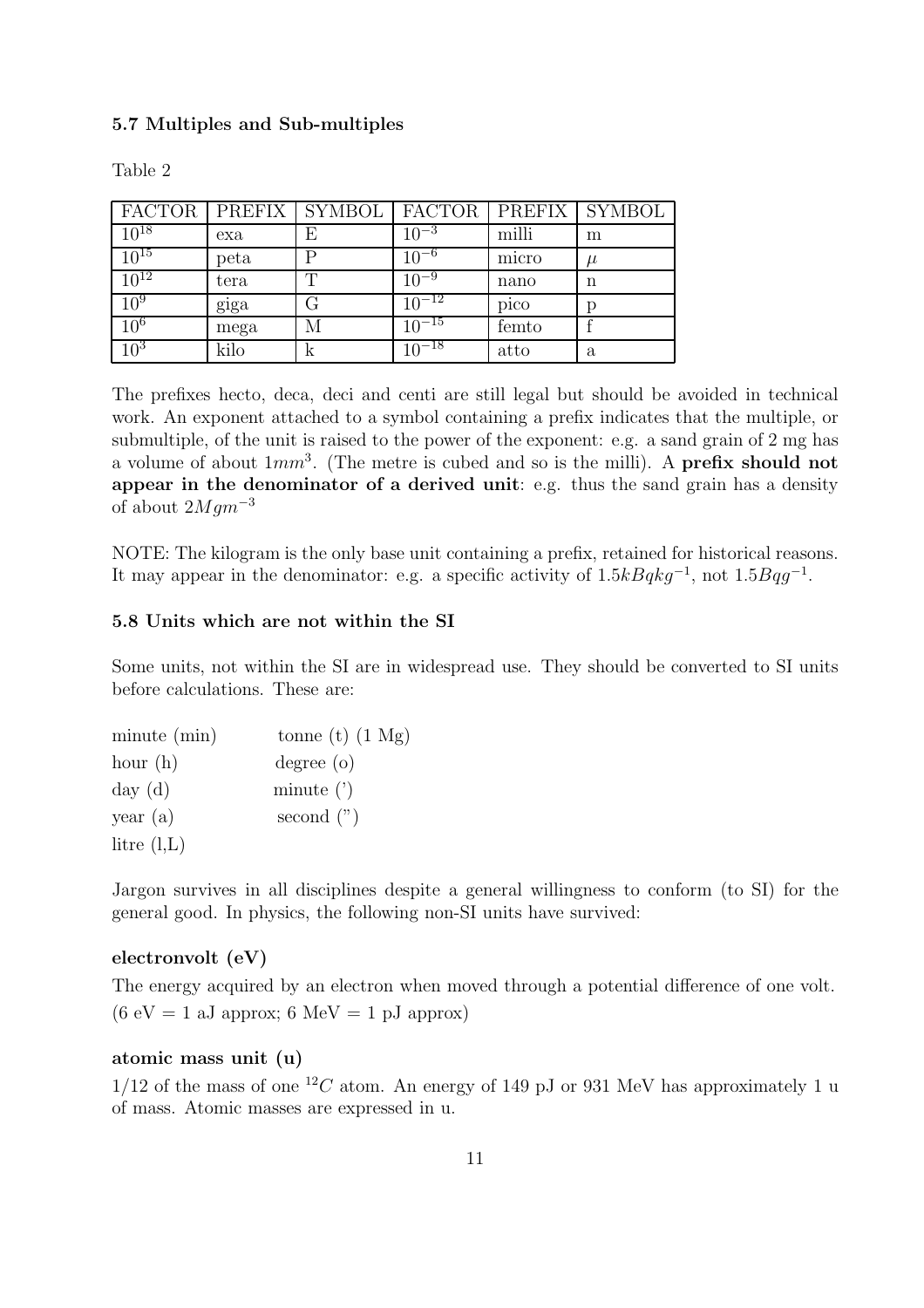### 5.7 Multiples and Sub-multiples

Table 2

| FACTOR | PREFIX | SYMBOL | FACTOR | PREFIX | SYMBOL |
|---|---|---|---|---|---|
| $10^{18}$ | exa | E | $10^{-3}$ | milli | m |
| $10^{15}$ | peta | P | $10^{-6}$ | micro | $\mu$ |
| $10^{12}$ | tera | T | $10^{-9}$ | nano | n |
| $10^{9}$ | giga | G | $10^{-12}$ | pico | p |
| $10^{6}$ | mega | M | $10^{-15}$ | femto | f |
| $10^{3}$ | kilo | k | $10^{-18}$ | atto | a |

The prefixes hecto, deca, deci and centi are still legal but should be avoided in technical work. An exponent attached to a symbol containing a prefix indicates that the multiple, or submultiple, of the unit is raised to the power of the exponent: e.g. a sand grain of 2 mg has a volume of about $1mm^3$. (The metre is cubed and so is the milli). A **prefix should not appear in the denominator of a derived unit**: e.g. thus the sand grain has a density of about $2Mgm^{-3}$

NOTE: The kilogram is the only base unit containing a prefix, retained for historical reasons. It may appear in the denominator: e.g. a specific activity of $1.5kBqkg^{-1}$, not $1.5Bqg^{-1}$.

### 5.8 Units which are not within the SI

Some units, not within the SI are in widespread use. They should be converted to SI units before calculations. These are:

| | |
|---|---|
| minute (min) | tonne (t) (1 Mg) |
| hour (h) | degree (o) |
| day (d) | minute (') |
| year (a) | second (") |
| litre (l,L) | |

Jargon survives in all disciplines despite a general willingness to conform (to SI) for the general good. In physics, the following non-SI units have survived:

**electronvolt (eV)**

The energy acquired by an electron when moved through a potential difference of one volt. (6 eV = 1 aJ approx; 6 MeV = 1 pJ approx)

**atomic mass unit (u)**

1/12 of the mass of one $^{12}C$ atom. An energy of 149 pJ or 931 MeV has approximately 1 u of mass. Atomic masses are expressed in u.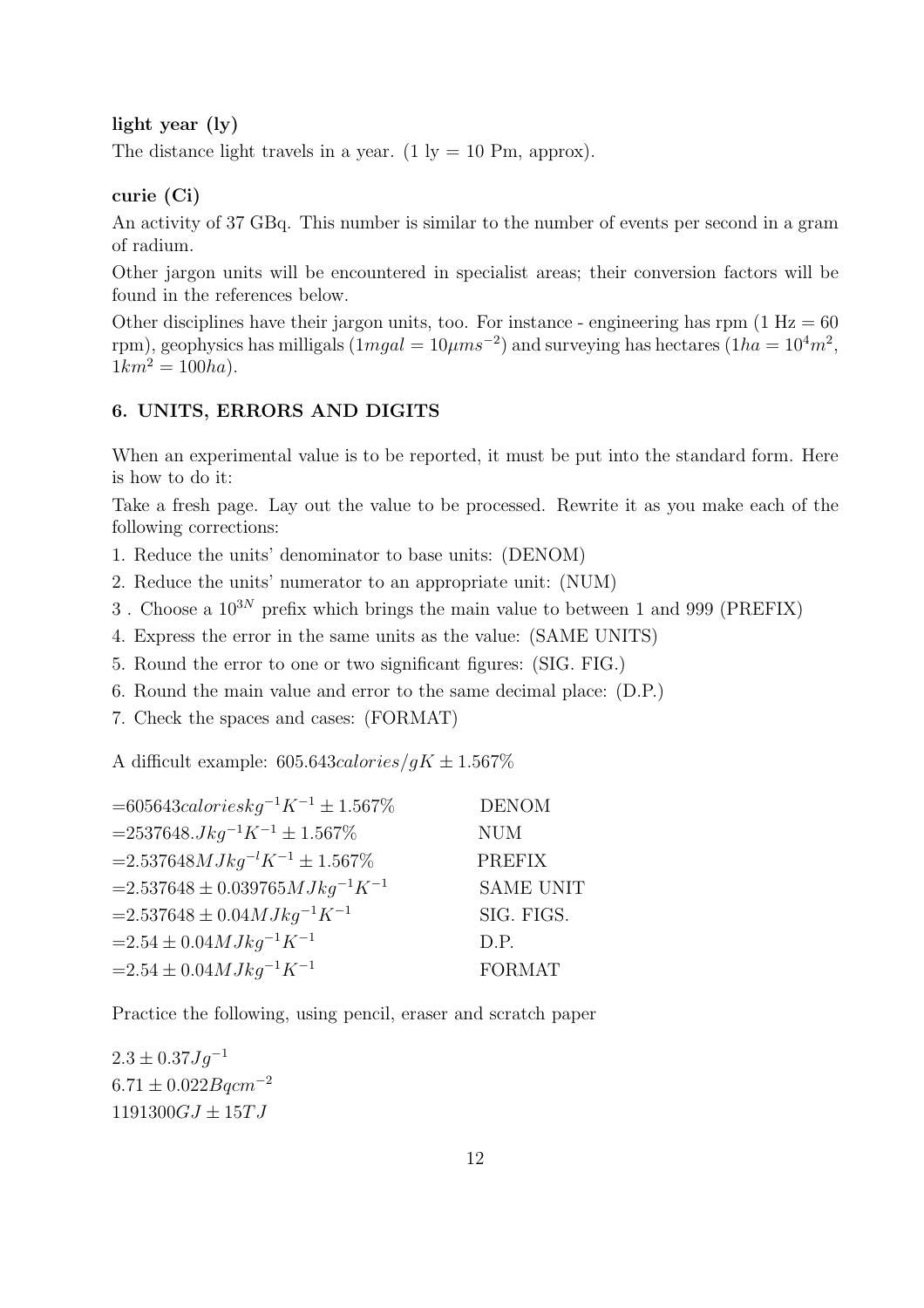**light year (ly)**

The distance light travels in a year. (1 ly = 10 Pm, approx).

**curie (Ci)**

An activity of 37 GBq. This number is similar to the number of events per second in a gram of radium.

Other jargon units will be encountered in specialist areas; their conversion factors will be found in the references below.

Other disciplines have their jargon units, too. For instance - engineering has rpm (1 Hz = 60 rpm), geophysics has milligals ($1mgal = 10\mu ms^{-2}$) and surveying has hectares ($1ha = 10^4m^2$, $1km^2 = 100ha$).

### 6. UNITS, ERRORS AND DIGITS

When an experimental value is to be reported, it must be put into the standard form. Here is how to do it:

Take a fresh page. Lay out the value to be processed. Rewrite it as you make each of the following corrections:

1. Reduce the units' denominator to base units: (DENOM)
2. Reduce the units' numerator to an appropriate unit: (NUM)
3. Choose a $10^{3N}$ prefix which brings the main value to between 1 and 999 (PREFIX)
4. Express the error in the same units as the value: (SAME UNITS)
5. Round the error to one or two significant figures: (SIG. FIG.)
6. Round the main value and error to the same decimal place: (D.P.)
7. Check the spaces and cases: (FORMAT)

A difficult example: $605.643calories/gK \pm 1.567\%$

| | |
|---|---|
| $=605643calorieskg^{-1}K^{-1} \pm 1.567\%$ | DENOM |
| $=2537648.Jkg^{-1}K^{-1} \pm 1.567\%$ | NUM |
| $=2.537648MJkg^{-l}K^{-1} \pm 1.567\%$ | PREFIX |
| $=2.537648 \pm 0.039765MJkg^{-1}K^{-1}$ | SAME UNIT |
| $=2.537648 \pm 0.04MJkg^{-1}K^{-1}$ | SIG. FIGS. |
| $=2.54 \pm 0.04MJkg^{-1}K^{-1}$ | D.P. |
| $=2.54 \pm 0.04MJkg^{-1}K^{-1}$ | FORMAT |

Practice the following, using pencil, eraser and scratch paper

$2.3 \pm 0.37Jg^{-1}$

$6.71 \pm 0.022Bqcm^{-2}$

$1191300GJ \pm 15TJ$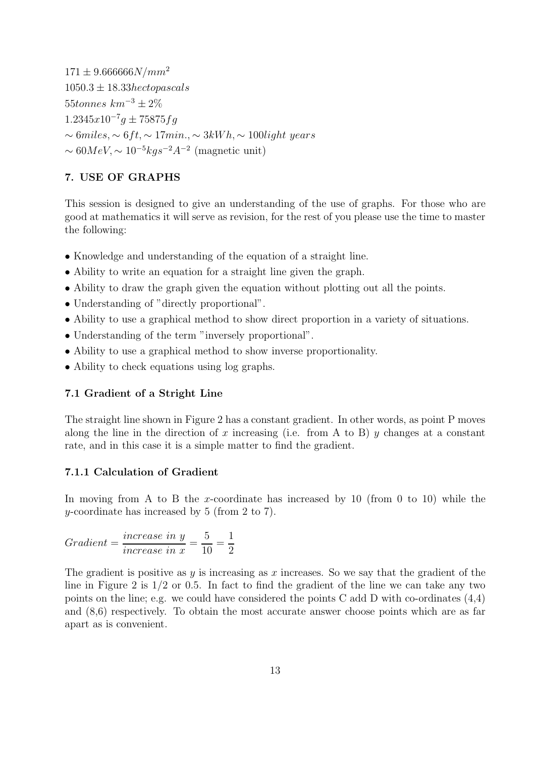$171 \pm 9.666666 N/mm^2$
$1050.3 \pm 18.33 hectopascals$
$55 tonnes\ km^{-3} \pm 2\%$
$1.2345x10^{-7} g \pm 75875 fg$
$\sim 6 miles, \sim 6 ft, \sim 17 min., \sim 3 kWh, \sim 100 light\ years$
$\sim 60 MeV, \sim 10^{-5} kgs^{-2}A^{-2}$ (magnetic unit)

## 7. USE OF GRAPHS

This session is designed to give an understanding of the use of graphs. For those who are good at mathematics it will serve as revision, for the rest of you please use the time to master the following:

- Knowledge and understanding of the equation of a straight line.
- Ability to write an equation for a straight line given the graph.
- Ability to draw the graph given the equation without plotting out all the points.
- Understanding of "directly proportional".
- Ability to use a graphical method to show direct proportion in a variety of situations.
- Understanding of the term "inversely proportional".
- Ability to use a graphical method to show inverse proportionality.
- Ability to check equations using log graphs.

### 7.1 Gradient of a Stright Line

The straight line shown in Figure 2 has a constant gradient. In other words, as point P moves along the line in the direction of $x$ increasing (i.e. from A to B) $y$ changes at a constant rate, and in this case it is a simple matter to find the gradient.

#### 7.1.1 Calculation of Gradient

In moving from A to B the $x$-coordinate has increased by 10 (from 0 to 10) while the $y$-coordinate has increased by 5 (from 2 to 7).

$$Gradient = \frac{increase\ in\ y}{increase\ in\ x} = \frac{5}{10} = \frac{1}{2}$$

The gradient is positive as $y$ is increasing as $x$ increases. So we say that the gradient of the line in Figure 2 is 1/2 or 0.5. In fact to find the gradient of the line we can take any two points on the line; e.g. we could have considered the points C add D with co-ordinates (4,4) and (8,6) respectively. To obtain the most accurate answer choose points which are as far apart as is convenient.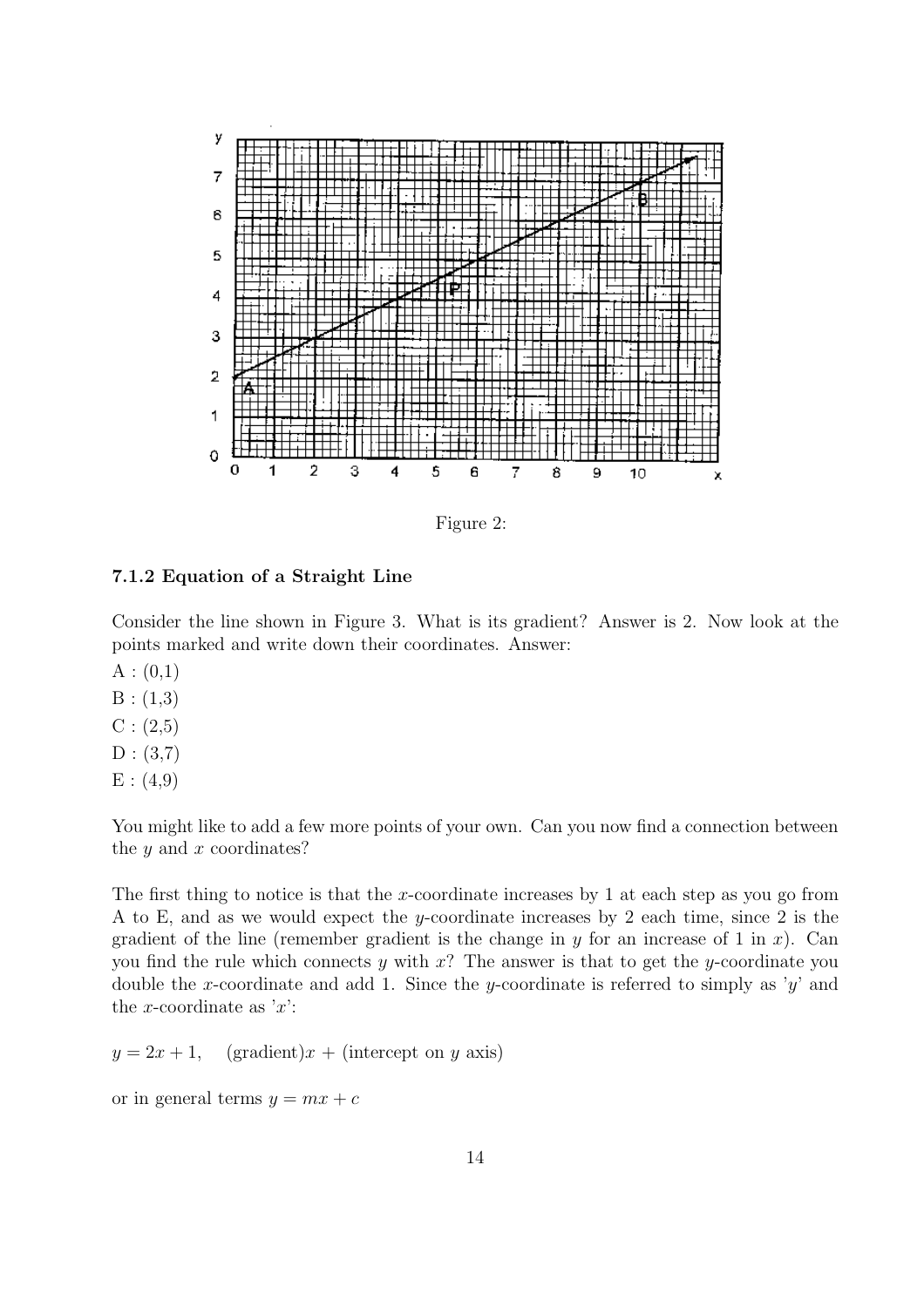Figure 2:

### 7.1.2 Equation of a Straight Line

Consider the line shown in Figure 3. What is its gradient? Answer is 2. Now look at the points marked and write down their coordinates. Answer:

A : (0,1)
B : (1,3)
C : (2,5)
D : (3,7)
E : (4,9)

You might like to add a few more points of your own. Can you now find a connection between the $y$ and $x$ coordinates?

The first thing to notice is that the $x$-coordinate increases by 1 at each step as you go from A to E, and as we would expect the $y$-coordinate increases by 2 each time, since 2 is the gradient of the line (remember gradient is the change in $y$ for an increase of 1 in $x$). Can you find the rule which connects $y$ with $x$? The answer is that to get the $y$-coordinate you double the $x$-coordinate and add 1. Since the $y$-coordinate is referred to simply as '$y$' and the $x$-coordinate as '$x$':

$y = 2x + 1$, $\quad$ (gradient)$x$ + (intercept on $y$ axis)

or in general terms $y = mx + c$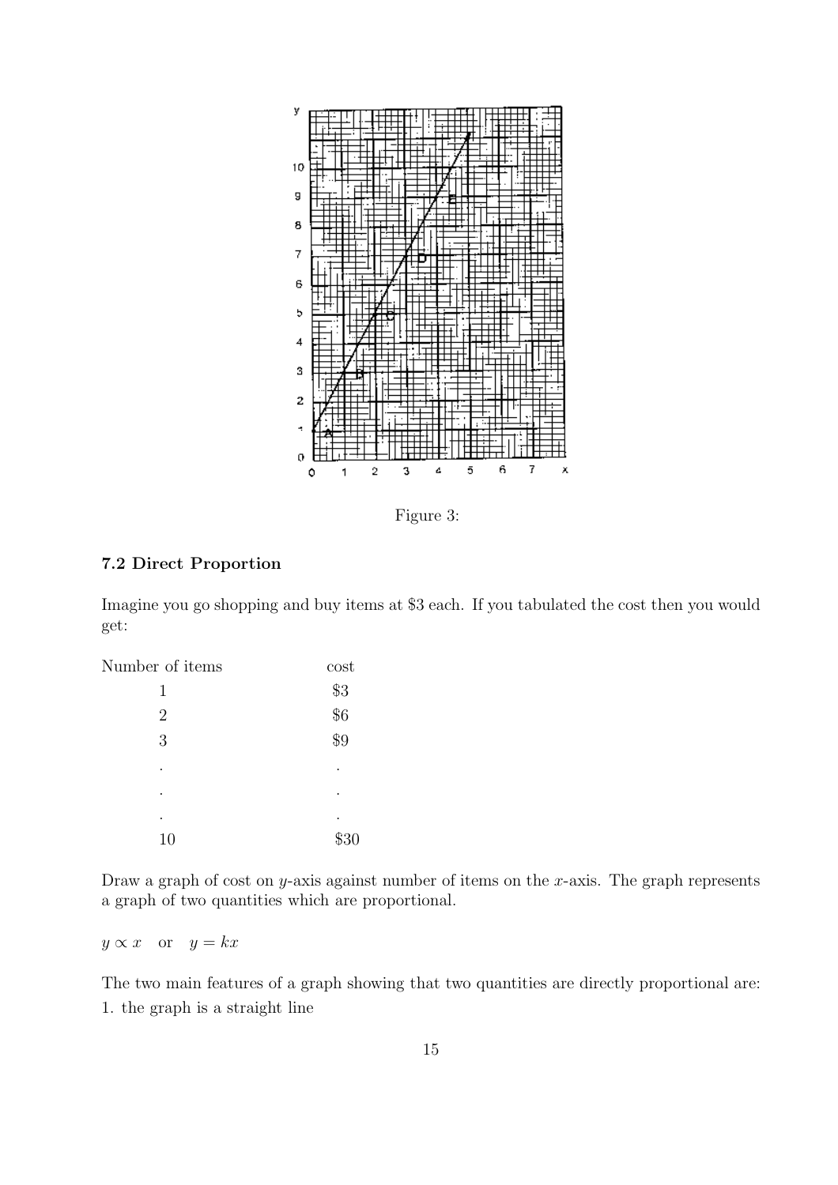Figure 3:

### 7.2 Direct Proportion

Imagine you go shopping and buy items at \$3 each. If you tabulated the cost then you would get:

| Number of items | cost |
|---|---|
| 1 | \$3 |
| 2 | \$6 |
| 3 | \$9 |
| . | . |
| . | . |
| . | . |
| 10 | \$30 |

Draw a graph of cost on $y$-axis against number of items on the $x$-axis. The graph represents a graph of two quantities which are proportional.

$y \propto x$ or $y = kx$

The two main features of a graph showing that two quantities are directly proportional are:

1. the graph is a straight line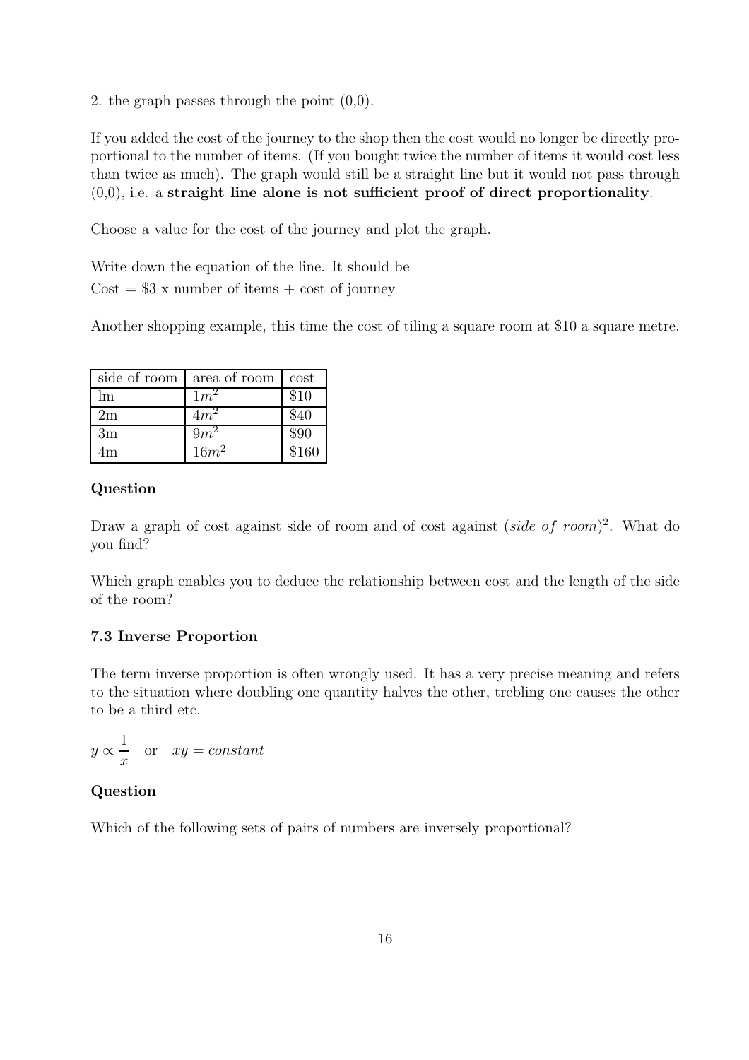2. the graph passes through the point (0,0).

If you added the cost of the journey to the shop then the cost would no longer be directly proportional to the number of items. (If you bought twice the number of items it would cost less than twice as much). The graph would still be a straight line but it would not pass through (0,0), i.e. a **straight line alone is not sufficient proof of direct proportionality**.

Choose a value for the cost of the journey and plot the graph.

Write down the equation of the line. It should be
Cost = $3 x number of items + cost of journey

Another shopping example, this time the cost of tiling a square room at $10 a square metre.

| side of room | area of room | cost |
|---|---|---|
| lm | $1m^2$ | $10 |
| 2m | $4m^2$ | $40 |
| 3m | $9m^2$ | $90 |
| 4m | $16m^2$ | $160 |

**Question**

Draw a graph of cost against side of room and of cost against $(side\ of\ room)^2$. What do you find?

Which graph enables you to deduce the relationship between cost and the length of the side of the room?

**7.3 Inverse Proportion**

The term inverse proportion is often wrongly used. It has a very precise meaning and refers to the situation where doubling one quantity halves the other, trebling one causes the other to be a third etc.

$y \propto \dfrac{1}{x}$ or $xy = constant$

**Question**

Which of the following sets of pairs of numbers are inversely proportional?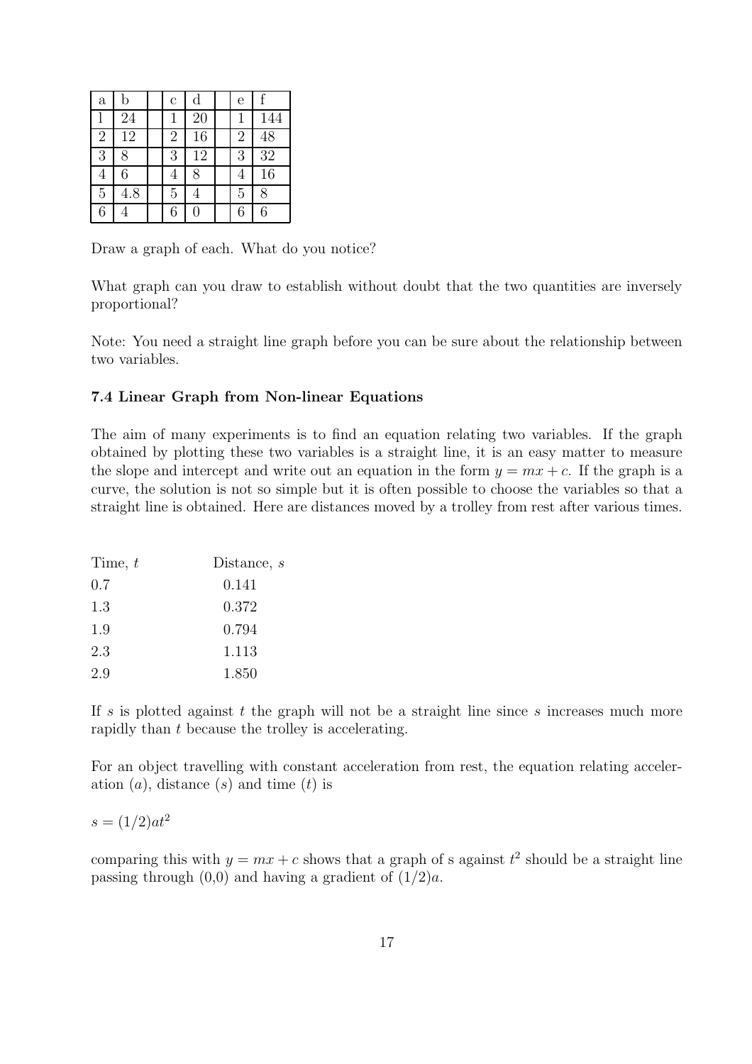| a | b | | c | d | | e | f |
|---|---|---|---|---|---|---|---|
| l | 24 | | 1 | 20 | | 1 | 144 |
| 2 | 12 | | 2 | 16 | | 2 | 48 |
| 3 | 8 | | 3 | 12 | | 3 | 32 |
| 4 | 6 | | 4 | 8 | | 4 | 16 |
| 5 | 4.8 | | 5 | 4 | | 5 | 8 |
| 6 | 4 | | 6 | 0 | | 6 | 6 |

Draw a graph of each. What do you notice?

What graph can you draw to establish without doubt that the two quantities are inversely proportional?

Note: You need a straight line graph before you can be sure about the relationship between two variables.

### 7.4 Linear Graph from Non-linear Equations

The aim of many experiments is to find an equation relating two variables. If the graph obtained by plotting these two variables is a straight line, it is an easy matter to measure the slope and intercept and write out an equation in the form $y = mx + c$. If the graph is a curve, the solution is not so simple but it is often possible to choose the variables so that a straight line is obtained. Here are distances moved by a trolley from rest after various times.

| Time, $t$ | Distance, $s$ |
|---|---|
| 0.7 | 0.141 |
| 1.3 | 0.372 |
| 1.9 | 0.794 |
| 2.3 | 1.113 |
| 2.9 | 1.850 |

If $s$ is plotted against $t$ the graph will not be a straight line since $s$ increases much more rapidly than $t$ because the trolley is accelerating.

For an object travelling with constant acceleration from rest, the equation relating acceleration ($a$), distance ($s$) and time ($t$) is

$s = (1/2)at^2$

comparing this with $y = mx + c$ shows that a graph of s against $t^2$ should be a straight line passing through (0,0) and having a gradient of $(1/2)a$.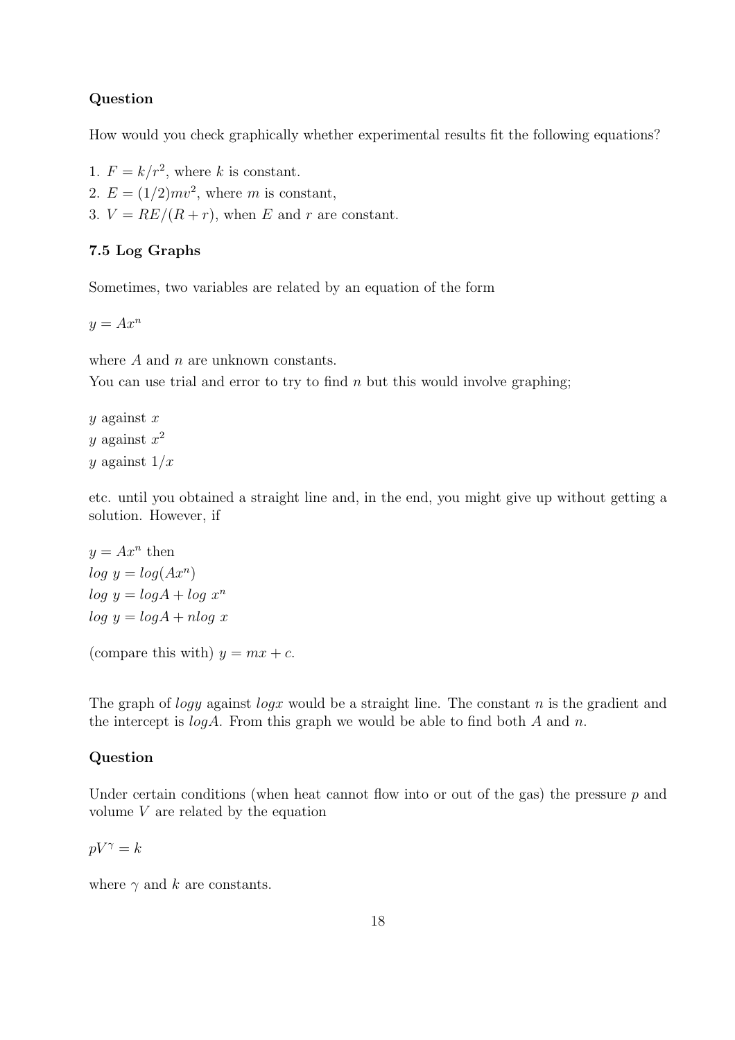**Question**

How would you check graphically whether experimental results fit the following equations?

1. $F = k/r^2$, where $k$ is constant.
2. $E = (1/2)mv^2$, where $m$ is constant,
3. $V = RE/(R + r)$, when $E$ and $r$ are constant.

### 7.5 Log Graphs

Sometimes, two variables are related by an equation of the form

$y = Ax^n$

where $A$ and $n$ are unknown constants.
You can use trial and error to try to find $n$ but this would involve graphing;

$y$ against $x$
$y$ against $x^2$
$y$ against $1/x$

etc. until you obtained a straight line and, in the end, you might give up without getting a solution. However, if

$y = Ax^n$ then
$log\ y = log(Ax^n)$
$log\ y = logA + log\ x^n$
$log\ y = logA + nlog\ x$

(compare this with) $y = mx + c$.

The graph of $logy$ against $logx$ would be a straight line. The constant $n$ is the gradient and the intercept is $logA$. From this graph we would be able to find both $A$ and $n$.

**Question**

Under certain conditions (when heat cannot flow into or out of the gas) the pressure $p$ and volume $V$ are related by the equation

$pV^\gamma = k$

where $\gamma$ and $k$ are constants.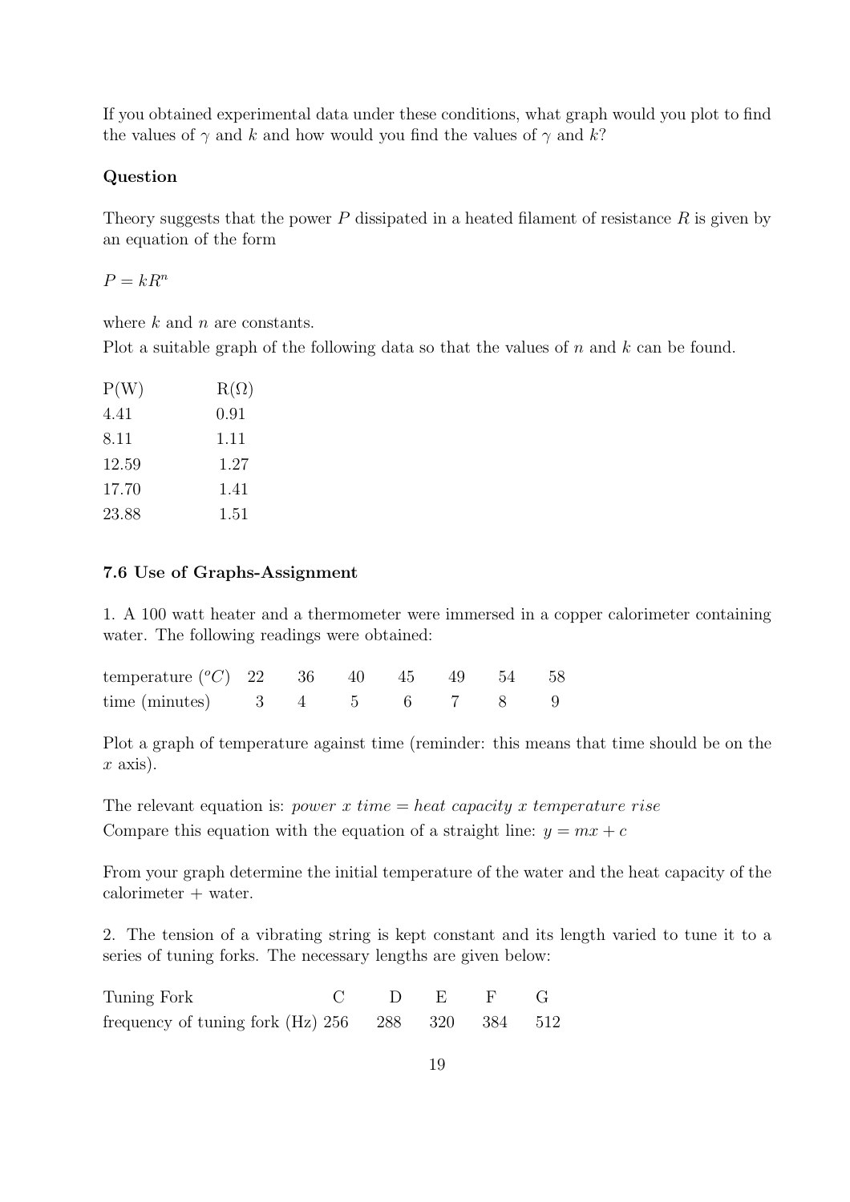If you obtained experimental data under these conditions, what graph would you plot to find the values of $\gamma$ and $k$ and how would you find the values of $\gamma$ and $k$?

**Question**

Theory suggests that the power $P$ dissipated in a heated filament of resistance $R$ is given by an equation of the form

$P = kR^n$

where $k$ and $n$ are constants.

Plot a suitable graph of the following data so that the values of $n$ and $k$ can be found.

| P(W) | R($\Omega$) |
|---|---|
| 4.41 | 0.91 |
| 8.11 | 1.11 |
| 12.59 | 1.27 |
| 17.70 | 1.41 |
| 23.88 | 1.51 |

### 7.6 Use of Graphs-Assignment

1. A 100 watt heater and a thermometer were immersed in a copper calorimeter containing water. The following readings were obtained:

| temperature ($^oC$) | 22 | 36 | 40 | 45 | 49 | 54 | 58 |
|---|---|---|---|---|---|---|---|
| time (minutes) | 3 | 4 | 5 | 6 | 7 | 8 | 9 |

Plot a graph of temperature against time (reminder: this means that time should be on the $x$ axis).

The relevant equation is: *power x time = heat capacity x temperature rise*
Compare this equation with the equation of a straight line: $y = mx + c$

From your graph determine the initial temperature of the water and the heat capacity of the calorimeter + water.

2. The tension of a vibrating string is kept constant and its length varied to tune it to a series of tuning forks. The necessary lengths are given below:

| Tuning Fork | C | D | E | F | G |
|---|---|---|---|---|---|
| frequency of tuning fork (Hz) | 256 | 288 | 320 | 384 | 512 |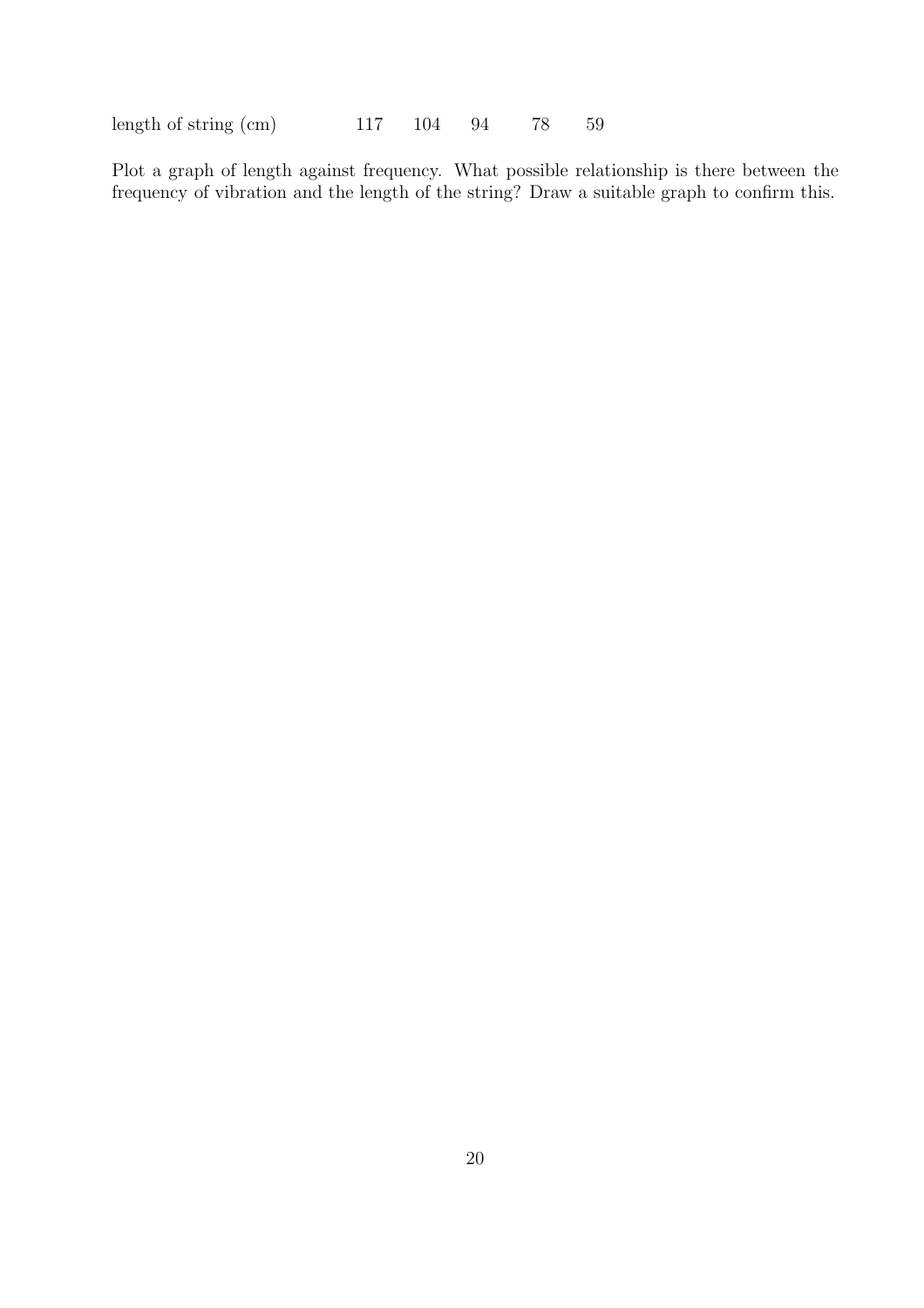| length of string (cm) | 117 | 104 | 94 | 78 | 59 |
|---|---|---|---|---|---|

Plot a graph of length against frequency. What possible relationship is there between the frequency of vibration and the length of the string? Draw a suitable graph to confirm this.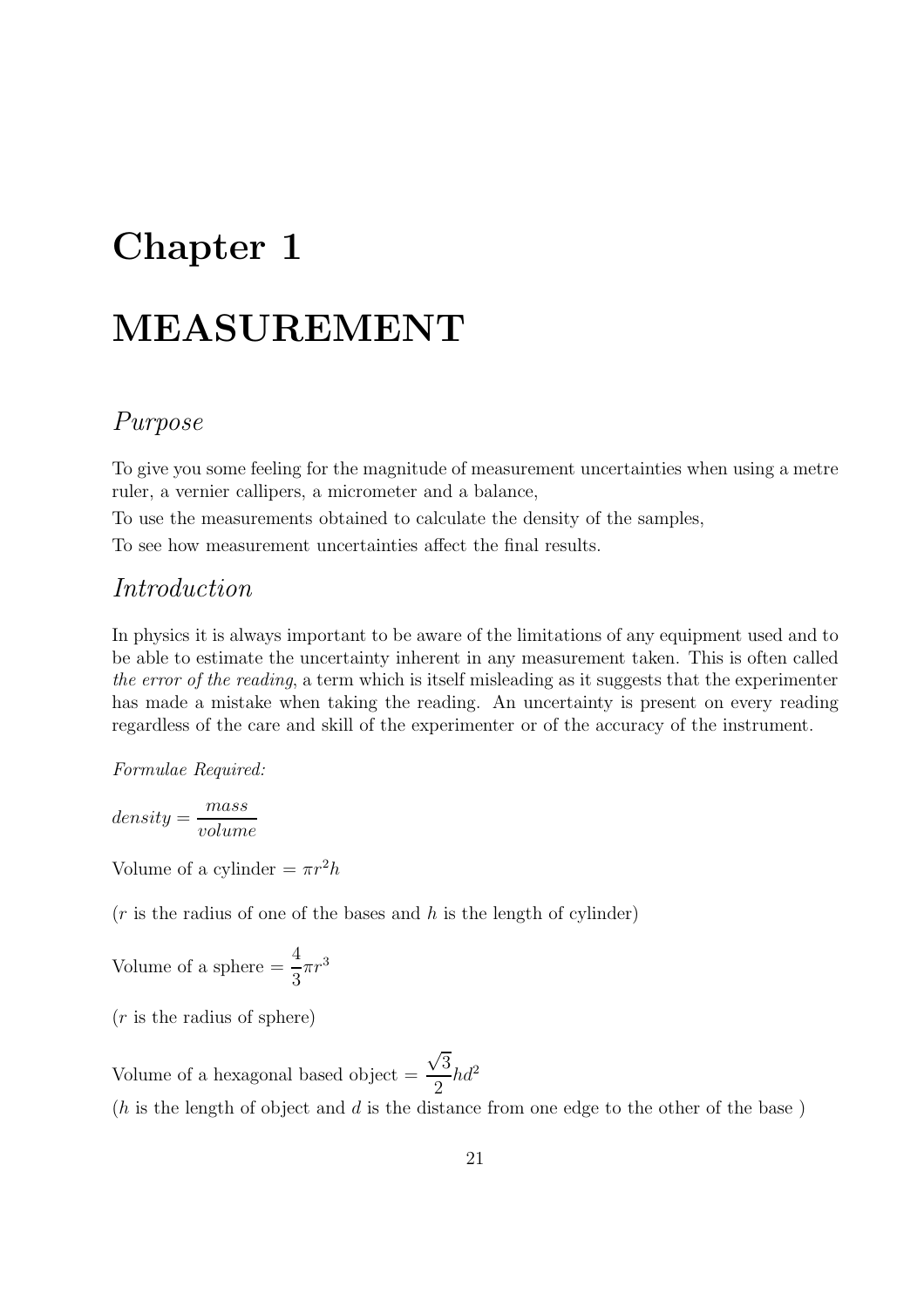# Chapter 1

# MEASUREMENT

## *Purpose*

To give you some feeling for the magnitude of measurement uncertainties when using a metre ruler, a vernier callipers, a micrometer and a balance,

To use the measurements obtained to calculate the density of the samples,

To see how measurement uncertainties affect the final results.

## *Introduction*

In physics it is always important to be aware of the limitations of any equipment used and to be able to estimate the uncertainty inherent in any measurement taken. This is often called *the error of the reading*, a term which is itself misleading as it suggests that the experimenter has made a mistake when taking the reading. An uncertainty is present on every reading regardless of the care and skill of the experimenter or of the accuracy of the instrument.

*Formulae Required:*

$$density = \frac{mass}{volume}$$

Volume of a cylinder $= \pi r^2 h$

($r$ is the radius of one of the bases and $h$ is the length of cylinder)

Volume of a sphere $= \dfrac{4}{3}\pi r^3$

($r$ is the radius of sphere)

Volume of a hexagonal based object $= \dfrac{\sqrt{3}}{2} h d^2$

($h$ is the length of object and $d$ is the distance from one edge to the other of the base )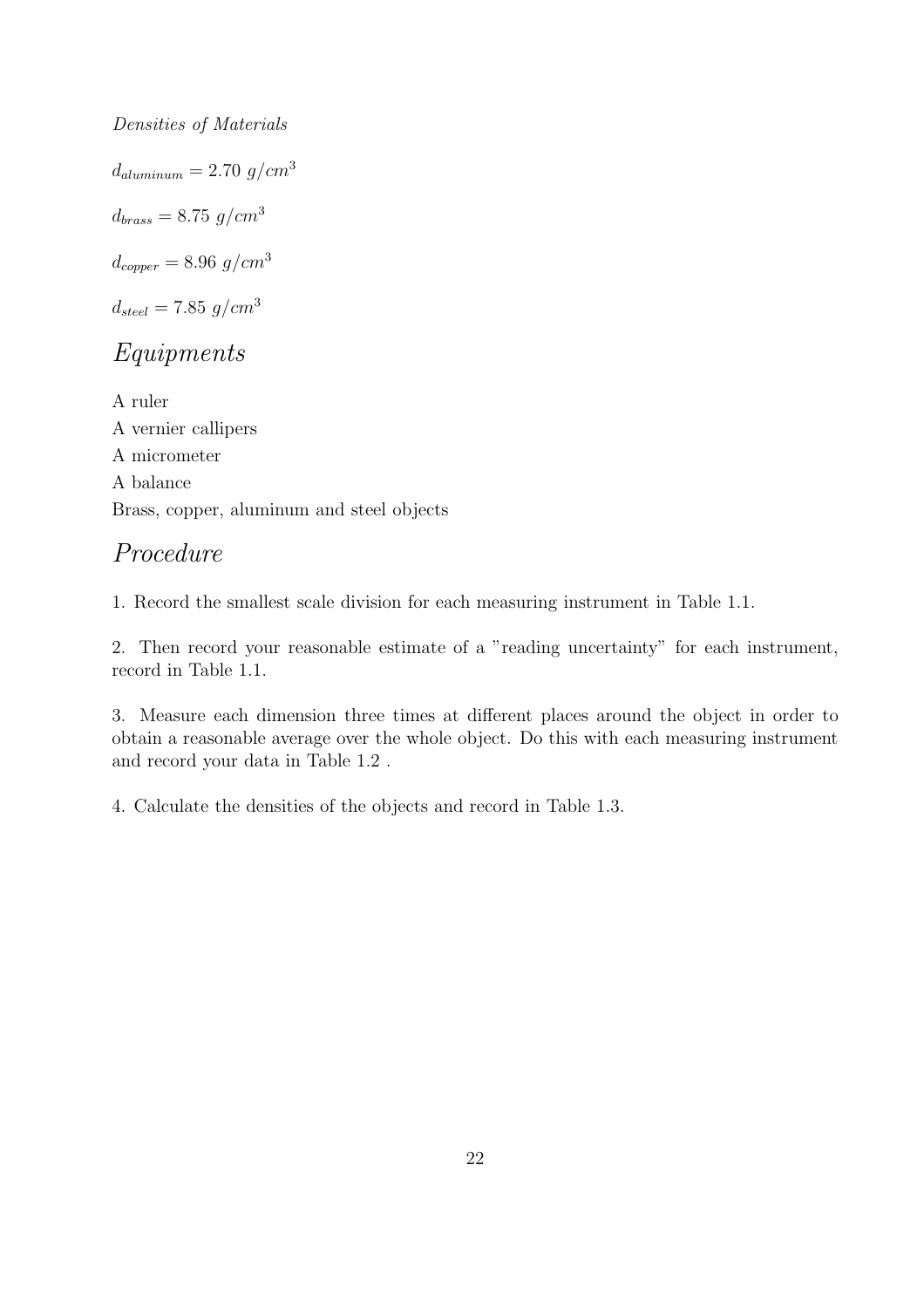*Densities of Materials*

$d_{aluminum} = 2.70\ g/cm^3$

$d_{brass} = 8.75\ g/cm^3$

$d_{copper} = 8.96\ g/cm^3$

$d_{steel} = 7.85\ g/cm^3$

## *Equipments*

A ruler
A vernier callipers
A micrometer
A balance
Brass, copper, aluminum and steel objects

## *Procedure*

1. Record the smallest scale division for each measuring instrument in Table 1.1.

2. Then record your reasonable estimate of a "reading uncertainty" for each instrument, record in Table 1.1.

3. Measure each dimension three times at different places around the object in order to obtain a reasonable average over the whole object. Do this with each measuring instrument and record your data in Table 1.2 .

4. Calculate the densities of the objects and record in Table 1.3.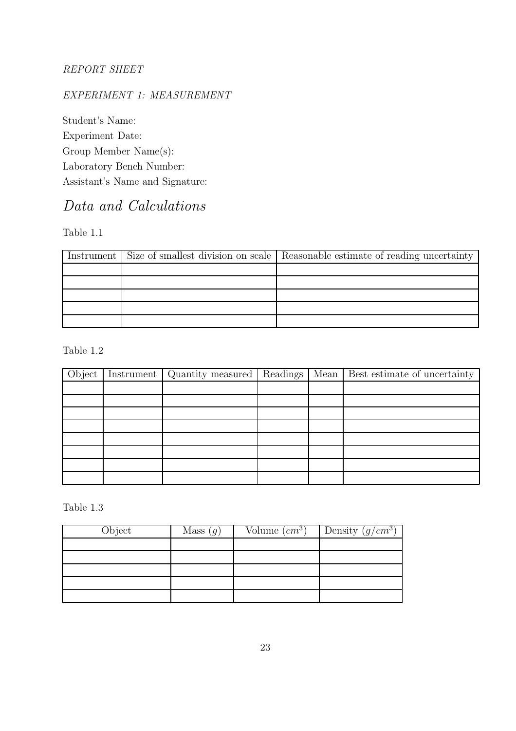*REPORT SHEET*

*EXPERIMENT 1: MEASUREMENT*

Student's Name:
Experiment Date:
Group Member Name(s):
Laboratory Bench Number:
Assistant's Name and Signature:

# *Data and Calculations*

Table 1.1

| Instrument | Size of smallest division on scale | Reasonable estimate of reading uncertainty |
|---|---|---|
| | | |
| | | |
| | | |
| | | |
| | | |

Table 1.2

| Object | Instrument | Quantity measured | Readings | Mean | Best estimate of uncertainty |
|---|---|---|---|---|---|
| | | | | | |
| | | | | | |
| | | | | | |
| | | | | | |
| | | | | | |
| | | | | | |
| | | | | | |
| | | | | | |

Table 1.3

| Object | Mass ($g$) | Volume ($cm^3$) | Density ($g/cm^3$) |
|---|---|---|---|
| | | | |
| | | | |
| | | | |
| | | | |
| | | | |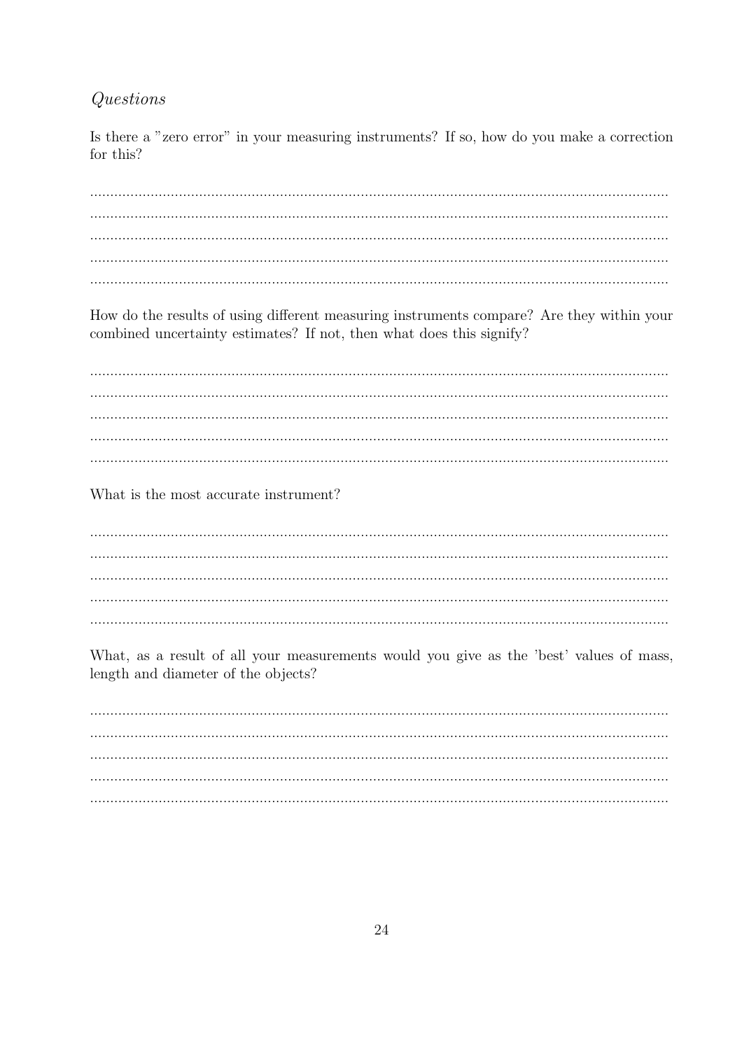*Questions*

Is there a "zero error" in your measuring instruments? If so, how do you make a correction for this?

..............................................................................................................................................
..............................................................................................................................................
..............................................................................................................................................
..............................................................................................................................................
..............................................................................................................................................

How do the results of using different measuring instruments compare? Are they within your combined uncertainty estimates? If not, then what does this signify?

..............................................................................................................................................
..............................................................................................................................................
..............................................................................................................................................
..............................................................................................................................................
..............................................................................................................................................

What is the most accurate instrument?

..............................................................................................................................................
..............................................................................................................................................
..............................................................................................................................................
..............................................................................................................................................
..............................................................................................................................................

What, as a result of all your measurements would you give as the 'best' values of mass, length and diameter of the objects?

..............................................................................................................................................
..............................................................................................................................................
..............................................................................................................................................
..............................................................................................................................................
..............................................................................................................................................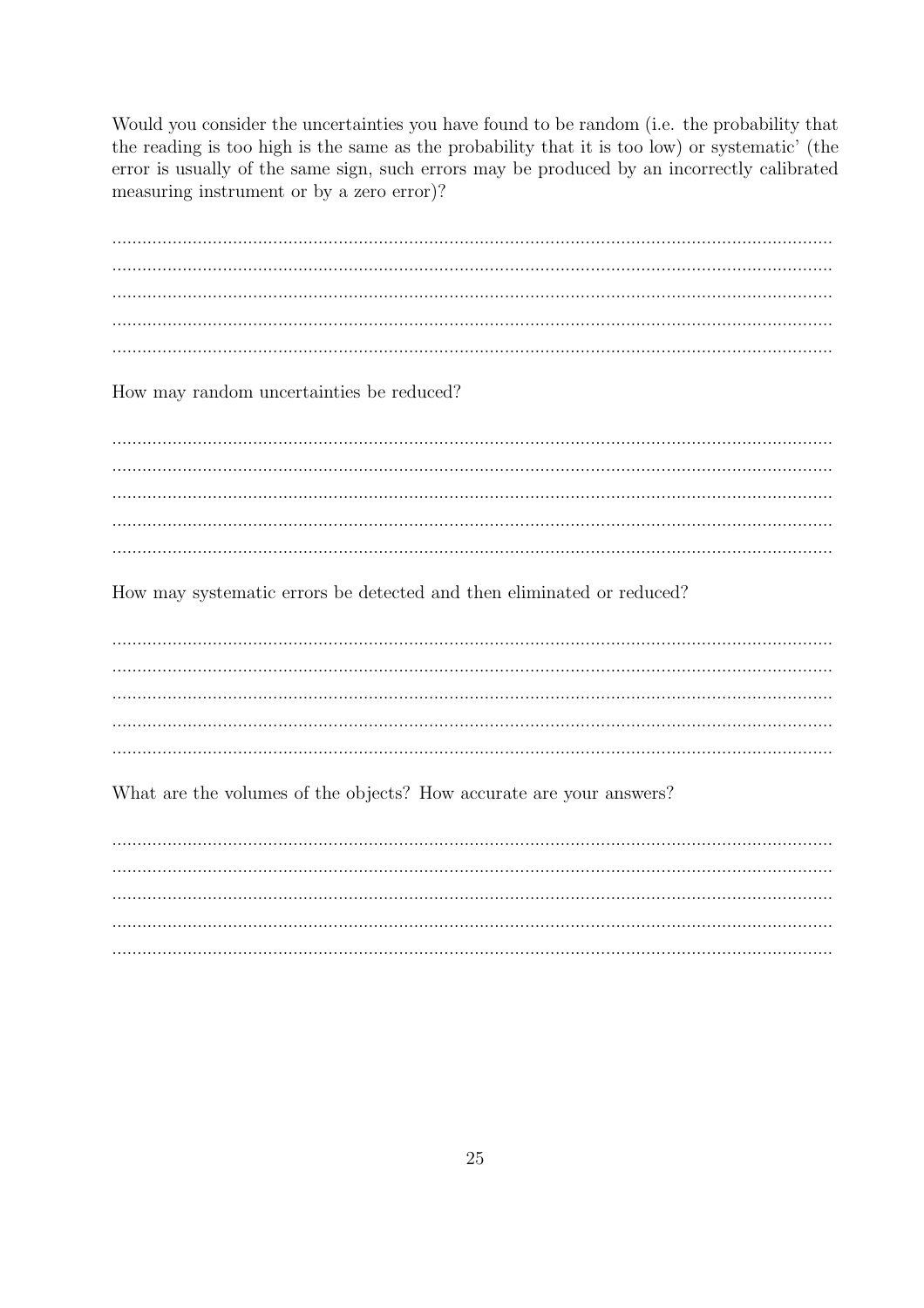Would you consider the uncertainties you have found to be random (i.e. the probability that the reading is too high is the same as the probability that it is too low) or systematic' (the error is usually of the same sign, such errors may be produced by an incorrectly calibrated measuring instrument or by a zero error)?

..............................................................................................................................................
..............................................................................................................................................
..............................................................................................................................................
..............................................................................................................................................
..............................................................................................................................................

How may random uncertainties be reduced?

..............................................................................................................................................
..............................................................................................................................................
..............................................................................................................................................
..............................................................................................................................................
..............................................................................................................................................

How may systematic errors be detected and then eliminated or reduced?

..............................................................................................................................................
..............................................................................................................................................
..............................................................................................................................................
..............................................................................................................................................
..............................................................................................................................................

What are the volumes of the objects? How accurate are your answers?

..............................................................................................................................................
..............................................................................................................................................
..............................................................................................................................................
..............................................................................................................................................
..............................................................................................................................................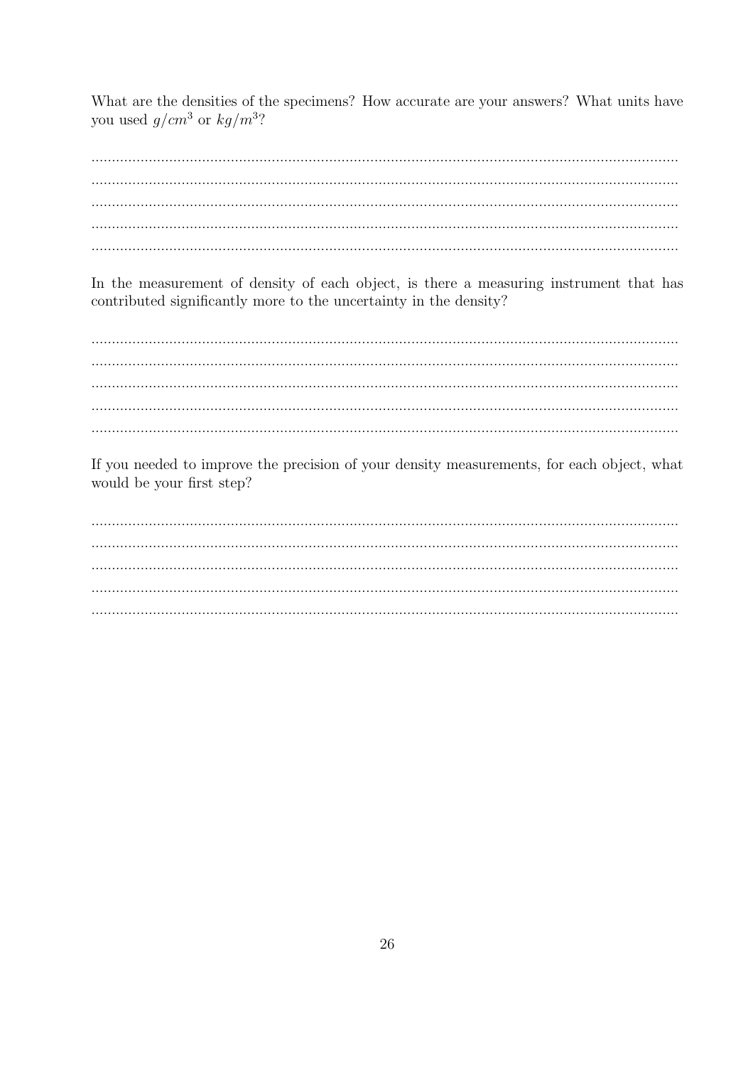What are the densities of the specimens? How accurate are your answers? What units have you used $g/cm^3$ or $kg/m^3$?

..............................................................................................................................................
..............................................................................................................................................
..............................................................................................................................................
..............................................................................................................................................
..............................................................................................................................................

In the measurement of density of each object, is there a measuring instrument that has contributed significantly more to the uncertainty in the density?

..............................................................................................................................................
..............................................................................................................................................
..............................................................................................................................................
..............................................................................................................................................
..............................................................................................................................................

If you needed to improve the precision of your density measurements, for each object, what would be your first step?

..............................................................................................................................................
..............................................................................................................................................
..............................................................................................................................................
..............................................................................................................................................
..............................................................................................................................................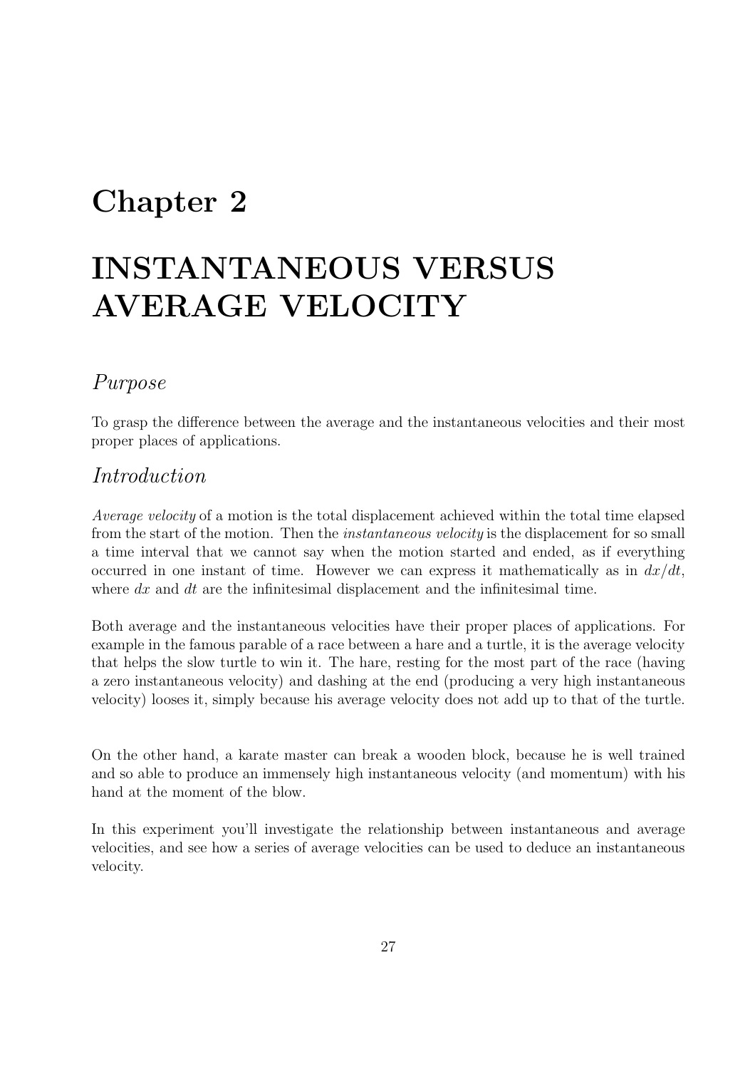// Chapter 2

# INSTANTANEOUS VERSUS AVERAGE VELOCITY

## *Purpose*

To grasp the difference between the average and the instantaneous velocities and their most proper places of applications.

## *Introduction*

*Average velocity* of a motion is the total displacement achieved within the total time elapsed from the start of the motion. Then the *instantaneous velocity* is the displacement for so small a time interval that we cannot say when the motion started and ended, as if everything occurred in one instant of time. However we can express it mathematically as in $dx/dt$, where $dx$ and $dt$ are the infinitesimal displacement and the infinitesimal time.

Both average and the instantaneous velocities have their proper places of applications. For example in the famous parable of a race between a hare and a turtle, it is the average velocity that helps the slow turtle to win it. The hare, resting for the most part of the race (having a zero instantaneous velocity) and dashing at the end (producing a very high instantaneous velocity) looses it, simply because his average velocity does not add up to that of the turtle.

On the other hand, a karate master can break a wooden block, because he is well trained and so able to produce an immensely high instantaneous velocity (and momentum) with his hand at the moment of the blow.

In this experiment you'll investigate the relationship between instantaneous and average velocities, and see how a series of average velocities can be used to deduce an instantaneous velocity.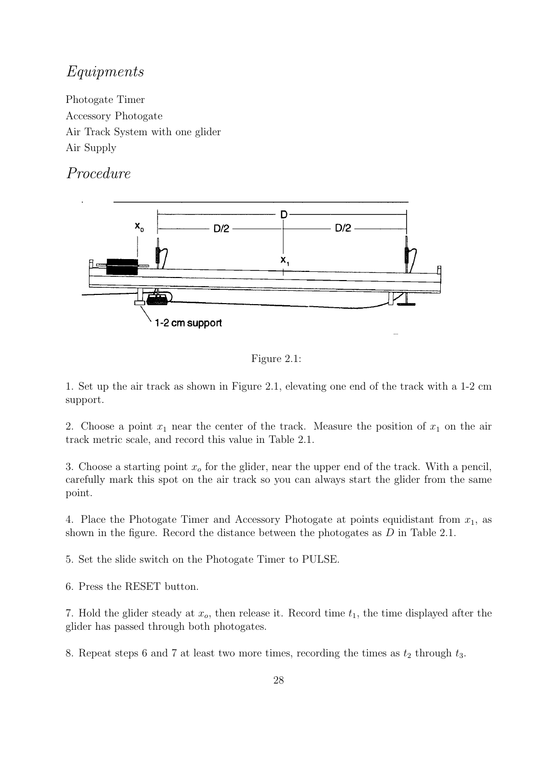## *Equipments*

Photogate Timer
Accessory Photogate
Air Track System with one glider
Air Supply

## *Procedure*

Figure 2.1:

1. Set up the air track as shown in Figure 2.1, elevating one end of the track with a 1-2 cm support.

2. Choose a point $x_1$ near the center of the track. Measure the position of $x_1$ on the air track metric scale, and record this value in Table 2.1.

3. Choose a starting point $x_o$ for the glider, near the upper end of the track. With a pencil, carefully mark this spot on the air track so you can always start the glider from the same point.

4. Place the Photogate Timer and Accessory Photogate at points equidistant from $x_1$, as shown in the figure. Record the distance between the photogates as $D$ in Table 2.1.

5. Set the slide switch on the Photogate Timer to PULSE.

6. Press the RESET button.

7. Hold the glider steady at $x_o$, then release it. Record time $t_1$, the time displayed after the glider has passed through both photogates.

8. Repeat steps 6 and 7 at least two more times, recording the times as $t_2$ through $t_3$.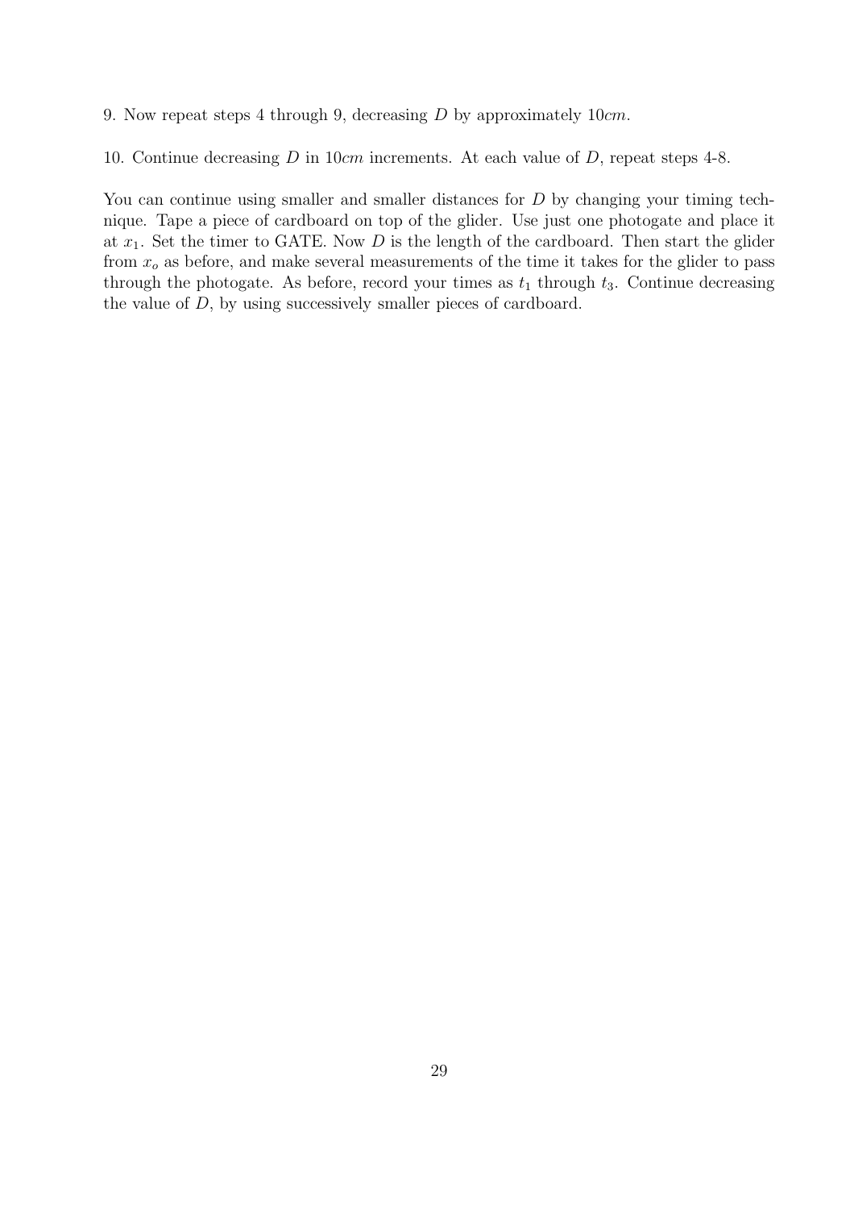9. Now repeat steps 4 through 9, decreasing $D$ by approximately $10cm$.

10. Continue decreasing $D$ in $10cm$ increments. At each value of $D$, repeat steps 4-8.

You can continue using smaller and smaller distances for $D$ by changing your timing technique. Tape a piece of cardboard on top of the glider. Use just one photogate and place it at $x_1$. Set the timer to GATE. Now $D$ is the length of the cardboard. Then start the glider from $x_o$ as before, and make several measurements of the time it takes for the glider to pass through the photogate. As before, record your times as $t_1$ through $t_3$. Continue decreasing the value of $D$, by using successively smaller pieces of cardboard.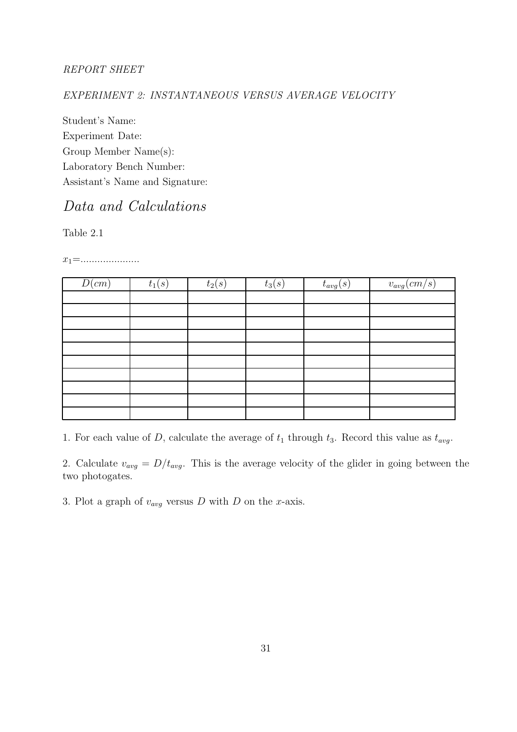*REPORT SHEET*

*EXPERIMENT 2: INSTANTANEOUS VERSUS AVERAGE VELOCITY*

Student's Name:
Experiment Date:
Group Member Name(s):
Laboratory Bench Number:
Assistant's Name and Signature:

# *Data and Calculations*

Table 2.1

$x_1$=.....................

| $D(cm)$ | $t_1(s)$ | $t_2(s)$ | $t_3(s)$ | $t_{avg}(s)$ | $v_{avg}(cm/s)$ |
|---|---|---|---|---|---|
| | | | | | |
| | | | | | |
| | | | | | |
| | | | | | |
| | | | | | |
| | | | | | |
| | | | | | |
| | | | | | |
| | | | | | |
| | | | | | |

1. For each value of $D$, calculate the average of $t_1$ through $t_3$. Record this value as $t_{avg}$.

2. Calculate $v_{avg} = D/t_{avg}$. This is the average velocity of the glider in going between the two photogates.

3. Plot a graph of $v_{avg}$ versus $D$ with $D$ on the $x$-axis.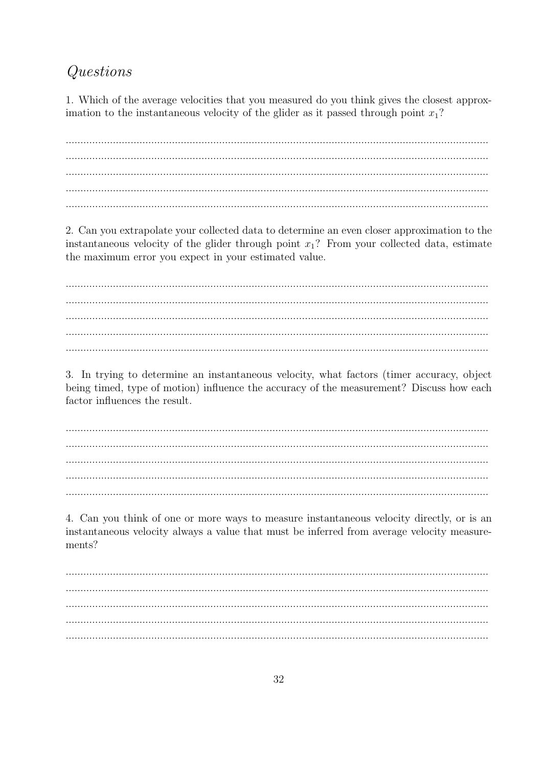## *Questions*

1. Which of the average velocities that you measured do you think gives the closest approximation to the instantaneous velocity of the glider as it passed through point $x_1$?

2. Can you extrapolate your collected data to determine an even closer approximation to the instantaneous velocity of the glider through point $x_1$? From your collected data, estimate the maximum error you expect in your estimated value.

3. In trying to determine an instantaneous velocity, what factors (timer accuracy, object being timed, type of motion) influence the accuracy of the measurement? Discuss how each factor influences the result.

4. Can you think of one or more ways to measure instantaneous velocity directly, or is an instantaneous velocity always a value that must be inferred from average velocity measurements?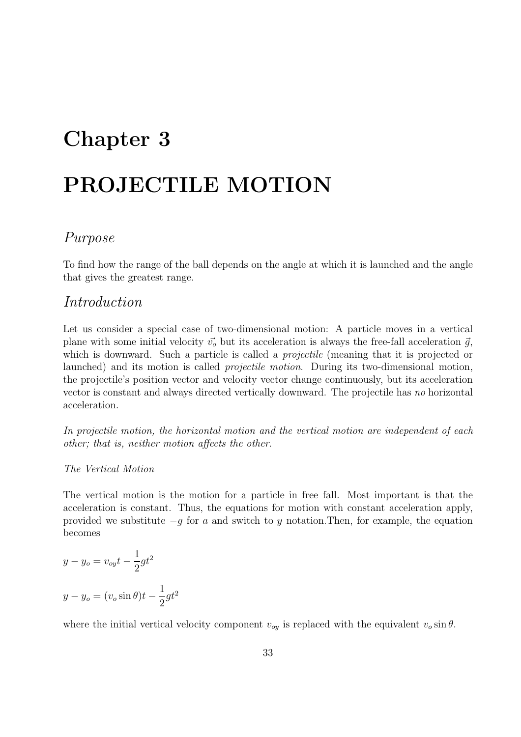# Chapter 3

# PROJECTILE MOTION

## *Purpose*

To find how the range of the ball depends on the angle at which it is launched and the angle that gives the greatest range.

## *Introduction*

Let us consider a special case of two-dimensional motion: A particle moves in a vertical plane with some initial velocity $\vec{v_o}$ but its acceleration is always the free-fall acceleration $\vec{g}$, which is downward. Such a particle is called a *projectile* (meaning that it is projected or launched) and its motion is called *projectile motion*. During its two-dimensional motion, the projectile's position vector and velocity vector change continuously, but its acceleration vector is constant and always directed vertically downward. The projectile has *no* horizontal acceleration.

*In projectile motion, the horizontal motion and the vertical motion are independent of each other; that is, neither motion affects the other.*

*The Vertical Motion*

The vertical motion is the motion for a particle in free fall. Most important is that the acceleration is constant. Thus, the equations for motion with constant acceleration apply, provided we substitute $-g$ for $a$ and switch to $y$ notation.Then, for example, the equation becomes

$$y - y_o = v_{oy}t - \frac{1}{2}gt^2$$

$$y - y_o = (v_o \sin\theta)t - \frac{1}{2}gt^2$$

where the initial vertical velocity component $v_{oy}$ is replaced with the equivalent $v_o \sin\theta$.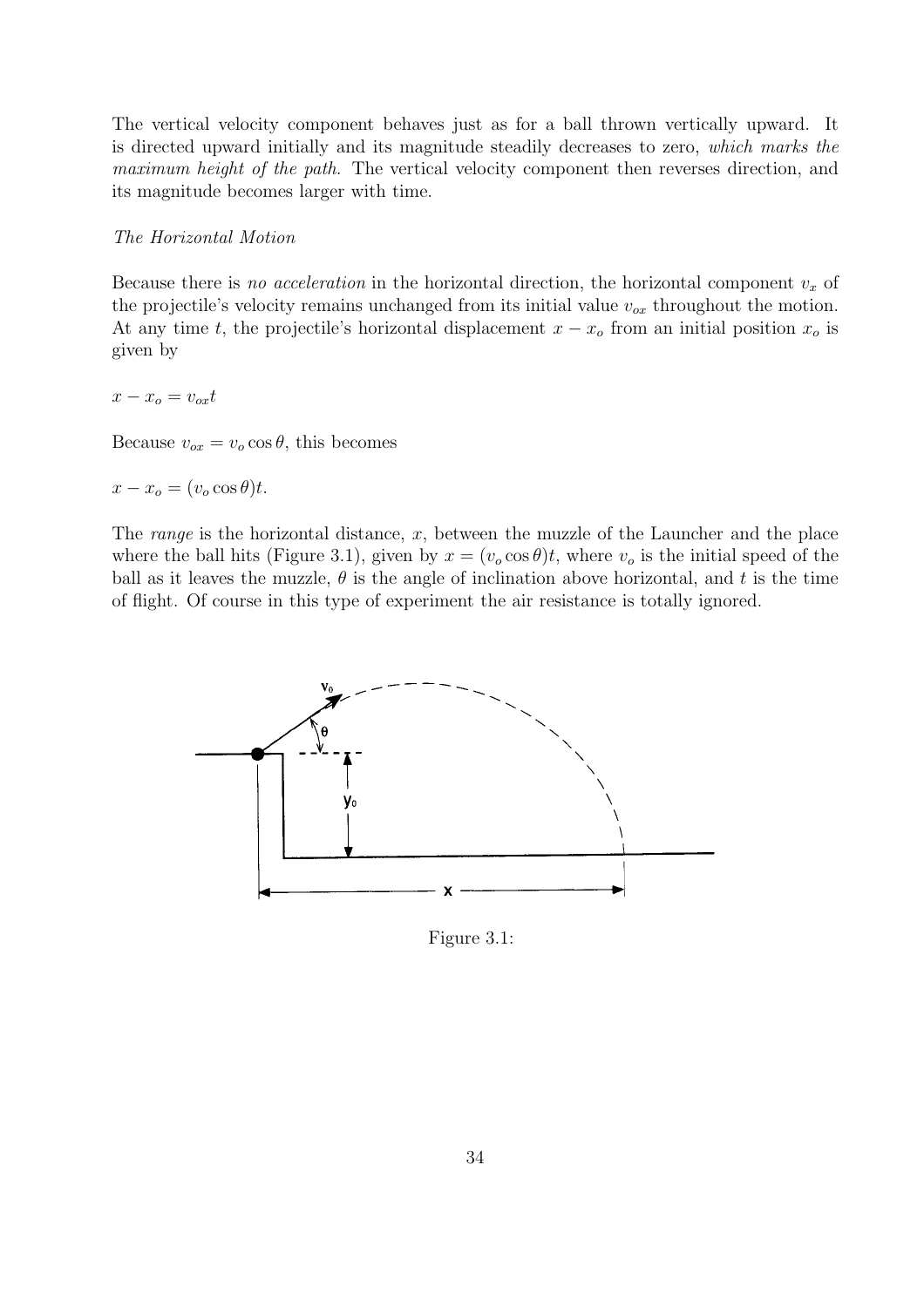The vertical velocity component behaves just as for a ball thrown vertically upward. It is directed upward initially and its magnitude steadily decreases to zero, *which marks the maximum height of the path.* The vertical velocity component then reverses direction, and its magnitude becomes larger with time.

*The Horizontal Motion*

Because there is *no acceleration* in the horizontal direction, the horizontal component $v_x$ of the projectile's velocity remains unchanged from its initial value $v_{ox}$ throughout the motion. At any time $t$, the projectile's horizontal displacement $x - x_o$ from an initial position $x_o$ is given by

$$x - x_o = v_{ox}t$$

Because $v_{ox} = v_o \cos\theta$, this becomes

$$x - x_o = (v_o \cos\theta)t.$$

The *range* is the horizontal distance, $x$, between the muzzle of the Launcher and the place where the ball hits (Figure 3.1), given by $x = (v_o \cos\theta)t$, where $v_o$ is the initial speed of the ball as it leaves the muzzle, $\theta$ is the angle of inclination above horizontal, and $t$ is the time of flight. Of course in this type of experiment the air resistance is totally ignored.

Figure 3.1: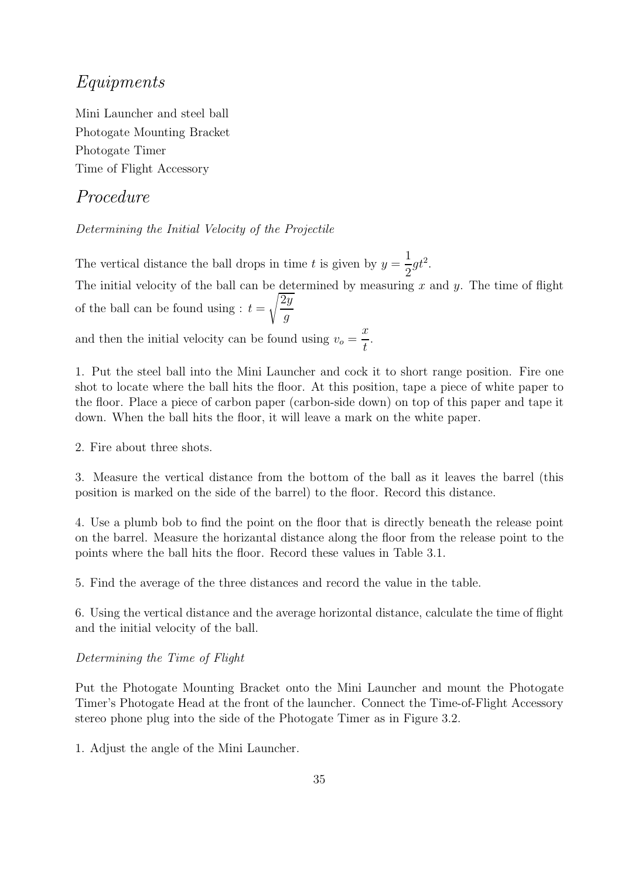## *Equipments*

Mini Launcher and steel ball
Photogate Mounting Bracket
Photogate Timer
Time of Flight Accessory

## *Procedure*

*Determining the Initial Velocity of the Projectile*

The vertical distance the ball drops in time $t$ is given by $y = \dfrac{1}{2}gt^2$.
The initial velocity of the ball can be determined by measuring $x$ and $y$. The time of flight of the ball can be found using : $t = \sqrt{\dfrac{2y}{g}}$
and then the initial velocity can be found using $v_o = \dfrac{x}{t}$.

1. Put the steel ball into the Mini Launcher and cock it to short range position. Fire one shot to locate where the ball hits the floor. At this position, tape a piece of white paper to the floor. Place a piece of carbon paper (carbon-side down) on top of this paper and tape it down. When the ball hits the floor, it will leave a mark on the white paper.

2. Fire about three shots.

3. Measure the vertical distance from the bottom of the ball as it leaves the barrel (this position is marked on the side of the barrel) to the floor. Record this distance.

4. Use a plumb bob to find the point on the floor that is directly beneath the release point on the barrel. Measure the horizantal distance along the floor from the release point to the points where the ball hits the floor. Record these values in Table 3.1.

5. Find the average of the three distances and record the value in the table.

6. Using the vertical distance and the average horizontal distance, calculate the time of flight and the initial velocity of the ball.

*Determining the Time of Flight*

Put the Photogate Mounting Bracket onto the Mini Launcher and mount the Photogate Timer's Photogate Head at the front of the launcher. Connect the Time-of-Flight Accessory stereo phone plug into the side of the Photogate Timer as in Figure 3.2.

1. Adjust the angle of the Mini Launcher.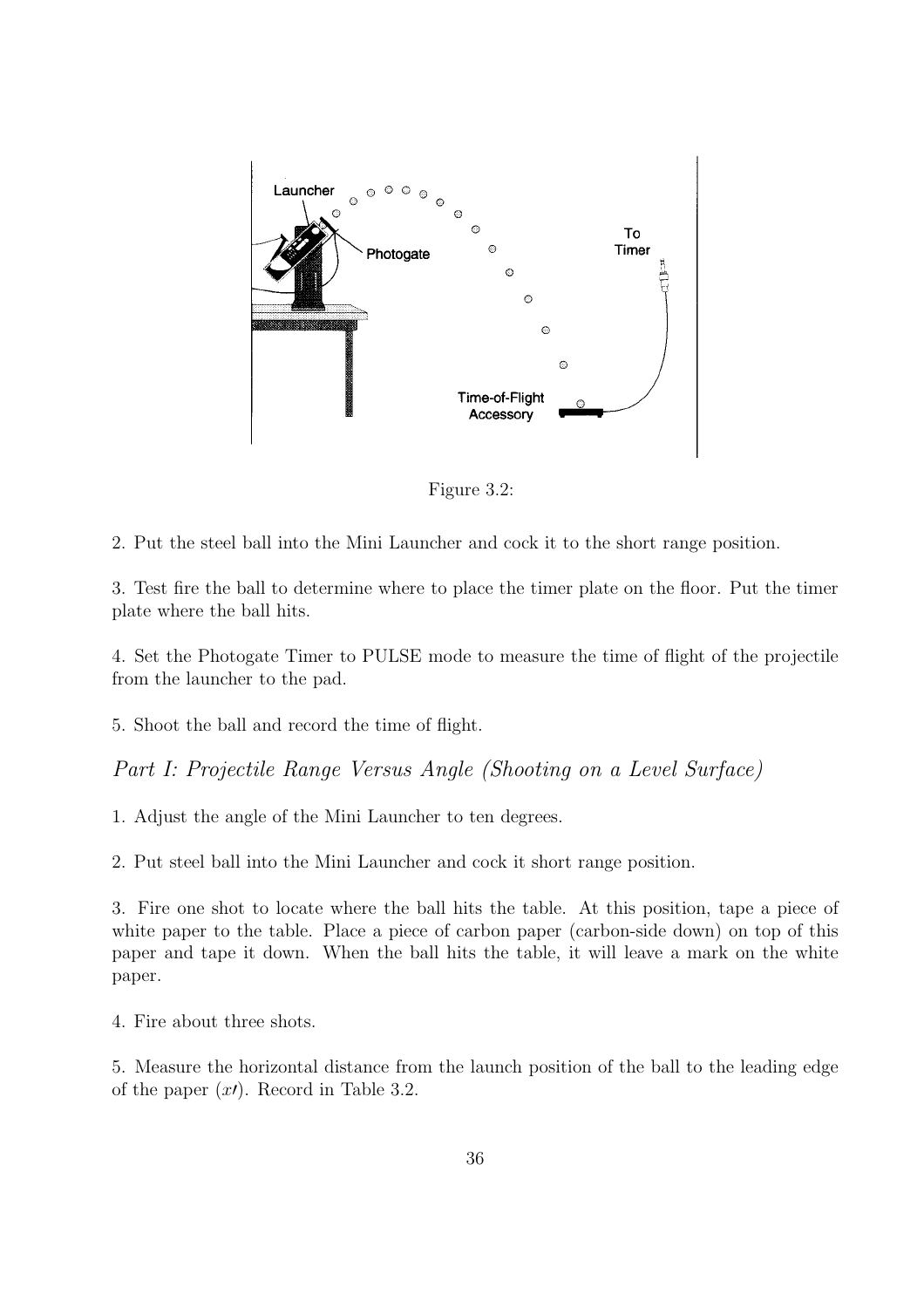Figure 3.2:

2. Put the steel ball into the Mini Launcher and cock it to the short range position.

3. Test fire the ball to determine where to place the timer plate on the floor. Put the timer plate where the ball hits.

4. Set the Photogate Timer to PULSE mode to measure the time of flight of the projectile from the launcher to the pad.

5. Shoot the ball and record the time of flight.

## *Part I: Projectile Range Versus Angle (Shooting on a Level Surface)*

1. Adjust the angle of the Mini Launcher to ten degrees.

2. Put steel ball into the Mini Launcher and cock it short range position.

3. Fire one shot to locate where the ball hits the table. At this position, tape a piece of white paper to the table. Place a piece of carbon paper (carbon-side down) on top of this paper and tape it down. When the ball hits the table, it will leave a mark on the white paper.

4. Fire about three shots.

5. Measure the horizontal distance from the launch position of the ball to the leading edge of the paper ($x'$). Record in Table 3.2.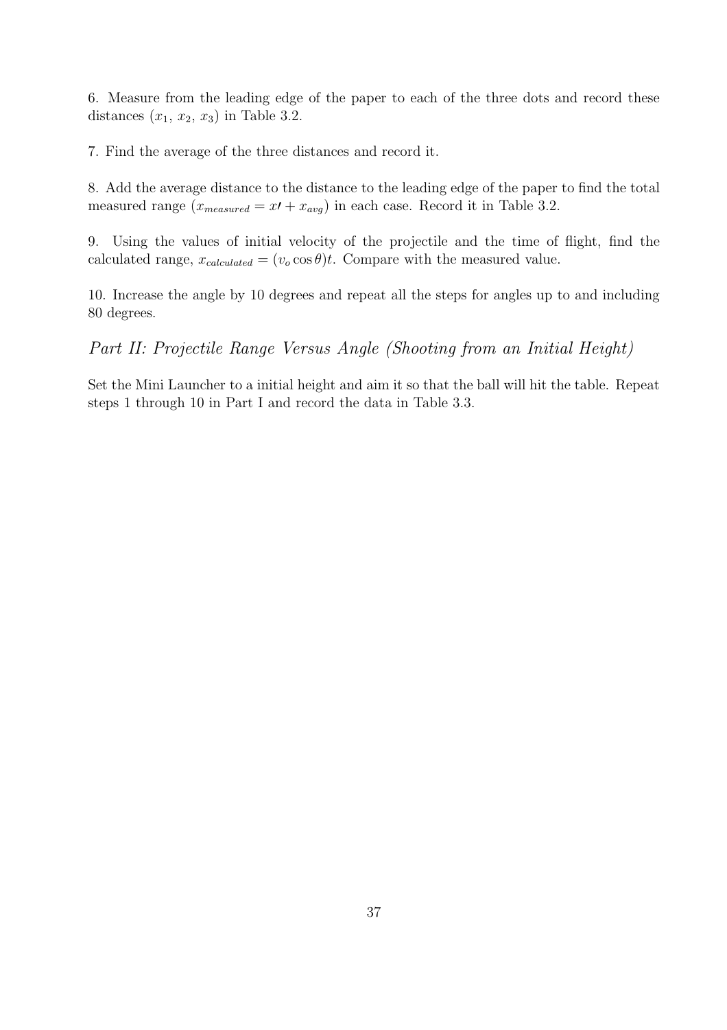6. Measure from the leading edge of the paper to each of the three dots and record these distances ($x_1$, $x_2$, $x_3$) in Table 3.2.

7. Find the average of the three distances and record it.

8. Add the average distance to the distance to the leading edge of the paper to find the total measured range ($x_{measured} = x\prime + x_{avg}$) in each case. Record it in Table 3.2.

9. Using the values of initial velocity of the projectile and the time of flight, find the calculated range, $x_{calculated} = (v_o \cos\theta)t$. Compare with the measured value.

10. Increase the angle by 10 degrees and repeat all the steps for angles up to and including 80 degrees.

### *Part II: Projectile Range Versus Angle (Shooting from an Initial Height)*

Set the Mini Launcher to a initial height and aim it so that the ball will hit the table. Repeat steps 1 through 10 in Part I and record the data in Table 3.3.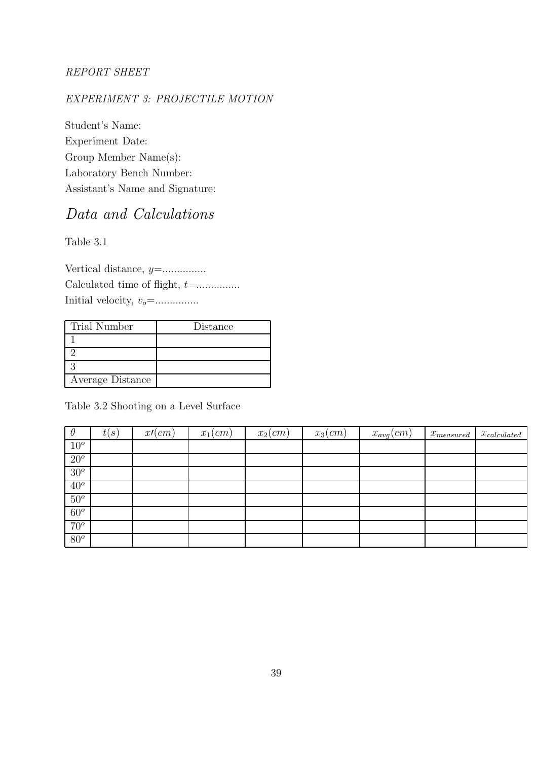*REPORT SHEET*

*EXPERIMENT 3: PROJECTILE MOTION*

Student's Name:
Experiment Date:
Group Member Name(s):
Laboratory Bench Number:
Assistant's Name and Signature:

# *Data and Calculations*

Table 3.1

Vertical distance, $y$=...............
Calculated time of flight, $t$=...............
Initial velocity, $v_o$=...............

| Trial Number | Distance |
|---|---|
| 1 | |
| 2 | |
| 3 | |
| Average Distance | |

Table 3.2 Shooting on a Level Surface

| $\theta$ | $t(s)$ | $x\prime(cm)$ | $x_1(cm)$ | $x_2(cm)$ | $x_3(cm)$ | $x_{avg}(cm)$ | $x_{measured}$ | $x_{calculated}$ |
|---|---|---|---|---|---|---|---|---|
| $10^o$ | | | | | | | | |
| $20^o$ | | | | | | | | |
| $30^o$ | | | | | | | | |
| $40^o$ | | | | | | | | |
| $50^o$ | | | | | | | | |
| $60^o$ | | | | | | | | |
| $70^o$ | | | | | | | | |
| $80^o$ | | | | | | | | |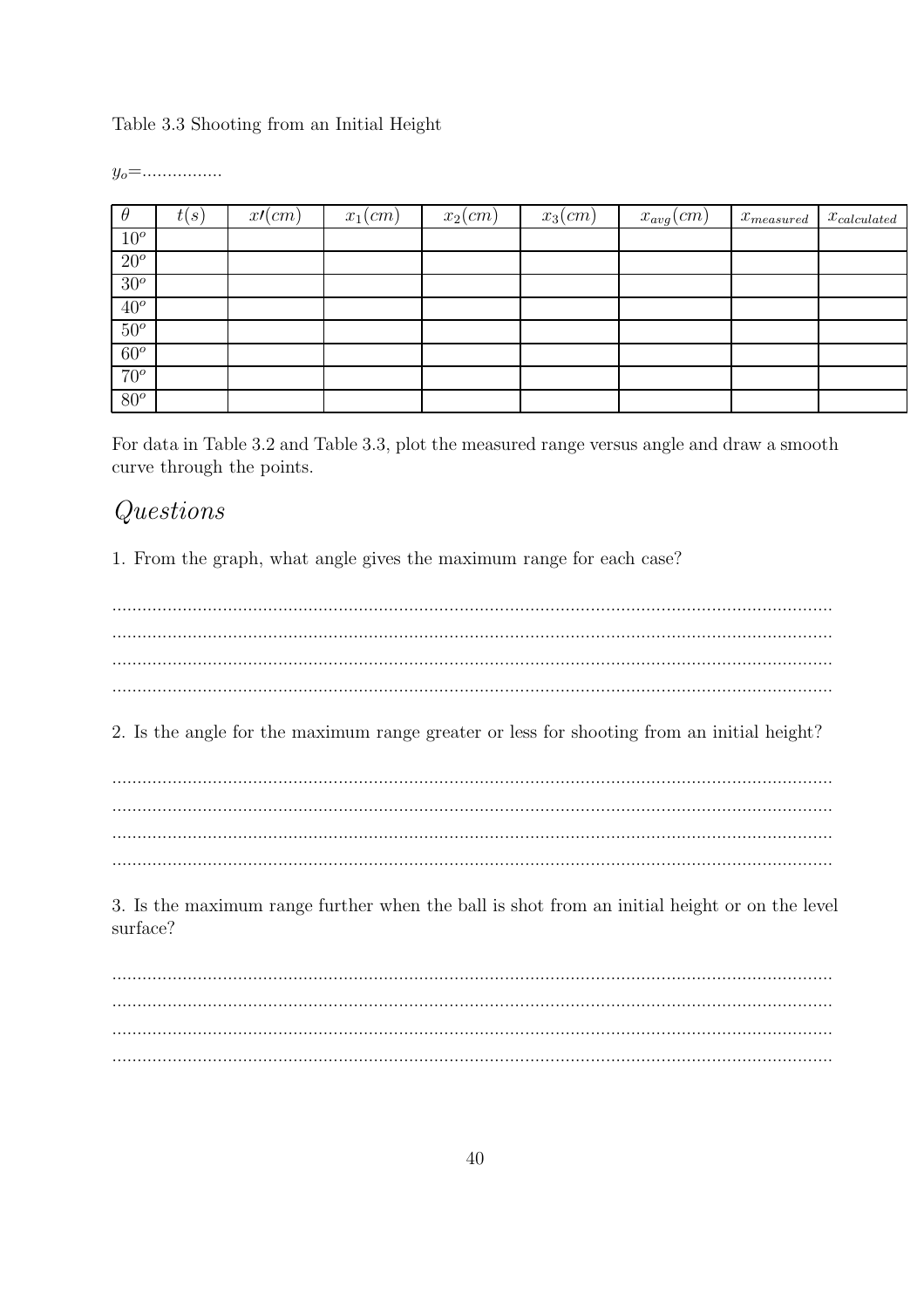Table 3.3 Shooting from an Initial Height

$y_o$=................

| $\theta$ | $t(s)$ | $x\prime(cm)$ | $x_1(cm)$ | $x_2(cm)$ | $x_3(cm)$ | $x_{avg}(cm)$ | $x_{measured}$ | $x_{calculated}$ |
|---|---|---|---|---|---|---|---|---|
| $10^o$ | | | | | | | | |
| $20^o$ | | | | | | | | |
| $30^o$ | | | | | | | | |
| $40^o$ | | | | | | | | |
| $50^o$ | | | | | | | | |
| $60^o$ | | | | | | | | |
| $70^o$ | | | | | | | | |
| $80^o$ | | | | | | | | |

For data in Table 3.2 and Table 3.3, plot the measured range versus angle and draw a smooth curve through the points.

## *Questions*

1. From the graph, what angle gives the maximum range for each case?

..........................................................................................................................................
..........................................................................................................................................
..........................................................................................................................................
..........................................................................................................................................

2. Is the angle for the maximum range greater or less for shooting from an initial height?

..........................................................................................................................................
..........................................................................................................................................
..........................................................................................................................................
..........................................................................................................................................

3. Is the maximum range further when the ball is shot from an initial height or on the level surface?

..........................................................................................................................................
..........................................................................................................................................
..........................................................................................................................................
..........................................................................................................................................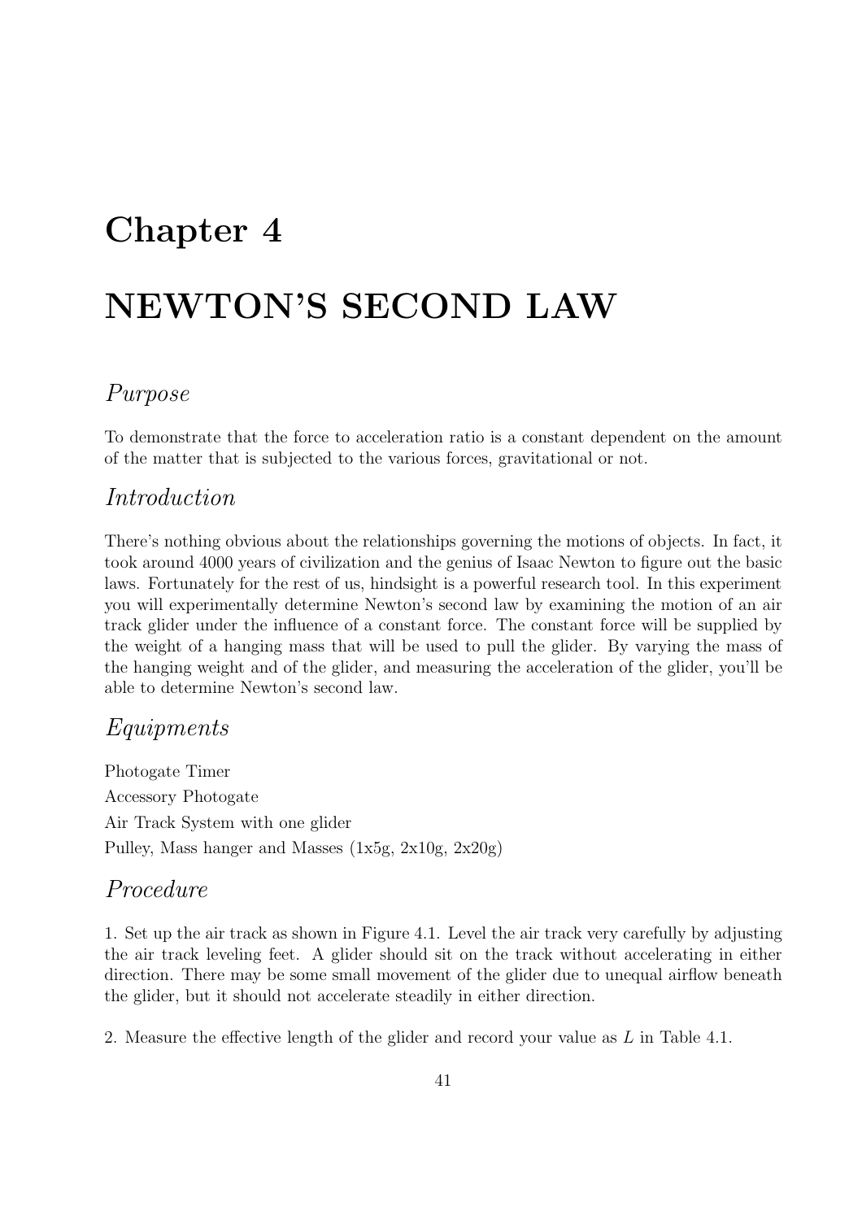# Chapter 4

# NEWTON'S SECOND LAW

## *Purpose*

To demonstrate that the force to acceleration ratio is a constant dependent on the amount of the matter that is subjected to the various forces, gravitational or not.

## *Introduction*

There's nothing obvious about the relationships governing the motions of objects. In fact, it took around 4000 years of civilization and the genius of Isaac Newton to figure out the basic laws. Fortunately for the rest of us, hindsight is a powerful research tool. In this experiment you will experimentally determine Newton's second law by examining the motion of an air track glider under the influence of a constant force. The constant force will be supplied by the weight of a hanging mass that will be used to pull the glider. By varying the mass of the hanging weight and of the glider, and measuring the acceleration of the glider, you'll be able to determine Newton's second law.

## *Equipments*

Photogate Timer
Accessory Photogate
Air Track System with one glider
Pulley, Mass hanger and Masses (1x5g, 2x10g, 2x20g)

## *Procedure*

1. Set up the air track as shown in Figure 4.1. Level the air track very carefully by adjusting the air track leveling feet. A glider should sit on the track without accelerating in either direction. There may be some small movement of the glider due to unequal airflow beneath the glider, but it should not accelerate steadily in either direction.

2. Measure the effective length of the glider and record your value as $L$ in Table 4.1.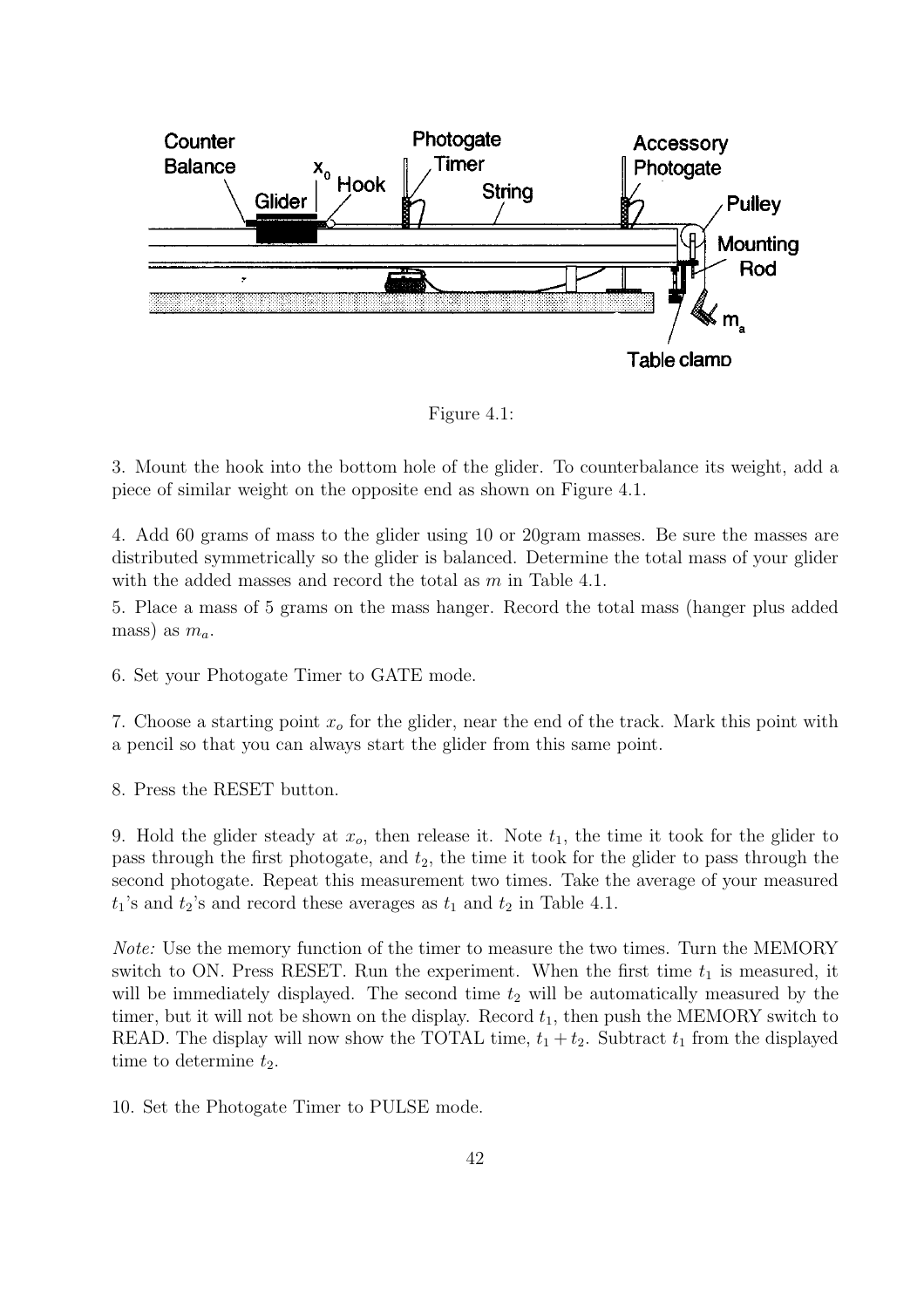Figure 4.1:

3. Mount the hook into the bottom hole of the glider. To counterbalance its weight, add a piece of similar weight on the opposite end as shown on Figure 4.1.

4. Add 60 grams of mass to the glider using 10 or 20gram masses. Be sure the masses are distributed symmetrically so the glider is balanced. Determine the total mass of your glider with the added masses and record the total as $m$ in Table 4.1.

5. Place a mass of 5 grams on the mass hanger. Record the total mass (hanger plus added mass) as $m_a$.

6. Set your Photogate Timer to GATE mode.

7. Choose a starting point $x_o$ for the glider, near the end of the track. Mark this point with a pencil so that you can always start the glider from this same point.

8. Press the RESET button.

9. Hold the glider steady at $x_o$, then release it. Note $t_1$, the time it took for the glider to pass through the first photogate, and $t_2$, the time it took for the glider to pass through the second photogate. Repeat this measurement two times. Take the average of your measured $t_1$'s and $t_2$'s and record these averages as $t_1$ and $t_2$ in Table 4.1.

*Note:* Use the memory function of the timer to measure the two times. Turn the MEMORY switch to ON. Press RESET. Run the experiment. When the first time $t_1$ is measured, it will be immediately displayed. The second time $t_2$ will be automatically measured by the timer, but it will not be shown on the display. Record $t_1$, then push the MEMORY switch to READ. The display will now show the TOTAL time, $t_1 + t_2$. Subtract $t_1$ from the displayed time to determine $t_2$.

10. Set the Photogate Timer to PULSE mode.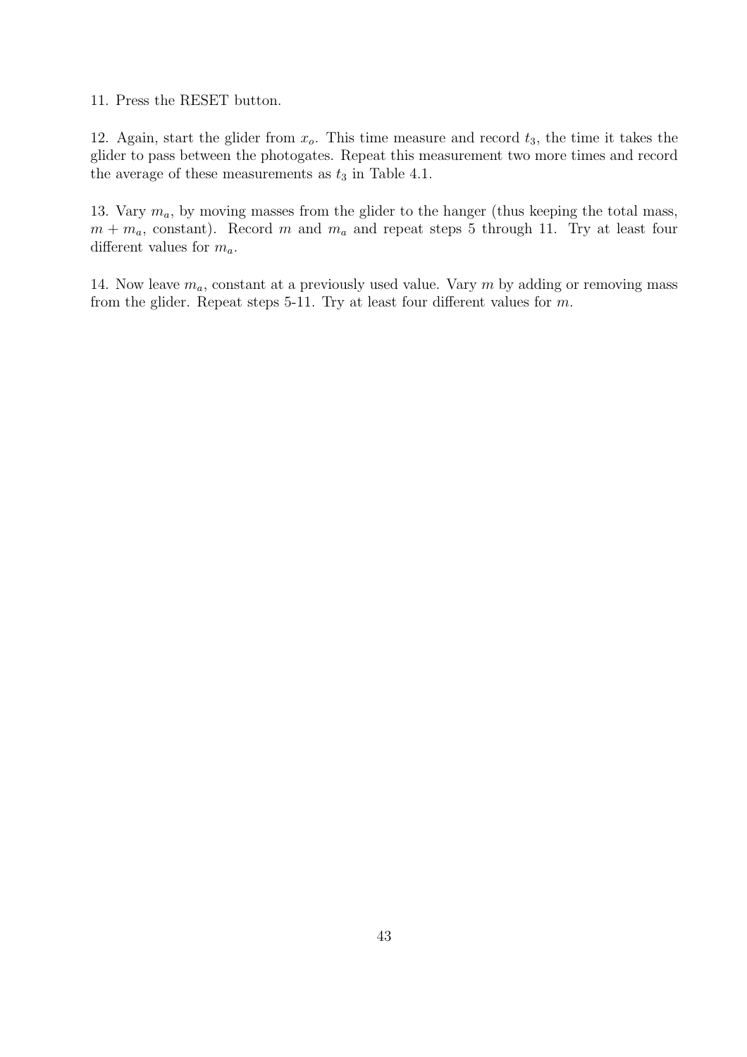11. Press the RESET button.

12. Again, start the glider from $x_o$. This time measure and record $t_3$, the time it takes the glider to pass between the photogates. Repeat this measurement two more times and record the average of these measurements as $t_3$ in Table 4.1.

13. Vary $m_a$, by moving masses from the glider to the hanger (thus keeping the total mass, $m + m_a$, constant). Record $m$ and $m_a$ and repeat steps 5 through 11. Try at least four different values for $m_a$.

14. Now leave $m_a$, constant at a previously used value. Vary $m$ by adding or removing mass from the glider. Repeat steps 5-11. Try at least four different values for $m$.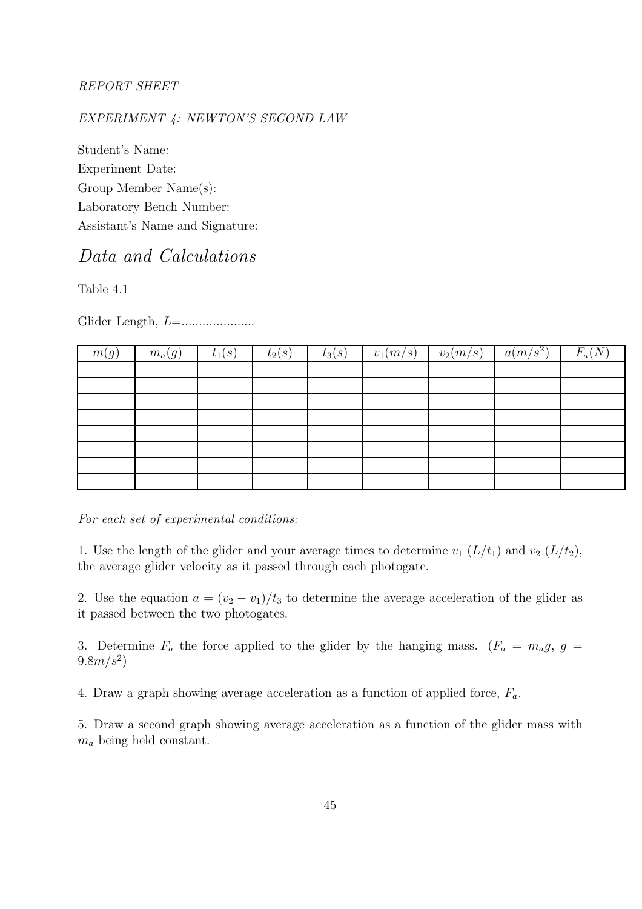*REPORT SHEET*

*EXPERIMENT 4: NEWTON'S SECOND LAW*

Student's Name:
Experiment Date:
Group Member Name(s):
Laboratory Bench Number:
Assistant's Name and Signature:

# *Data and Calculations*

Table 4.1

Glider Length, $L$=....................

| $m(g)$ | $m_a(g)$ | $t_1(s)$ | $t_2(s)$ | $t_3(s)$ | $v_1(m/s)$ | $v_2(m/s)$ | $a(m/s^2)$ | $F_a(N)$ |
|---|---|---|---|---|---|---|---|---|
| | | | | | | | | |
| | | | | | | | | |
| | | | | | | | | |
| | | | | | | | | |
| | | | | | | | | |
| | | | | | | | | |
| | | | | | | | | |
| | | | | | | | | |

*For each set of experimental conditions:*

1. Use the length of the glider and your average times to determine $v_1$ $(L/t_1)$ and $v_2$ $(L/t_2)$, the average glider velocity as it passed through each photogate.

2. Use the equation $a = (v_2 - v_1)/t_3$ to determine the average acceleration of the glider as it passed between the two photogates.

3. Determine $F_a$ the force applied to the glider by the hanging mass. ($F_a = m_a g$, $g = 9.8m/s^2$)

4. Draw a graph showing average acceleration as a function of applied force, $F_a$.

5. Draw a second graph showing average acceleration as a function of the glider mass with $m_a$ being held constant.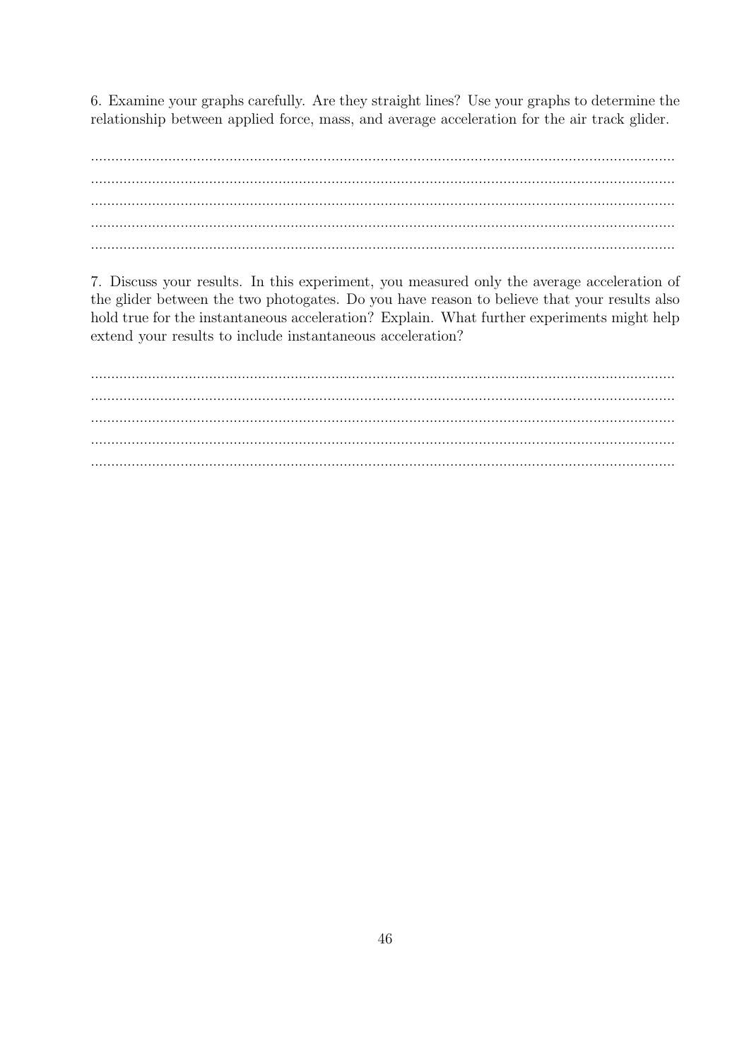6. Examine your graphs carefully. Are they straight lines? Use your graphs to determine the relationship between applied force, mass, and average acceleration for the air track glider.

..............................................................................................................................................
..............................................................................................................................................
..............................................................................................................................................
..............................................................................................................................................
..............................................................................................................................................

7. Discuss your results. In this experiment, you measured only the average acceleration of the glider between the two photogates. Do you have reason to believe that your results also hold true for the instantaneous acceleration? Explain. What further experiments might help extend your results to include instantaneous acceleration?

..............................................................................................................................................
..............................................................................................................................................
..............................................................................................................................................
..............................................................................................................................................
..............................................................................................................................................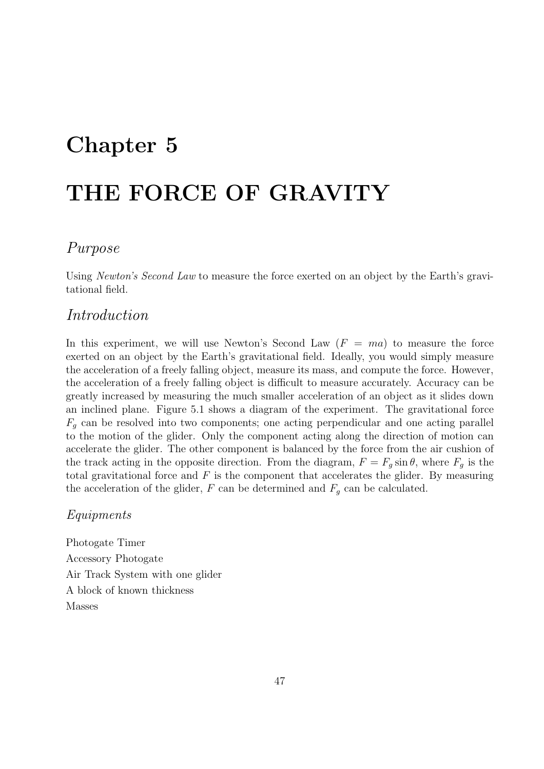# Chapter 5

# THE FORCE OF GRAVITY

## *Purpose*

Using *Newton's Second Law* to measure the force exerted on an object by the Earth's gravitational field.

## *Introduction*

In this experiment, we will use Newton's Second Law ($F = ma$) to measure the force exerted on an object by the Earth's gravitational field. Ideally, you would simply measure the acceleration of a freely falling object, measure its mass, and compute the force. However, the acceleration of a freely falling object is difficult to measure accurately. Accuracy can be greatly increased by measuring the much smaller acceleration of an object as it slides down an inclined plane. Figure 5.1 shows a diagram of the experiment. The gravitational force $F_g$ can be resolved into two components; one acting perpendicular and one acting parallel to the motion of the glider. Only the component acting along the direction of motion can accelerate the glider. The other component is balanced by the force from the air cushion of the track acting in the opposite direction. From the diagram, $F = F_g \sin\theta$, where $F_g$ is the total gravitational force and $F$ is the component that accelerates the glider. By measuring the acceleration of the glider, $F$ can be determined and $F_g$ can be calculated.

### *Equipments*

Photogate Timer
Accessory Photogate
Air Track System with one glider
A block of known thickness
Masses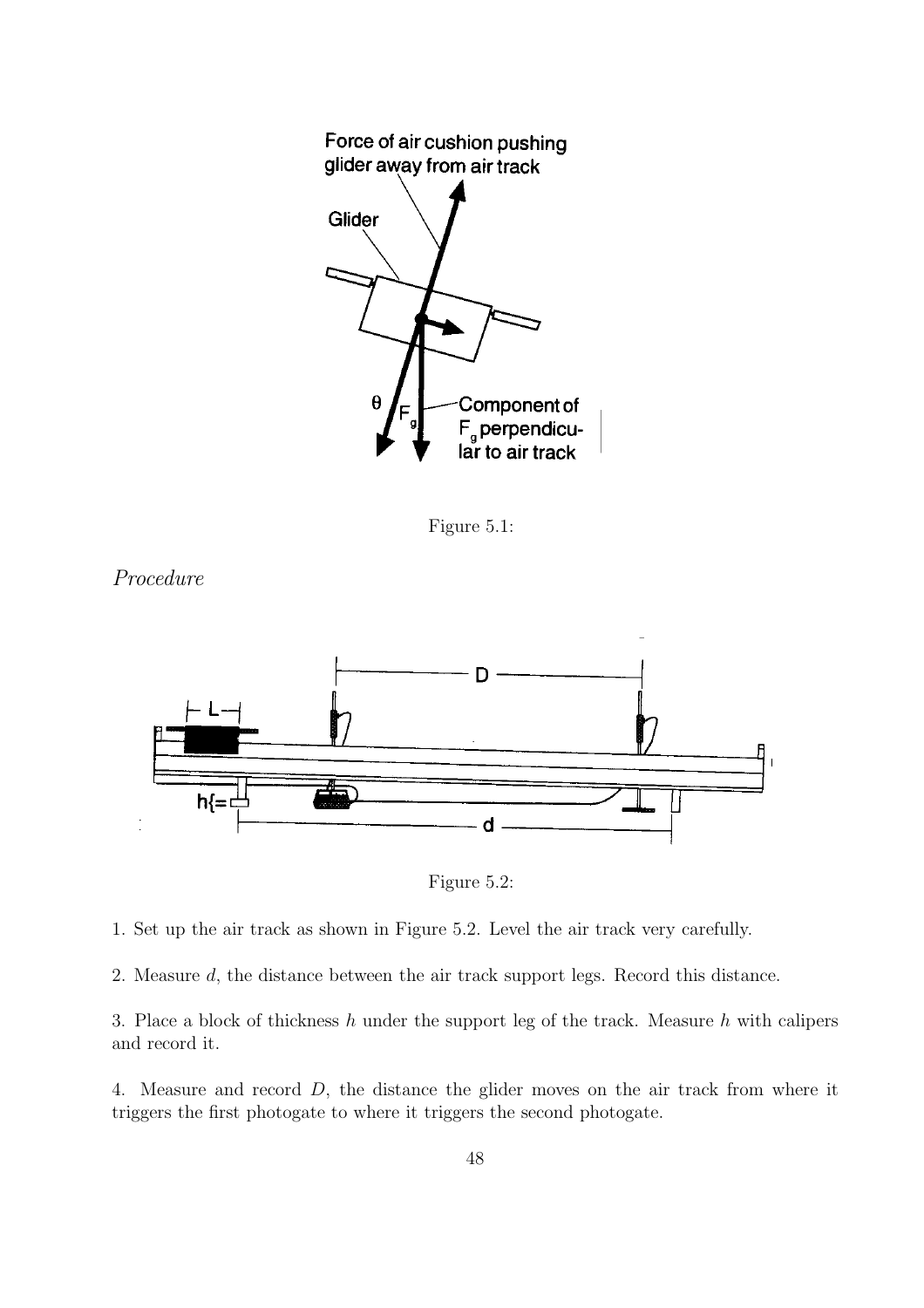Figure 5.1:

*Procedure*

Figure 5.2:

1. Set up the air track as shown in Figure 5.2. Level the air track very carefully.

2. Measure $d$, the distance between the air track support legs. Record this distance.

3. Place a block of thickness $h$ under the support leg of the track. Measure $h$ with calipers and record it.

4. Measure and record $D$, the distance the glider moves on the air track from where it triggers the first photogate to where it triggers the second photogate.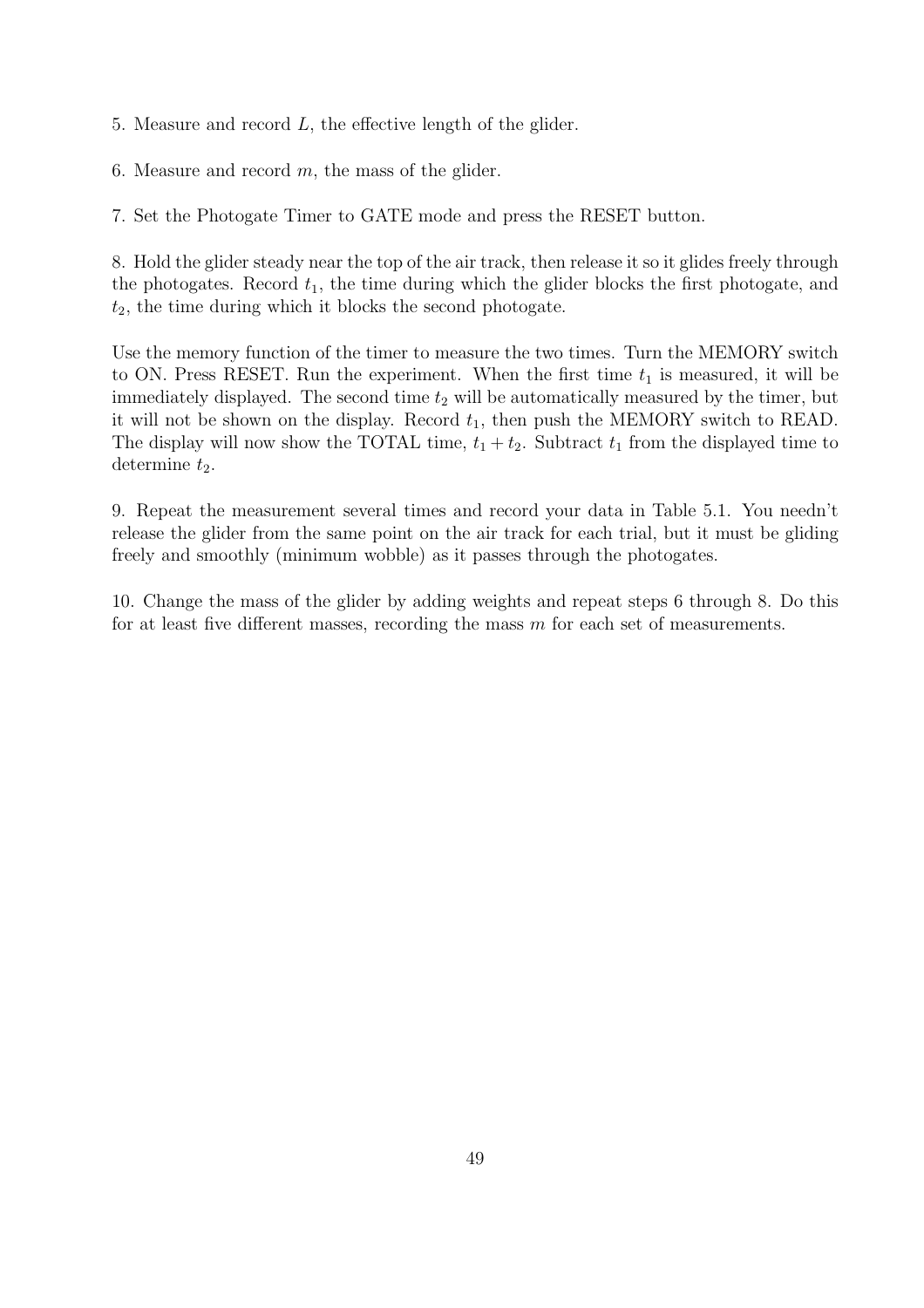5. Measure and record $L$, the effective length of the glider.

6. Measure and record $m$, the mass of the glider.

7. Set the Photogate Timer to GATE mode and press the RESET button.

8. Hold the glider steady near the top of the air track, then release it so it glides freely through the photogates. Record $t_1$, the time during which the glider blocks the first photogate, and $t_2$, the time during which it blocks the second photogate.

Use the memory function of the timer to measure the two times. Turn the MEMORY switch to ON. Press RESET. Run the experiment. When the first time $t_1$ is measured, it will be immediately displayed. The second time $t_2$ will be automatically measured by the timer, but it will not be shown on the display. Record $t_1$, then push the MEMORY switch to READ. The display will now show the TOTAL time, $t_1 + t_2$. Subtract $t_1$ from the displayed time to determine $t_2$.

9. Repeat the measurement several times and record your data in Table 5.1. You needn't release the glider from the same point on the air track for each trial, but it must be gliding freely and smoothly (minimum wobble) as it passes through the photogates.

10. Change the mass of the glider by adding weights and repeat steps 6 through 8. Do this for at least five different masses, recording the mass $m$ for each set of measurements.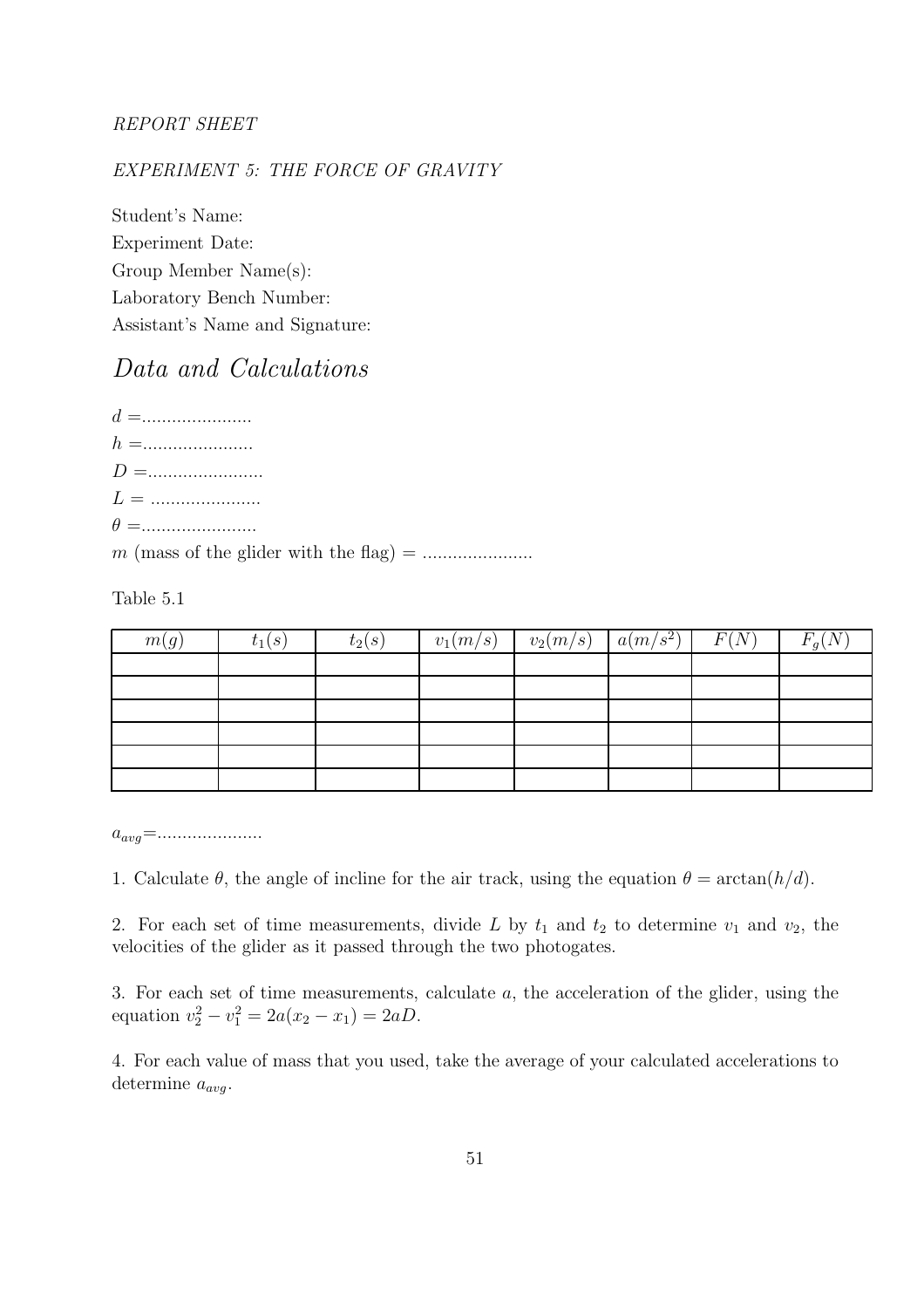*REPORT SHEET*

*EXPERIMENT 5: THE FORCE OF GRAVITY*

Student's Name:
Experiment Date:
Group Member Name(s):
Laboratory Bench Number:
Assistant's Name and Signature:

## *Data and Calculations*

$d$ =......................
$h$ =......................
$D$ =.......................
$L$ = ......................
$\theta$ =.......................
$m$ (mass of the glider with the flag) = ......................

Table 5.1

| $m(g)$ | $t_1(s)$ | $t_2(s)$ | $v_1(m/s)$ | $v_2(m/s)$ | $a(m/s^2)$ | $F(N)$ | $F_g(N)$ |
|---|---|---|---|---|---|---|---|
| | | | | | | | |
| | | | | | | | |
| | | | | | | | |
| | | | | | | | |
| | | | | | | | |
| | | | | | | | |

$a_{avg}$=.....................

1. Calculate $\theta$, the angle of incline for the air track, using the equation $\theta = \arctan(h/d)$.

2. For each set of time measurements, divide $L$ by $t_1$ and $t_2$ to determine $v_1$ and $v_2$, the velocities of the glider as it passed through the two photogates.

3. For each set of time measurements, calculate $a$, the acceleration of the glider, using the equation $v_2^2 - v_1^2 = 2a(x_2 - x_1) = 2aD$.

4. For each value of mass that you used, take the average of your calculated accelerations to determine $a_{avg}$.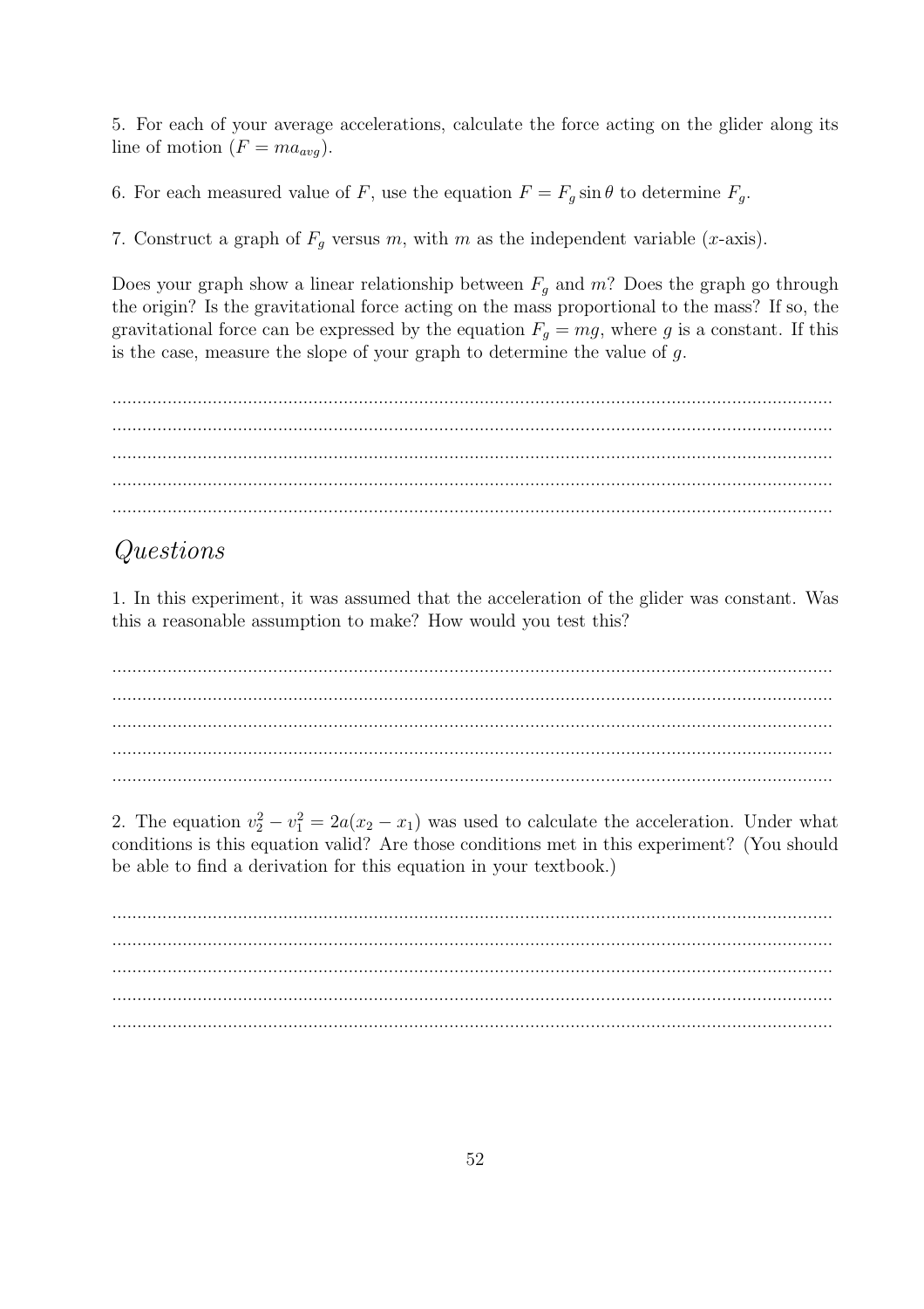5. For each of your average accelerations, calculate the force acting on the glider along its line of motion ($F = ma_{avg}$).

6. For each measured value of $F$, use the equation $F = F_g \sin\theta$ to determine $F_g$.

7. Construct a graph of $F_g$ versus $m$, with $m$ as the independent variable ($x$-axis).

Does your graph show a linear relationship between $F_g$ and $m$? Does the graph go through the origin? Is the gravitational force acting on the mass proportional to the mass? If so, the gravitational force can be expressed by the equation $F_g = mg$, where $g$ is a constant. If this is the case, measure the slope of your graph to determine the value of $g$.

.......................................................................................................................................
.......................................................................................................................................
.......................................................................................................................................
.......................................................................................................................................
.......................................................................................................................................

## *Questions*

1. In this experiment, it was assumed that the acceleration of the glider was constant. Was this a reasonable assumption to make? How would you test this?

.......................................................................................................................................
.......................................................................................................................................
.......................................................................................................................................
.......................................................................................................................................
.......................................................................................................................................

2. The equation $v_2^2 - v_1^2 = 2a(x_2 - x_1)$ was used to calculate the acceleration. Under what conditions is this equation valid? Are those conditions met in this experiment? (You should be able to find a derivation for this equation in your textbook.)

.......................................................................................................................................
.......................................................................................................................................
.......................................................................................................................................
.......................................................................................................................................
.......................................................................................................................................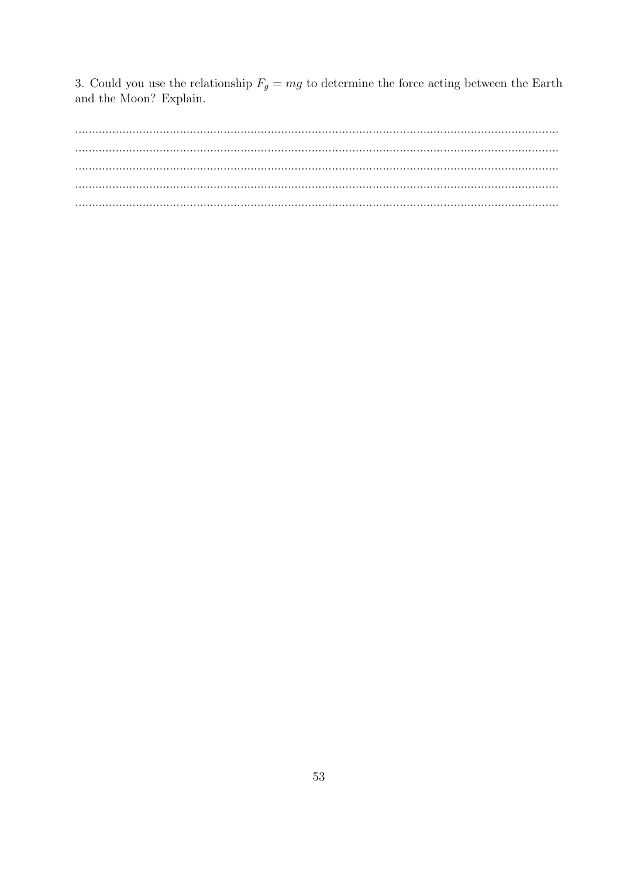3. Could you use the relationship $F_g = mg$ to determine the force acting between the Earth and the Moon? Explain.

...............................................................................................................................................
...............................................................................................................................................
...............................................................................................................................................
...............................................................................................................................................
...............................................................................................................................................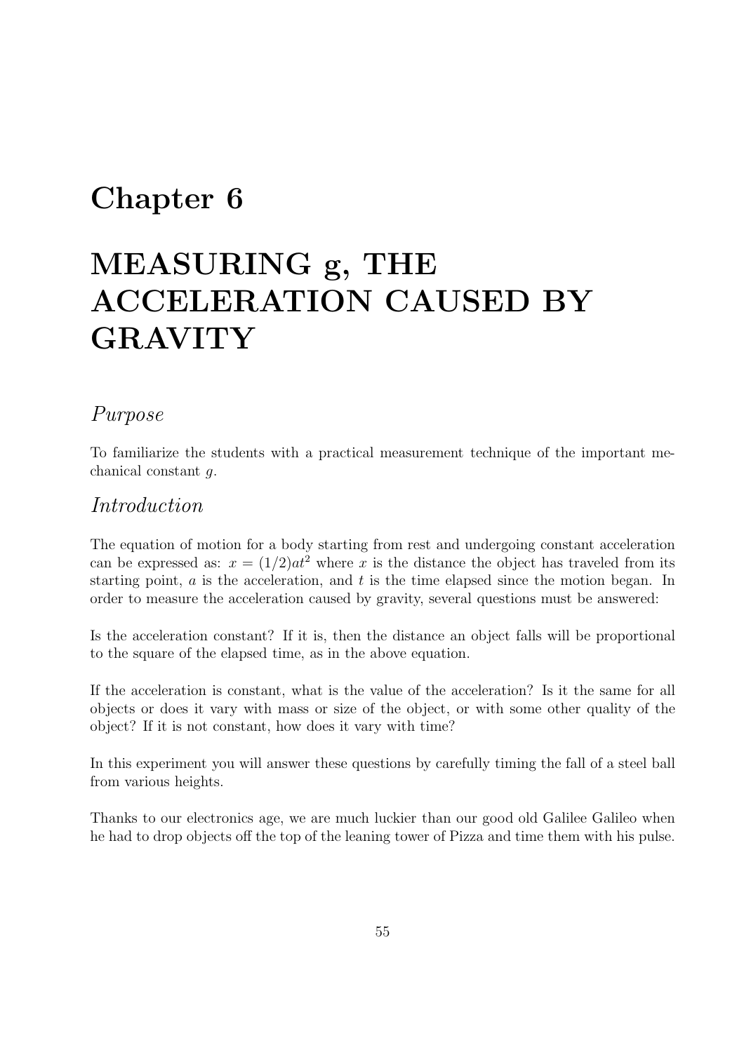# Chapter 6

# MEASURING g, THE ACCELERATION CAUSED BY GRAVITY

## *Purpose*

To familiarize the students with a practical measurement technique of the important mechanical constant $g$.

## *Introduction*

The equation of motion for a body starting from rest and undergoing constant acceleration can be expressed as: $x = (1/2)at^2$ where $x$ is the distance the object has traveled from its starting point, $a$ is the acceleration, and $t$ is the time elapsed since the motion began. In order to measure the acceleration caused by gravity, several questions must be answered:

Is the acceleration constant? If it is, then the distance an object falls will be proportional to the square of the elapsed time, as in the above equation.

If the acceleration is constant, what is the value of the acceleration? Is it the same for all objects or does it vary with mass or size of the object, or with some other quality of the object? If it is not constant, how does it vary with time?

In this experiment you will answer these questions by carefully timing the fall of a steel ball from various heights.

Thanks to our electronics age, we are much luckier than our good old Galilee Galileo when he had to drop objects off the top of the leaning tower of Pizza and time them with his pulse.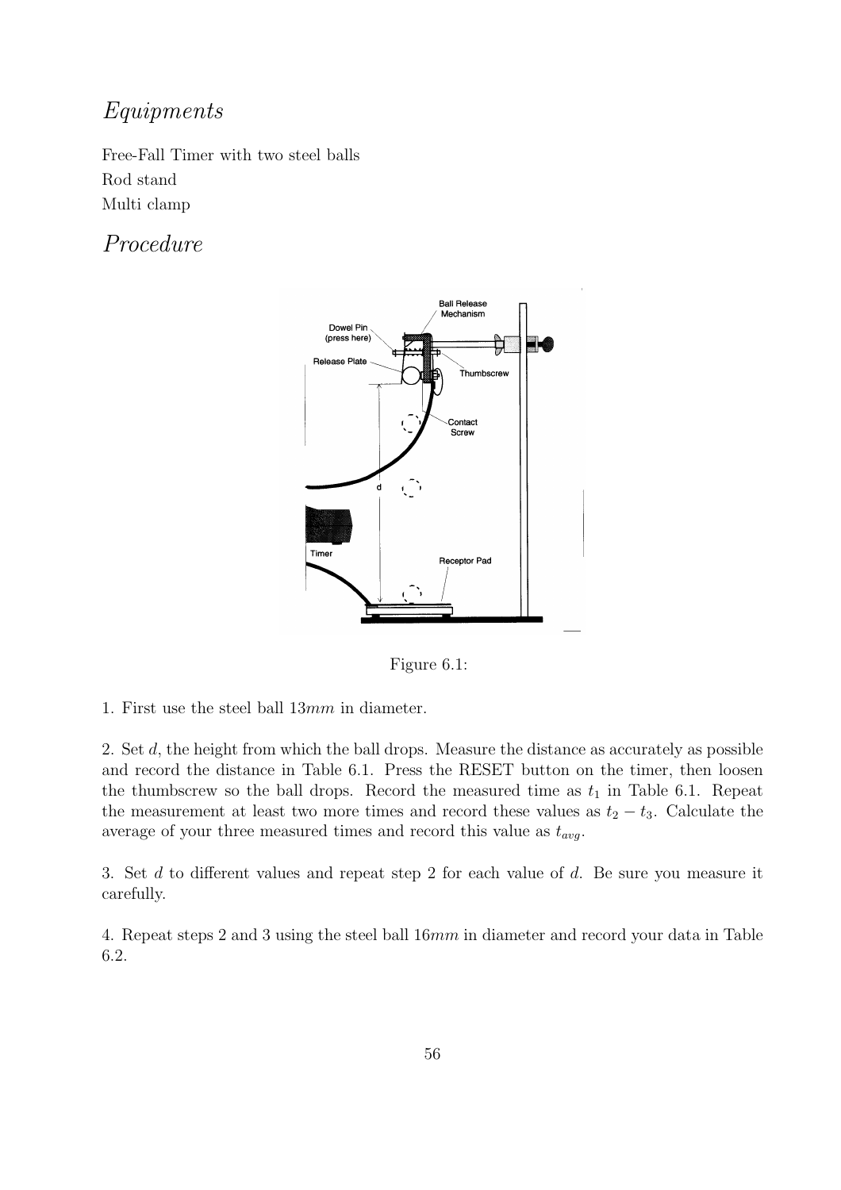## *Equipments*

Free-Fall Timer with two steel balls
Rod stand
Multi clamp

## *Procedure*

Figure 6.1:

1. First use the steel ball $13mm$ in diameter.

2. Set $d$, the height from which the ball drops. Measure the distance as accurately as possible and record the distance in Table 6.1. Press the RESET button on the timer, then loosen the thumbscrew so the ball drops. Record the measured time as $t_1$ in Table 6.1. Repeat the measurement at least two more times and record these values as $t_2 - t_3$. Calculate the average of your three measured times and record this value as $t_{avg}$.

3. Set $d$ to different values and repeat step 2 for each value of $d$. Be sure you measure it carefully.

4. Repeat steps 2 and 3 using the steel ball $16mm$ in diameter and record your data in Table 6.2.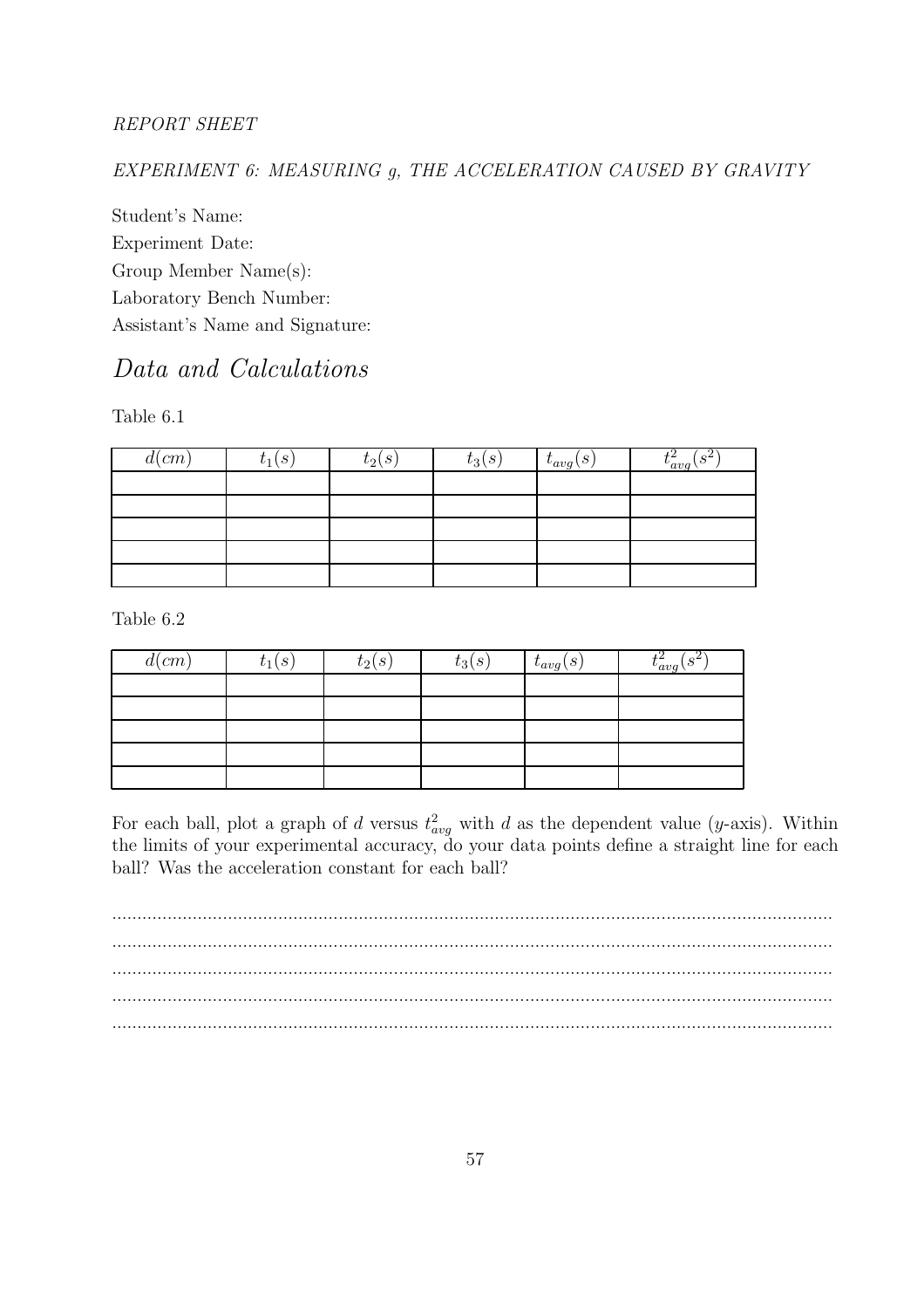*REPORT SHEET*

*EXPERIMENT 6: MEASURING g, THE ACCELERATION CAUSED BY GRAVITY*

Student's Name:

Experiment Date:

Group Member Name(s):

Laboratory Bench Number:

Assistant's Name and Signature:

## *Data and Calculations*

Table 6.1

| $d(cm)$ | $t_1(s)$ | $t_2(s)$ | $t_3(s)$ | $t_{avg}(s)$ | $t_{avg}^2(s^2)$ |
|---|---|---|---|---|---|
| | | | | | |
| | | | | | |
| | | | | | |
| | | | | | |
| | | | | | |

Table 6.2

| $d(cm)$ | $t_1(s)$ | $t_2(s)$ | $t_3(s)$ | $t_{avg}(s)$ | $t_{avg}^2(s^2)$ |
|---|---|---|---|---|---|
| | | | | | |
| | | | | | |
| | | | | | |
| | | | | | |
| | | | | | |

For each ball, plot a graph of $d$ versus $t_{avg}^2$ with $d$ as the dependent value ($y$-axis). Within the limits of your experimental accuracy, do your data points define a straight line for each ball? Was the acceleration constant for each ball?

..............................................................................................................................................
..............................................................................................................................................
..............................................................................................................................................
..............................................................................................................................................
..............................................................................................................................................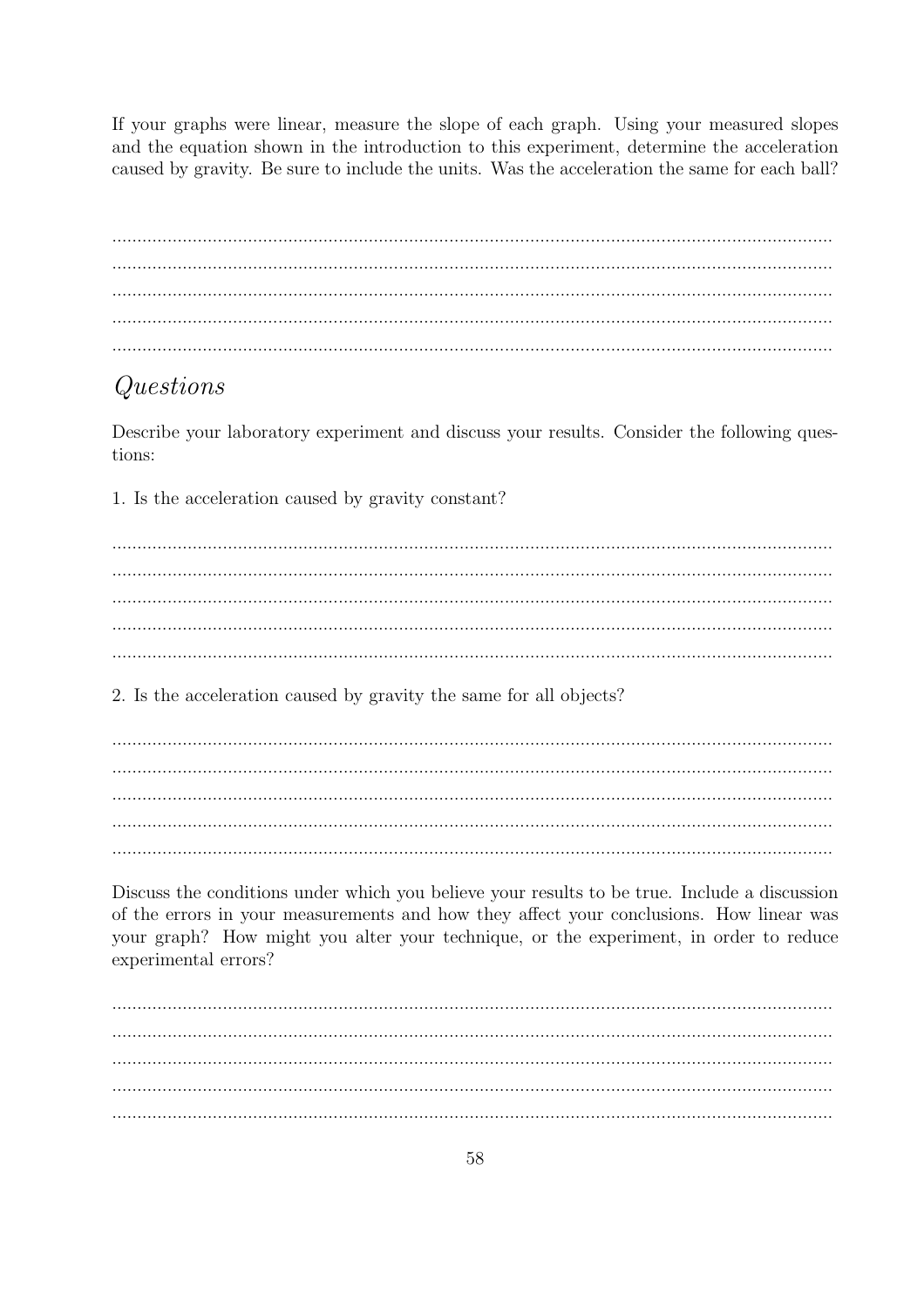If your graphs were linear, measure the slope of each graph. Using your measured slopes and the equation shown in the introduction to this experiment, determine the acceleration caused by gravity. Be sure to include the units. Was the acceleration the same for each ball?

........................................................................................................................................
........................................................................................................................................
........................................................................................................................................
........................................................................................................................................
........................................................................................................................................

## *Questions*

Describe your laboratory experiment and discuss your results. Consider the following questions:

1. Is the acceleration caused by gravity constant?

........................................................................................................................................
........................................................................................................................................
........................................................................................................................................
........................................................................................................................................
........................................................................................................................................

2. Is the acceleration caused by gravity the same for all objects?

........................................................................................................................................
........................................................................................................................................
........................................................................................................................................
........................................................................................................................................
........................................................................................................................................

Discuss the conditions under which you believe your results to be true. Include a discussion of the errors in your measurements and how they affect your conclusions. How linear was your graph? How might you alter your technique, or the experiment, in order to reduce experimental errors?

........................................................................................................................................
........................................................................................................................................
........................................................................................................................................
........................................................................................................................................
........................................................................................................................................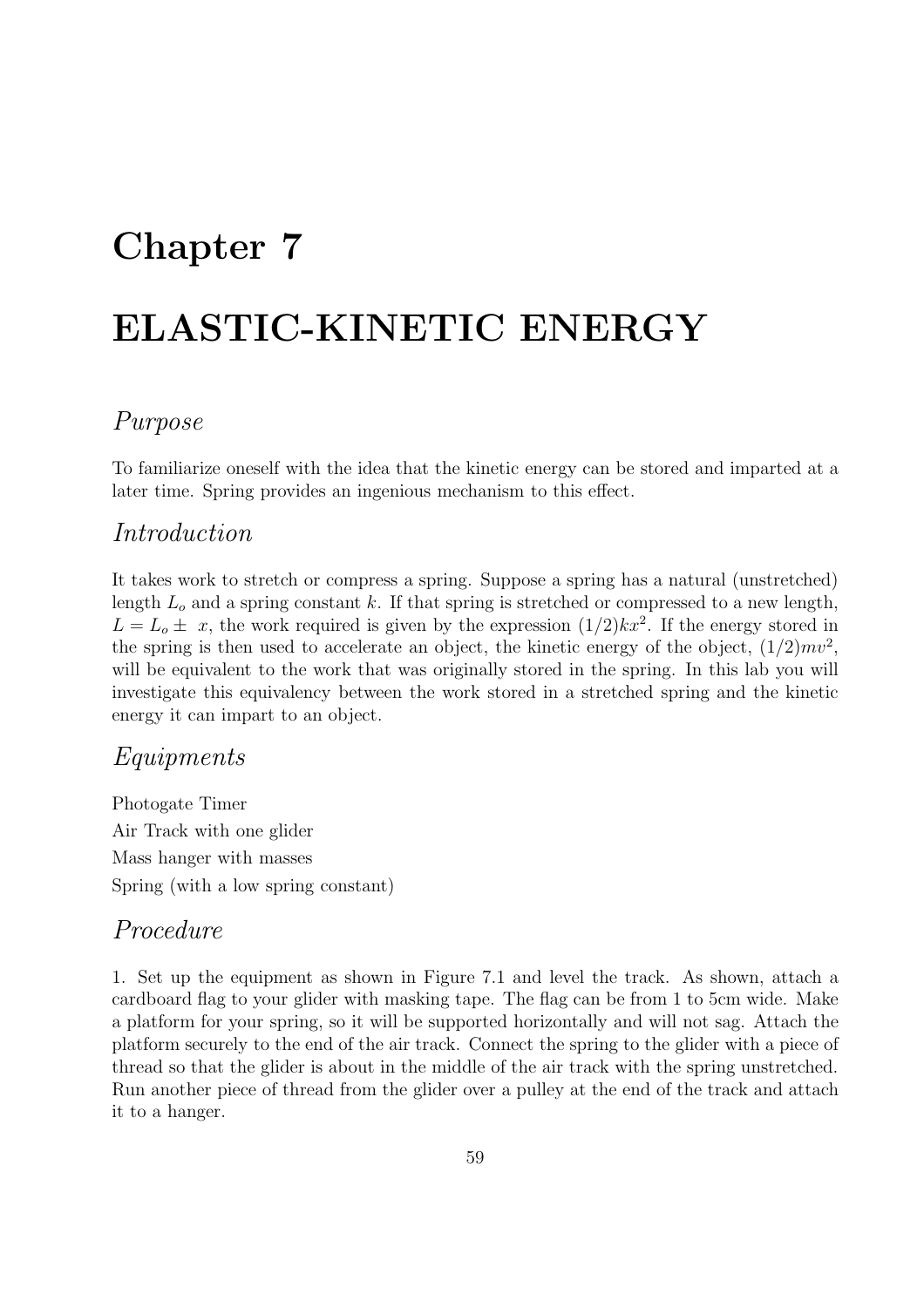# Chapter 7

# ELASTIC-KINETIC ENERGY

## *Purpose*

To familiarize oneself with the idea that the kinetic energy can be stored and imparted at a later time. Spring provides an ingenious mechanism to this effect.

## *Introduction*

It takes work to stretch or compress a spring. Suppose a spring has a natural (unstretched) length $L_o$ and a spring constant $k$. If that spring is stretched or compressed to a new length, $L = L_o \pm\ x$, the work required is given by the expression $(1/2)kx^2$. If the energy stored in the spring is then used to accelerate an object, the kinetic energy of the object, $(1/2)mv^2$, will be equivalent to the work that was originally stored in the spring. In this lab you will investigate this equivalency between the work stored in a stretched spring and the kinetic energy it can impart to an object.

## *Equipments*

Photogate Timer
Air Track with one glider
Mass hanger with masses
Spring (with a low spring constant)

## *Procedure*

1. Set up the equipment as shown in Figure 7.1 and level the track. As shown, attach a cardboard flag to your glider with masking tape. The flag can be from 1 to 5cm wide. Make a platform for your spring, so it will be supported horizontally and will not sag. Attach the platform securely to the end of the air track. Connect the spring to the glider with a piece of thread so that the glider is about in the middle of the air track with the spring unstretched. Run another piece of thread from the glider over a pulley at the end of the track and attach it to a hanger.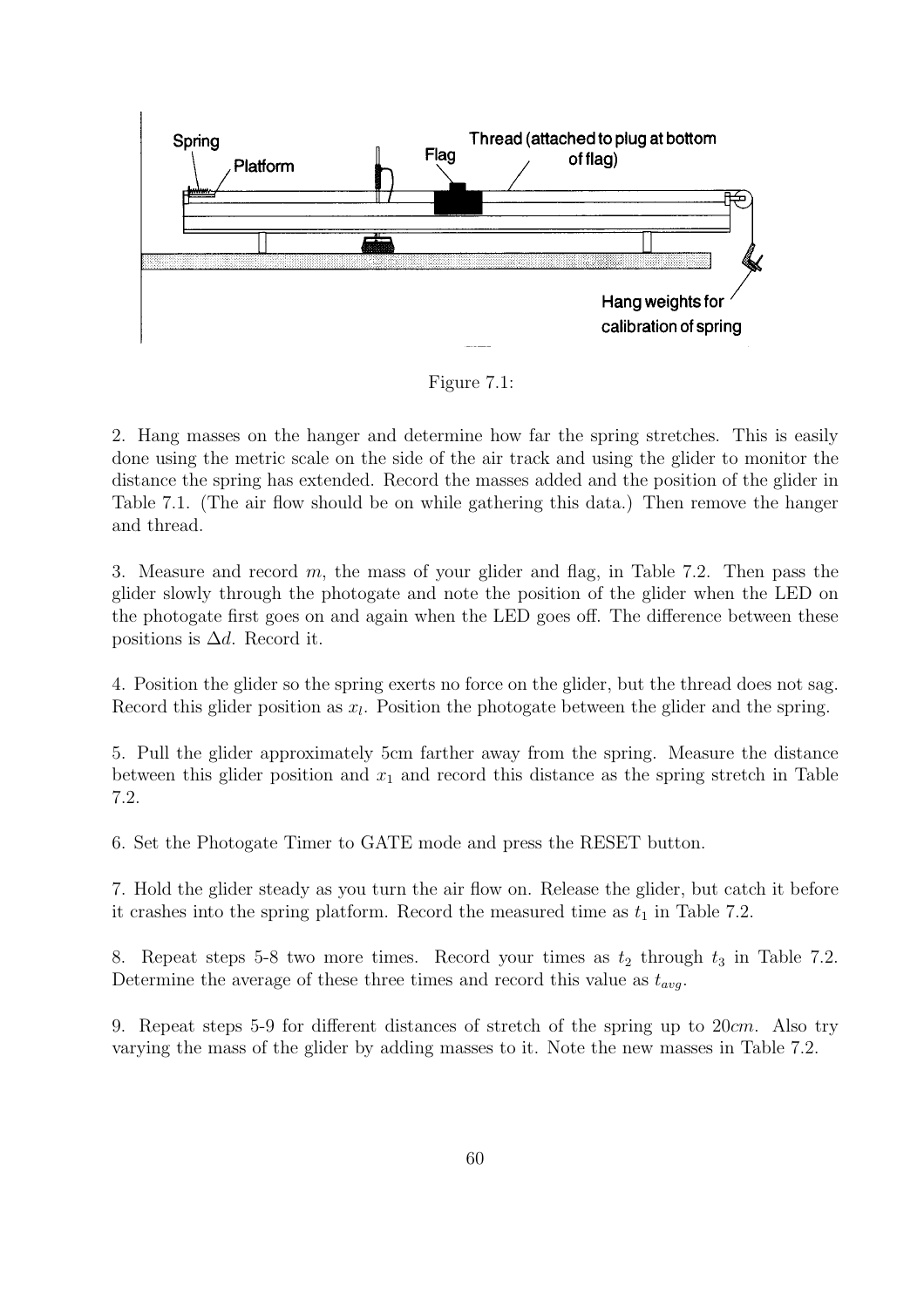Figure 7.1:

2. Hang masses on the hanger and determine how far the spring stretches. This is easily done using the metric scale on the side of the air track and using the glider to monitor the distance the spring has extended. Record the masses added and the position of the glider in Table 7.1. (The air flow should be on while gathering this data.) Then remove the hanger and thread.

3. Measure and record $m$, the mass of your glider and flag, in Table 7.2. Then pass the glider slowly through the photogate and note the position of the glider when the LED on the photogate first goes on and again when the LED goes off. The difference between these positions is $\Delta d$. Record it.

4. Position the glider so the spring exerts no force on the glider, but the thread does not sag. Record this glider position as $x_l$. Position the photogate between the glider and the spring.

5. Pull the glider approximately 5cm farther away from the spring. Measure the distance between this glider position and $x_1$ and record this distance as the spring stretch in Table 7.2.

6. Set the Photogate Timer to GATE mode and press the RESET button.

7. Hold the glider steady as you turn the air flow on. Release the glider, but catch it before it crashes into the spring platform. Record the measured time as $t_1$ in Table 7.2.

8. Repeat steps 5-8 two more times. Record your times as $t_2$ through $t_3$ in Table 7.2. Determine the average of these three times and record this value as $t_{avg}$.

9. Repeat steps 5-9 for different distances of stretch of the spring up to $20cm$. Also try varying the mass of the glider by adding masses to it. Note the new masses in Table 7.2.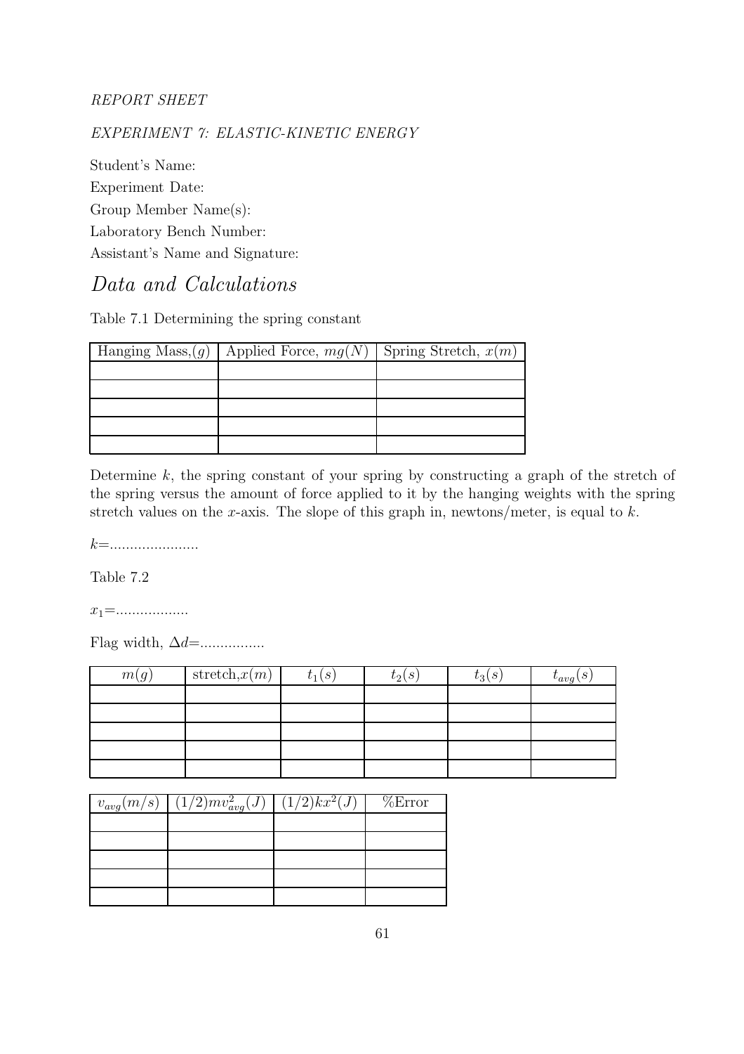*REPORT SHEET*

*EXPERIMENT 7: ELASTIC-KINETIC ENERGY*

Student's Name:

Experiment Date:

Group Member Name(s):

Laboratory Bench Number:

Assistant's Name and Signature:

# Data and Calculations

Table 7.1 Determining the spring constant

| Hanging Mass,$(g)$ | Applied Force, $mg(N)$ | Spring Stretch, $x(m)$ |
|---|---|---|
| | | |
| | | |
| | | |
| | | |
| | | |

Determine $k$, the spring constant of your spring by constructing a graph of the stretch of the spring versus the amount of force applied to it by the hanging weights with the spring stretch values on the $x$-axis. The slope of this graph in, newtons/meter, is equal to $k$.

$k$=......................

Table 7.2

$x_1$=..................

Flag width, $\Delta d$=................

| $m(g)$ | stretch,$x(m)$ | $t_1(s)$ | $t_2(s)$ | $t_3(s)$ | $t_{avg}(s)$ |
|---|---|---|---|---|---|
| | | | | | |
| | | | | | |
| | | | | | |
| | | | | | |
| | | | | | |

| $v_{avg}(m/s)$ | $(1/2)mv_{avg}^2(J)$ | $(1/2)kx^2(J)$ | %Error |
|---|---|---|---|
| | | | |
| | | | |
| | | | |
| | | | |
| | | | |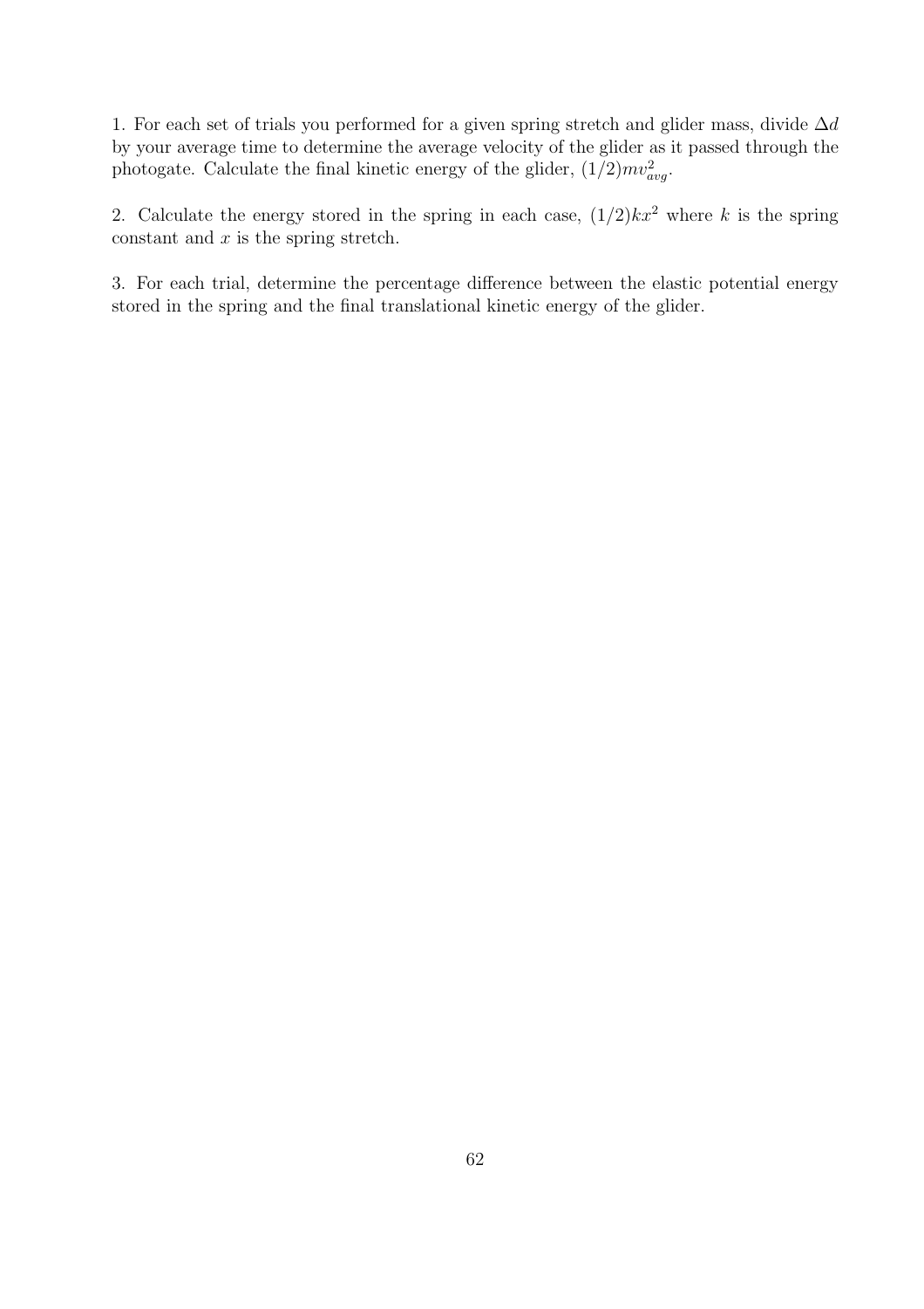1. For each set of trials you performed for a given spring stretch and glider mass, divide $\Delta d$ by your average time to determine the average velocity of the glider as it passed through the photogate. Calculate the final kinetic energy of the glider, $(1/2)mv_{avg}^2$.

2. Calculate the energy stored in the spring in each case, $(1/2)kx^2$ where $k$ is the spring constant and $x$ is the spring stretch.

3. For each trial, determine the percentage difference between the elastic potential energy stored in the spring and the final translational kinetic energy of the glider.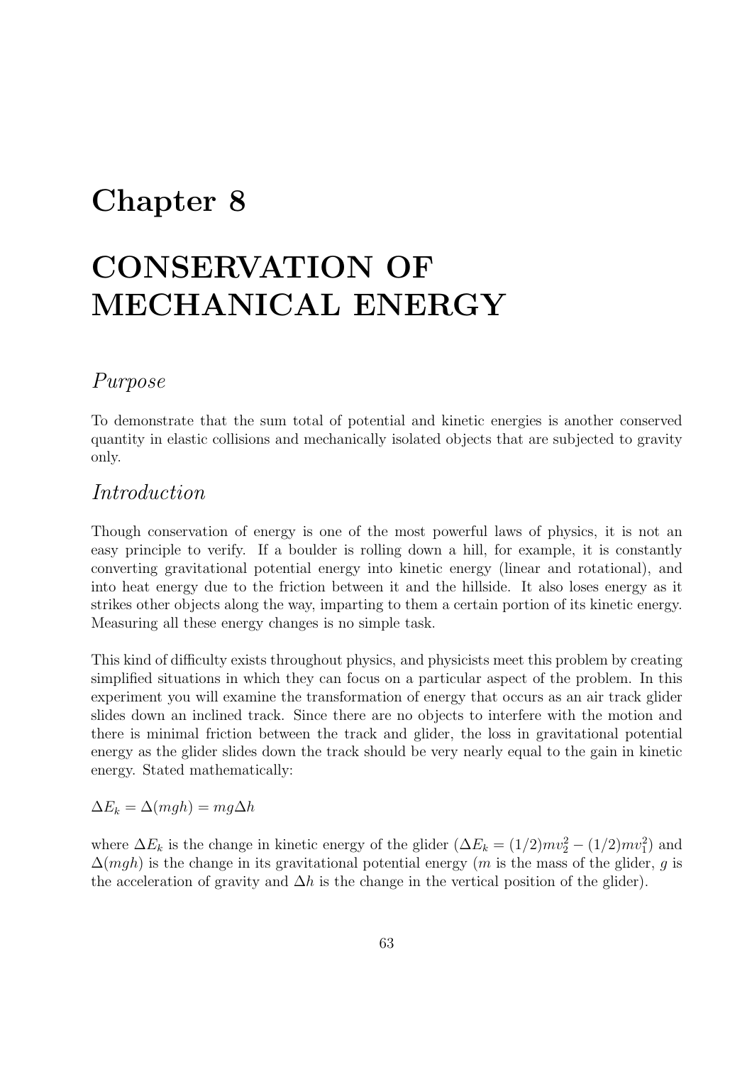# Chapter 8

# CONSERVATION OF MECHANICAL ENERGY

## *Purpose*

To demonstrate that the sum total of potential and kinetic energies is another conserved quantity in elastic collisions and mechanically isolated objects that are subjected to gravity only.

## *Introduction*

Though conservation of energy is one of the most powerful laws of physics, it is not an easy principle to verify. If a boulder is rolling down a hill, for example, it is constantly converting gravitational potential energy into kinetic energy (linear and rotational), and into heat energy due to the friction between it and the hillside. It also loses energy as it strikes other objects along the way, imparting to them a certain portion of its kinetic energy. Measuring all these energy changes is no simple task.

This kind of difficulty exists throughout physics, and physicists meet this problem by creating simplified situations in which they can focus on a particular aspect of the problem. In this experiment you will examine the transformation of energy that occurs as an air track glider slides down an inclined track. Since there are no objects to interfere with the motion and there is minimal friction between the track and glider, the loss in gravitational potential energy as the glider slides down the track should be very nearly equal to the gain in kinetic energy. Stated mathematically:

$$\Delta E_k = \Delta(mgh) = mg\Delta h$$

where $\Delta E_k$ is the change in kinetic energy of the glider ($\Delta E_k = (1/2)mv_2^2 - (1/2)mv_1^2$) and $\Delta(mgh)$ is the change in its gravitational potential energy ($m$ is the mass of the glider, $g$ is the acceleration of gravity and $\Delta h$ is the change in the vertical position of the glider).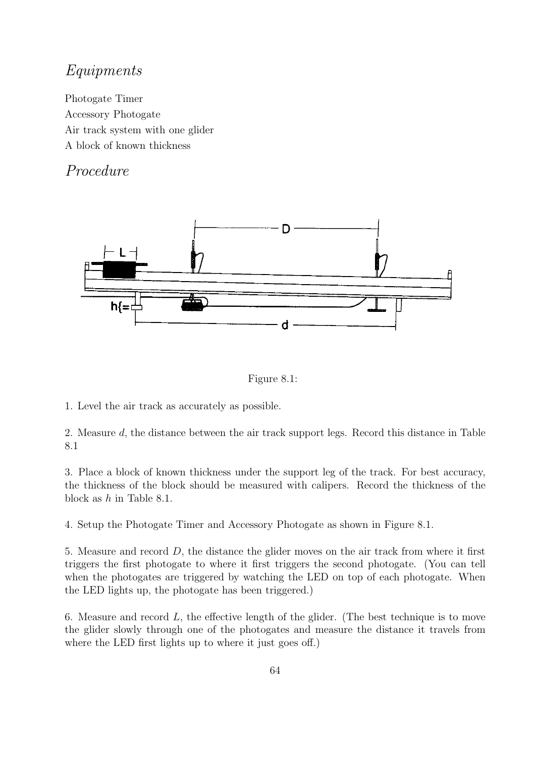## *Equipments*

Photogate Timer
Accessory Photogate
Air track system with one glider
A block of known thickness

## *Procedure*

Figure 8.1:

1. Level the air track as accurately as possible.

2. Measure $d$, the distance between the air track support legs. Record this distance in Table 8.1

3. Place a block of known thickness under the support leg of the track. For best accuracy, the thickness of the block should be measured with calipers. Record the thickness of the block as $h$ in Table 8.1.

4. Setup the Photogate Timer and Accessory Photogate as shown in Figure 8.1.

5. Measure and record $D$, the distance the glider moves on the air track from where it first triggers the first photogate to where it first triggers the second photogate. (You can tell when the photogates are triggered by watching the LED on top of each photogate. When the LED lights up, the photogate has been triggered.)

6. Measure and record $L$, the effective length of the glider. (The best technique is to move the glider slowly through one of the photogates and measure the distance it travels from where the LED first lights up to where it just goes off.)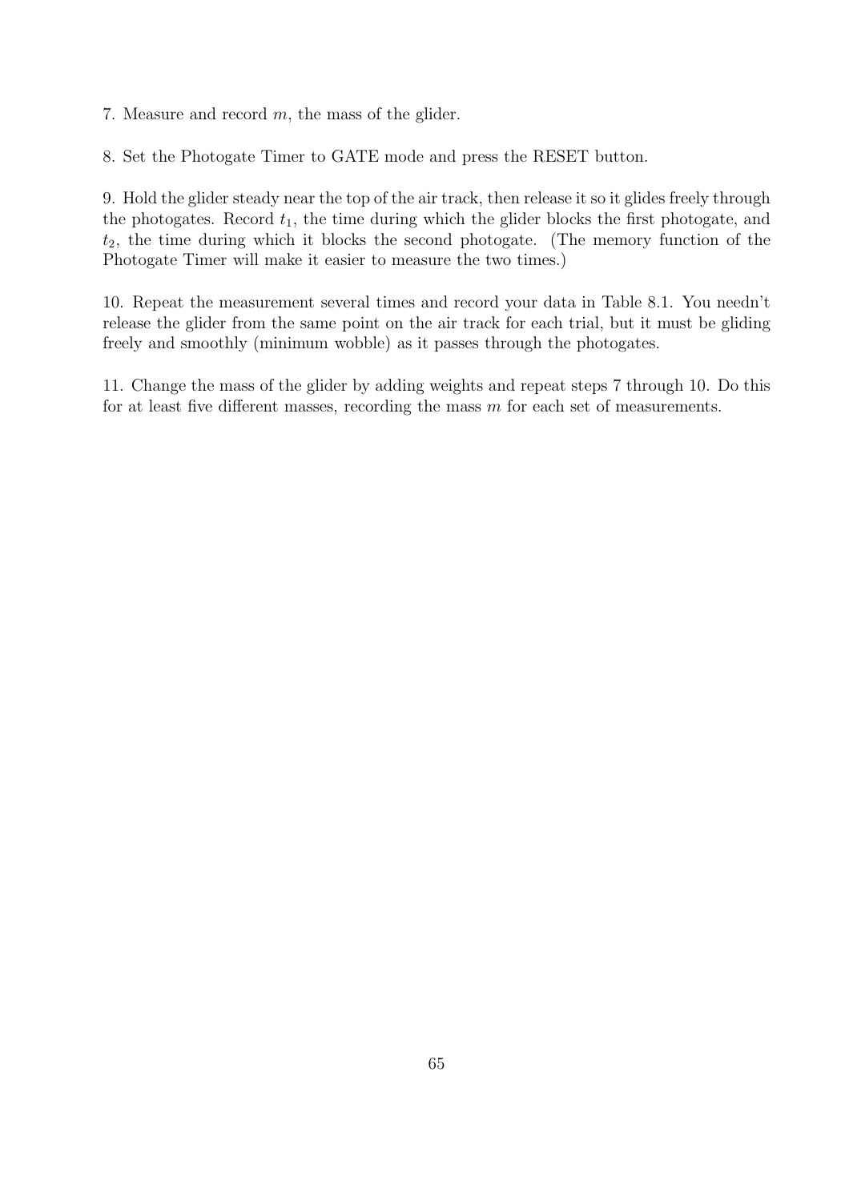7. Measure and record $m$, the mass of the glider.

8. Set the Photogate Timer to GATE mode and press the RESET button.

9. Hold the glider steady near the top of the air track, then release it so it glides freely through the photogates. Record $t_1$, the time during which the glider blocks the first photogate, and $t_2$, the time during which it blocks the second photogate. (The memory function of the Photogate Timer will make it easier to measure the two times.)

10. Repeat the measurement several times and record your data in Table 8.1. You needn't release the glider from the same point on the air track for each trial, but it must be gliding freely and smoothly (minimum wobble) as it passes through the photogates.

11. Change the mass of the glider by adding weights and repeat steps 7 through 10. Do this for at least five different masses, recording the mass $m$ for each set of measurements.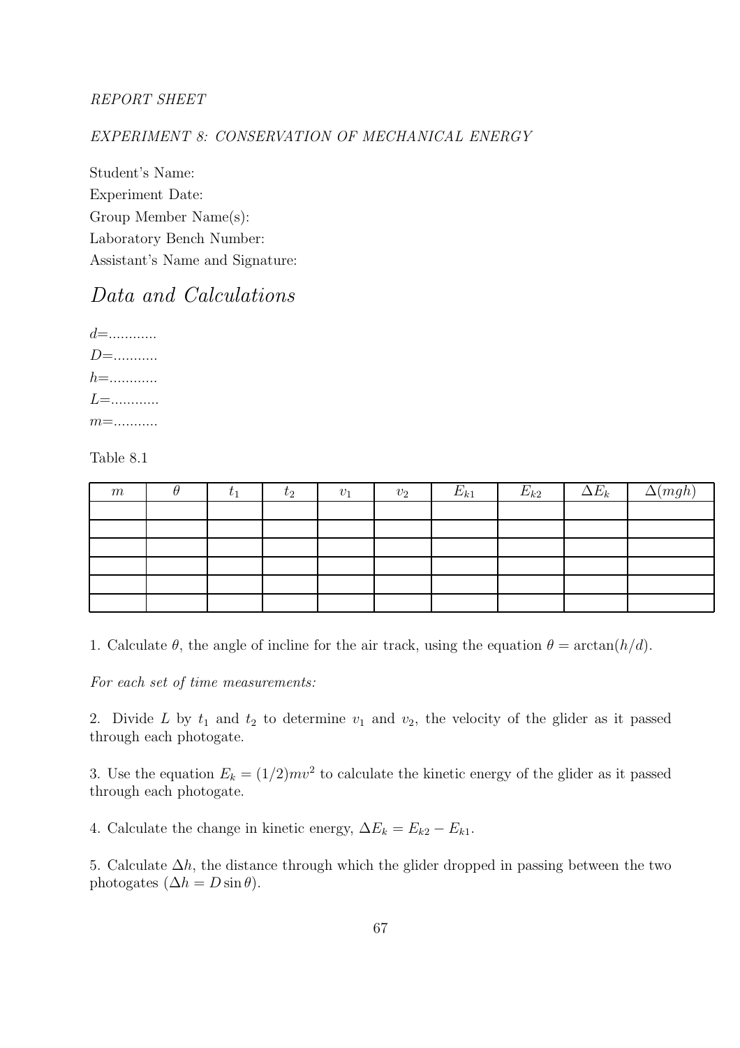*REPORT SHEET*

*EXPERIMENT 8: CONSERVATION OF MECHANICAL ENERGY*

Student's Name:
Experiment Date:
Group Member Name(s):
Laboratory Bench Number:
Assistant's Name and Signature:

## *Data and Calculations*

$d$=............
$D$=...........
$h$=............
$L$=............
$m$=...........

Table 8.1

| $m$ | $\theta$ | $t_1$ | $t_2$ | $v_1$ | $v_2$ | $E_{k1}$ | $E_{k2}$ | $\Delta E_k$ | $\Delta(mgh)$ |
|---|---|---|---|---|---|---|---|---|---|
| | | | | | | | | | |
| | | | | | | | | | |
| | | | | | | | | | |
| | | | | | | | | | |
| | | | | | | | | | |
| | | | | | | | | | |

1. Calculate $\theta$, the angle of incline for the air track, using the equation $\theta = \arctan(h/d)$.

*For each set of time measurements:*

2. Divide $L$ by $t_1$ and $t_2$ to determine $v_1$ and $v_2$, the velocity of the glider as it passed through each photogate.

3. Use the equation $E_k = (1/2)mv^2$ to calculate the kinetic energy of the glider as it passed through each photogate.

4. Calculate the change in kinetic energy, $\Delta E_k = E_{k2} - E_{k1}$.

5. Calculate $\Delta h$, the distance through which the glider dropped in passing between the two photogates ($\Delta h = D \sin\theta$).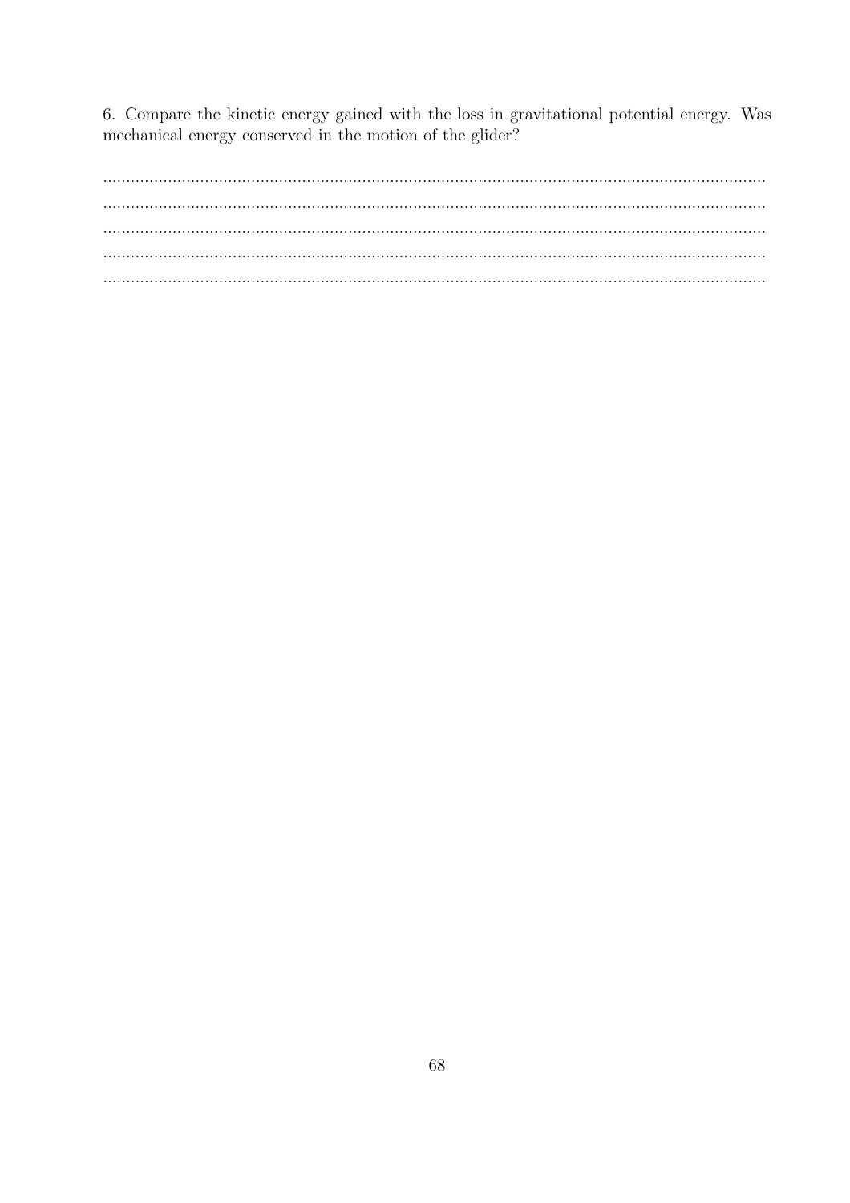6. Compare the kinetic energy gained with the loss in gravitational potential energy. Was mechanical energy conserved in the motion of the glider?

..................................................................................................................................................
..................................................................................................................................................
..................................................................................................................................................
..................................................................................................................................................
..................................................................................................................................................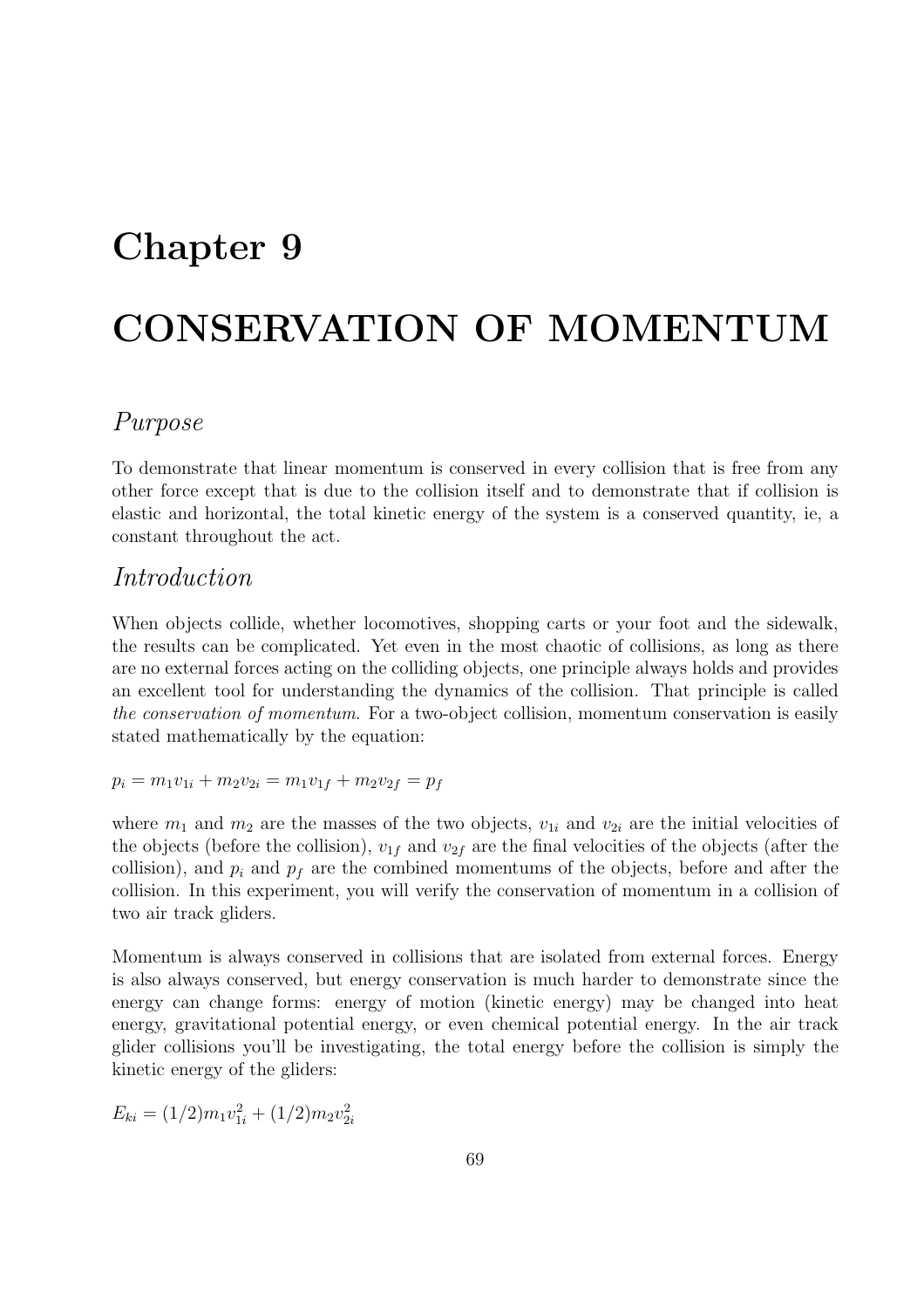# Chapter 9

# CONSERVATION OF MOMENTUM

## *Purpose*

To demonstrate that linear momentum is conserved in every collision that is free from any other force except that is due to the collision itself and to demonstrate that if collision is elastic and horizontal, the total kinetic energy of the system is a conserved quantity, ie, a constant throughout the act.

## *Introduction*

When objects collide, whether locomotives, shopping carts or your foot and the sidewalk, the results can be complicated. Yet even in the most chaotic of collisions, as long as there are no external forces acting on the colliding objects, one principle always holds and provides an excellent tool for understanding the dynamics of the collision. That principle is called *the conservation of momentum*. For a two-object collision, momentum conservation is easily stated mathematically by the equation:

$$p_i = m_1 v_{1i} + m_2 v_{2i} = m_1 v_{1f} + m_2 v_{2f} = p_f$$

where $m_1$ and $m_2$ are the masses of the two objects, $v_{1i}$ and $v_{2i}$ are the initial velocities of the objects (before the collision), $v_{1f}$ and $v_{2f}$ are the final velocities of the objects (after the collision), and $p_i$ and $p_f$ are the combined momentums of the objects, before and after the collision. In this experiment, you will verify the conservation of momentum in a collision of two air track gliders.

Momentum is always conserved in collisions that are isolated from external forces. Energy is also always conserved, but energy conservation is much harder to demonstrate since the energy can change forms: energy of motion (kinetic energy) may be changed into heat energy, gravitational potential energy, or even chemical potential energy. In the air track glider collisions you'll be investigating, the total energy before the collision is simply the kinetic energy of the gliders:

$$E_{ki} = (1/2)m_1 v_{1i}^2 + (1/2)m_2 v_{2i}^2$$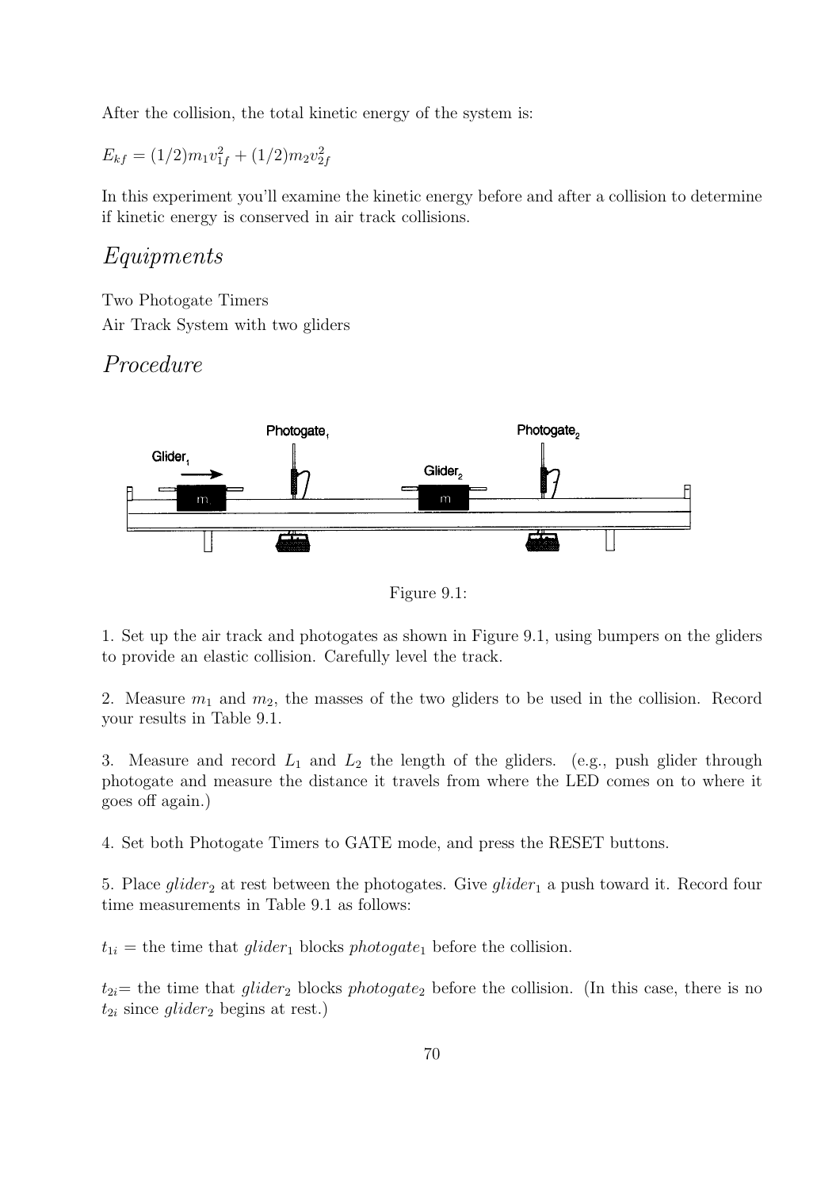After the collision, the total kinetic energy of the system is:

$E_{kf} = (1/2)m_1v_{1f}^2 + (1/2)m_2v_{2f}^2$

In this experiment you'll examine the kinetic energy before and after a collision to determine if kinetic energy is conserved in air track collisions.

## *Equipments*

Two Photogate Timers
Air Track System with two gliders

## *Procedure*

Figure 9.1:

1. Set up the air track and photogates as shown in Figure 9.1, using bumpers on the gliders to provide an elastic collision. Carefully level the track.

2. Measure $m_1$ and $m_2$, the masses of the two gliders to be used in the collision. Record your results in Table 9.1.

3. Measure and record $L_1$ and $L_2$ the length of the gliders. (e.g., push glider through photogate and measure the distance it travels from where the LED comes on to where it goes off again.)

4. Set both Photogate Timers to GATE mode, and press the RESET buttons.

5. Place $glider_2$ at rest between the photogates. Give $glider_1$ a push toward it. Record four time measurements in Table 9.1 as follows:

$t_{1i}$ = the time that $glider_1$ blocks $photogate_1$ before the collision.

$t_{2i}$= the time that $glider_2$ blocks $photogate_2$ before the collision. (In this case, there is no $t_{2i}$ since $glider_2$ begins at rest.)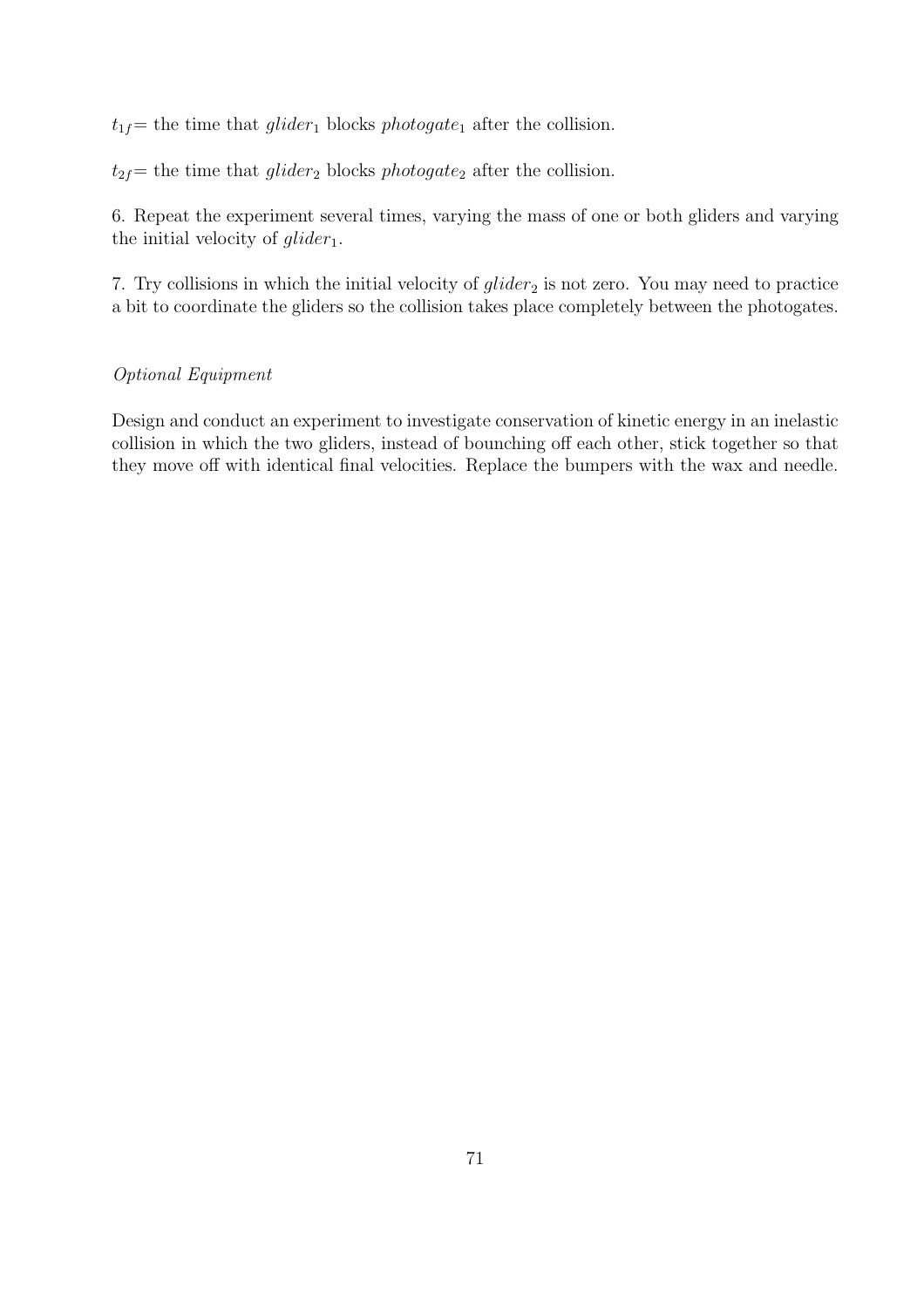$t_{1f}$= the time that $glider_1$ blocks $photogate_1$ after the collision.

$t_{2f}$= the time that $glider_2$ blocks $photogate_2$ after the collision.

6. Repeat the experiment several times, varying the mass of one or both gliders and varying the initial velocity of $glider_1$.

7. Try collisions in which the initial velocity of $glider_2$ is not zero. You may need to practice a bit to coordinate the gliders so the collision takes place completely between the photogates.

*Optional Equipment*

Design and conduct an experiment to investigate conservation of kinetic energy in an inelastic collision in which the two gliders, instead of bounching off each other, stick together so that they move off with identical final velocities. Replace the bumpers with the wax and needle.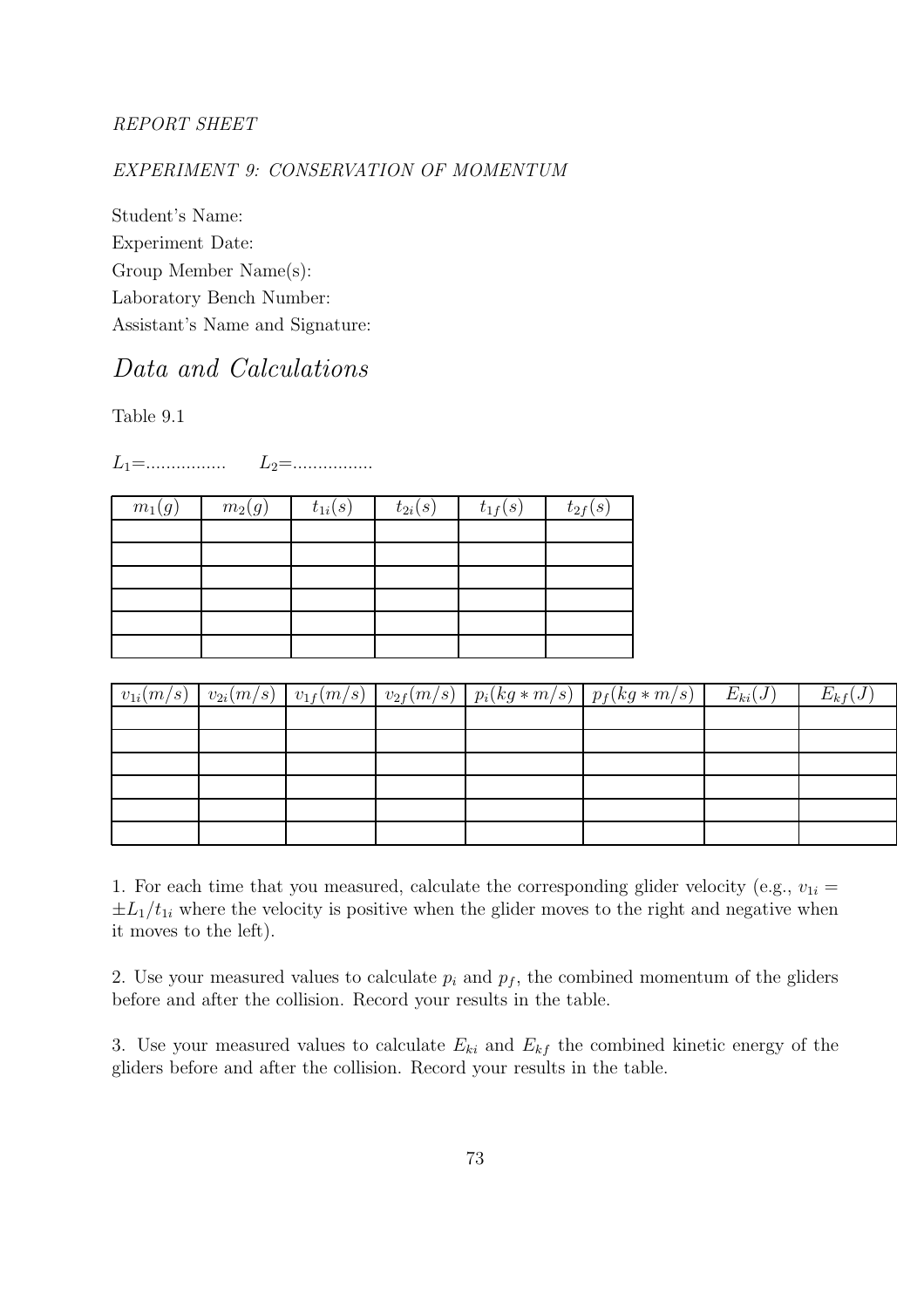*REPORT SHEET*

*EXPERIMENT 9: CONSERVATION OF MOMENTUM*

Student's Name:
Experiment Date:
Group Member Name(s):
Laboratory Bench Number:
Assistant's Name and Signature:

## *Data and Calculations*

Table 9.1

$L_1$=................ $L_2$=................

| $m_1(g)$ | $m_2(g)$ | $t_{1i}(s)$ | $t_{2i}(s)$ | $t_{1f}(s)$ | $t_{2f}(s)$ |
|---|---|---|---|---|---|
| | | | | | |
| | | | | | |
| | | | | | |
| | | | | | |
| | | | | | |
| | | | | | |

| $v_{1i}(m/s)$ | $v_{2i}(m/s)$ | $v_{1f}(m/s)$ | $v_{2f}(m/s)$ | $p_i(kg*m/s)$ | $p_f(kg*m/s)$ | $E_{ki}(J)$ | $E_{kf}(J)$ |
|---|---|---|---|---|---|---|---|
| | | | | | | | |
| | | | | | | | |
| | | | | | | | |
| | | | | | | | |
| | | | | | | | |
| | | | | | | | |

1. For each time that you measured, calculate the corresponding glider velocity (e.g., $v_{1i} = \pm L_1/t_{1i}$ where the velocity is positive when the glider moves to the right and negative when it moves to the left).

2. Use your measured values to calculate $p_i$ and $p_f$, the combined momentum of the gliders before and after the collision. Record your results in the table.

3. Use your measured values to calculate $E_{ki}$ and $E_{kf}$ the combined kinetic energy of the gliders before and after the collision. Record your results in the table.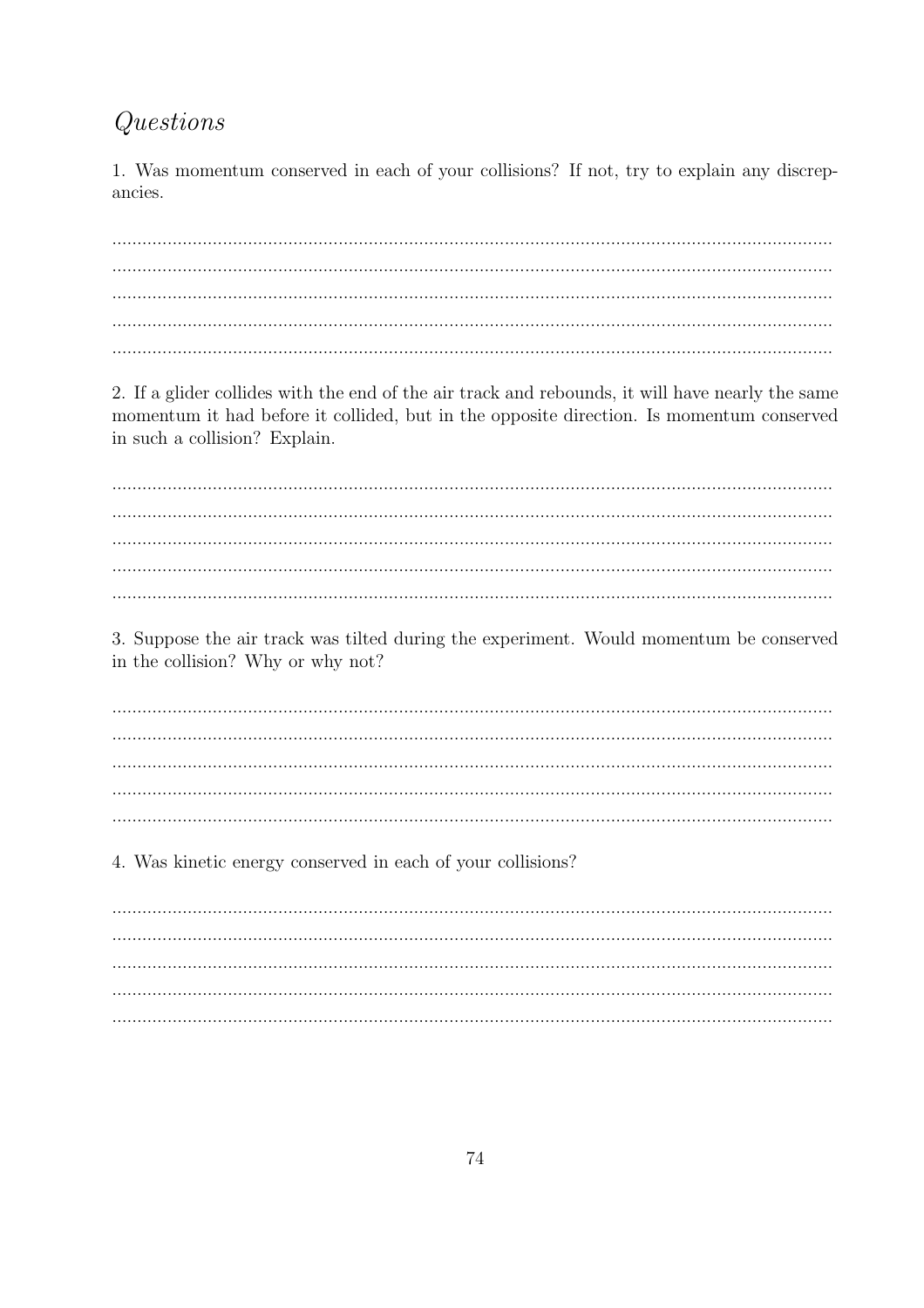## *Questions*

1. Was momentum conserved in each of your collisions? If not, try to explain any discrepancies.

..............................................................................................................................................
..............................................................................................................................................
..............................................................................................................................................
..............................................................................................................................................
..............................................................................................................................................

2. If a glider collides with the end of the air track and rebounds, it will have nearly the same momentum it had before it collided, but in the opposite direction. Is momentum conserved in such a collision? Explain.

..............................................................................................................................................
..............................................................................................................................................
..............................................................................................................................................
..............................................................................................................................................
..............................................................................................................................................

3. Suppose the air track was tilted during the experiment. Would momentum be conserved in the collision? Why or why not?

..............................................................................................................................................
..............................................................................................................................................
..............................................................................................................................................
..............................................................................................................................................
..............................................................................................................................................

4. Was kinetic energy conserved in each of your collisions?

..............................................................................................................................................
..............................................................................................................................................
..............................................................................................................................................
..............................................................................................................................................
..............................................................................................................................................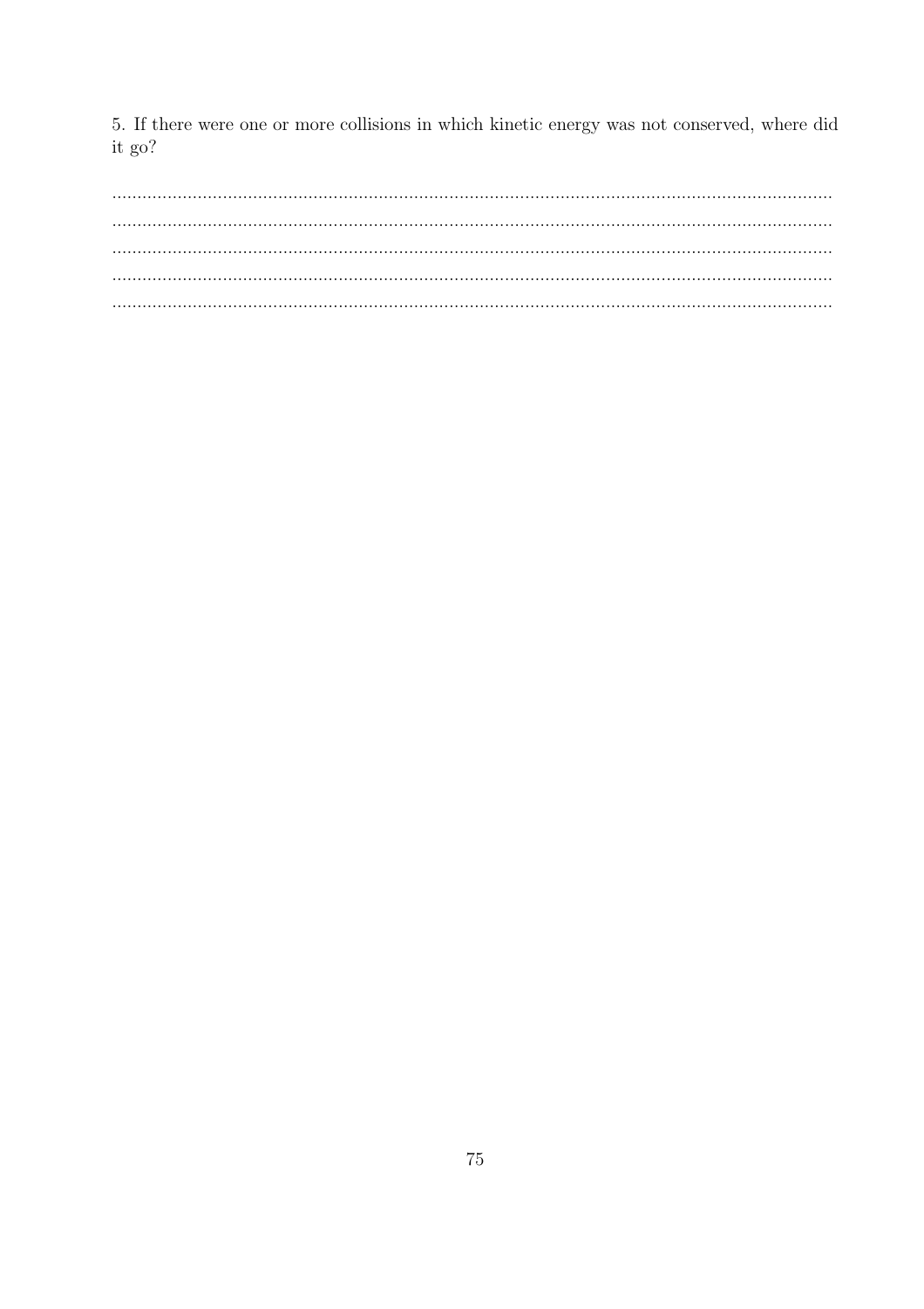5. If there were one or more collisions in which kinetic energy was not conserved, where did it go?

..............................................................................................................................................
..............................................................................................................................................
..............................................................................................................................................
..............................................................................................................................................
..............................................................................................................................................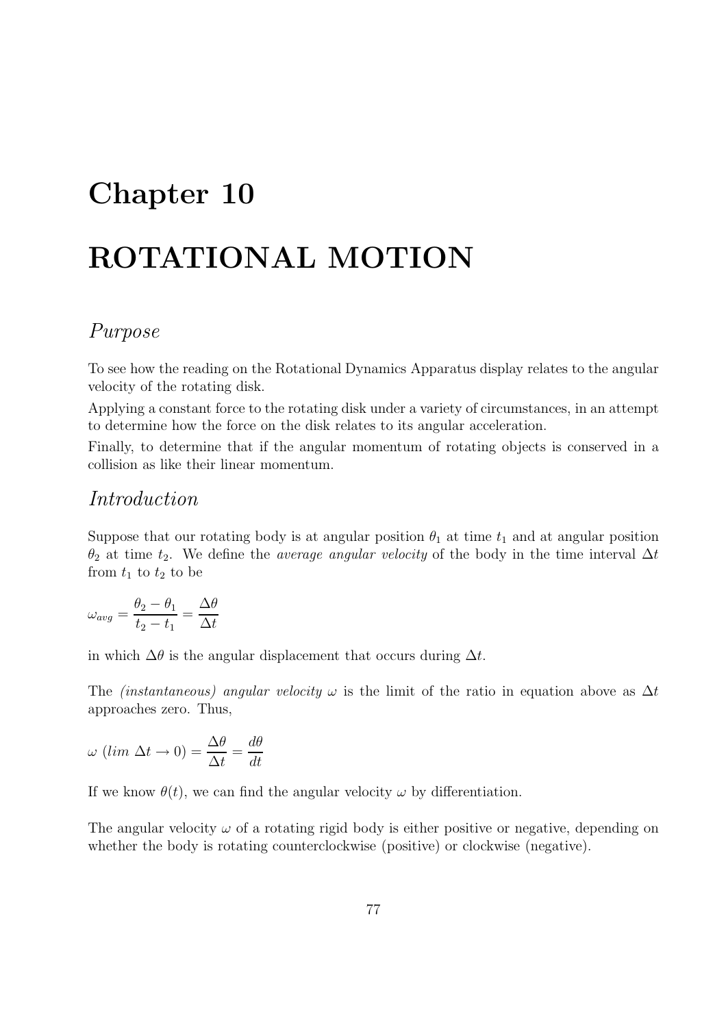# Chapter 10

# ROTATIONAL MOTION

## *Purpose*

To see how the reading on the Rotational Dynamics Apparatus display relates to the angular velocity of the rotating disk.

Applying a constant force to the rotating disk under a variety of circumstances, in an attempt to determine how the force on the disk relates to its angular acceleration.

Finally, to determine that if the angular momentum of rotating objects is conserved in a collision as like their linear momentum.

## *Introduction*

Suppose that our rotating body is at angular position $\theta_1$ at time $t_1$ and at angular position $\theta_2$ at time $t_2$. We define the *average angular velocity* of the body in the time interval $\Delta t$ from $t_1$ to $t_2$ to be

$$\omega_{avg} = \frac{\theta_2 - \theta_1}{t_2 - t_1} = \frac{\Delta\theta}{\Delta t}$$

in which $\Delta\theta$ is the angular displacement that occurs during $\Delta t$.

The *(instantaneous) angular velocity* $\omega$ is the limit of the ratio in equation above as $\Delta t$ approaches zero. Thus,

$$\omega \ (lim \ \Delta t \rightarrow 0) = \frac{\Delta\theta}{\Delta t} = \frac{d\theta}{dt}$$

If we know $\theta(t)$, we can find the angular velocity $\omega$ by differentiation.

The angular velocity $\omega$ of a rotating rigid body is either positive or negative, depending on whether the body is rotating counterclockwise (positive) or clockwise (negative).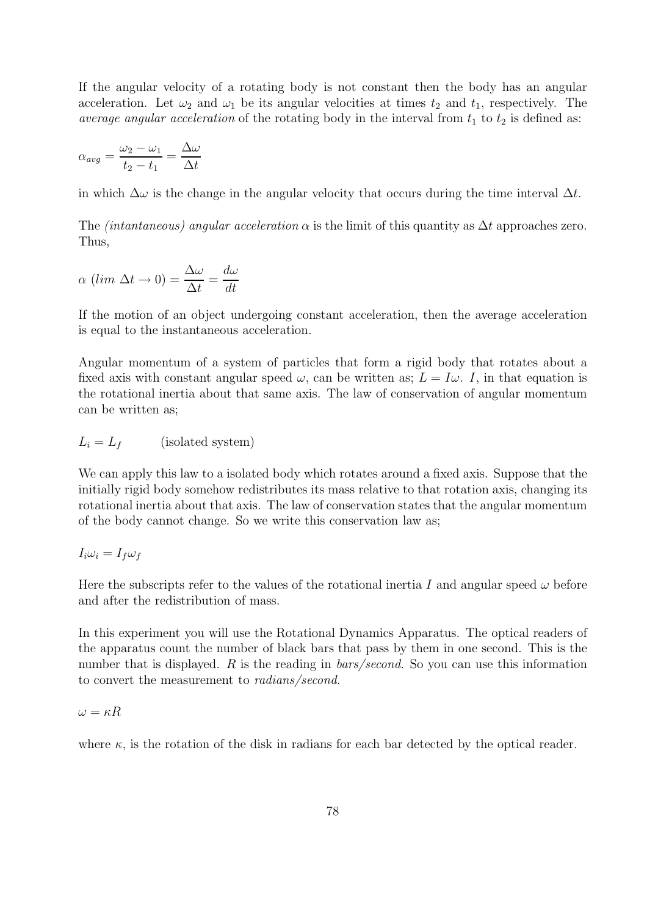If the angular velocity of a rotating body is not constant then the body has an angular acceleration. Let $\omega_2$ and $\omega_1$ be its angular velocities at times $t_2$ and $t_1$, respectively. The *average angular acceleration* of the rotating body in the interval from $t_1$ to $t_2$ is defined as:

$$\alpha_{avg} = \frac{\omega_2 - \omega_1}{t_2 - t_1} = \frac{\Delta\omega}{\Delta t}$$

in which $\Delta\omega$ is the change in the angular velocity that occurs during the time interval $\Delta t$.

The *(intantaneous) angular acceleration* $\alpha$ is the limit of this quantity as $\Delta t$ approaches zero. Thus,

$$\alpha \ (lim \ \Delta t \rightarrow 0) = \frac{\Delta\omega}{\Delta t} = \frac{d\omega}{dt}$$

If the motion of an object undergoing constant acceleration, then the average acceleration is equal to the instantaneous acceleration.

Angular momentum of a system of particles that form a rigid body that rotates about a fixed axis with constant angular speed $\omega$, can be written as; $L = I\omega$. $I$, in that equation is the rotational inertia about that same axis. The law of conservation of angular momentum can be written as;

$$L_i = L_f \qquad \text{(isolated system)}$$

We can apply this law to a isolated body which rotates around a fixed axis. Suppose that the initially rigid body somehow redistributes its mass relative to that rotation axis, changing its rotational inertia about that axis. The law of conservation states that the angular momentum of the body cannot change. So we write this conservation law as;

$$I_i\omega_i = I_f\omega_f$$

Here the subscripts refer to the values of the rotational inertia $I$ and angular speed $\omega$ before and after the redistribution of mass.

In this experiment you will use the Rotational Dynamics Apparatus. The optical readers of the apparatus count the number of black bars that pass by them in one second. This is the number that is displayed. $R$ is the reading in *bars/second*. So you can use this information to convert the measurement to *radians/second*.

$$\omega = \kappa R$$

where $\kappa$, is the rotation of the disk in radians for each bar detected by the optical reader.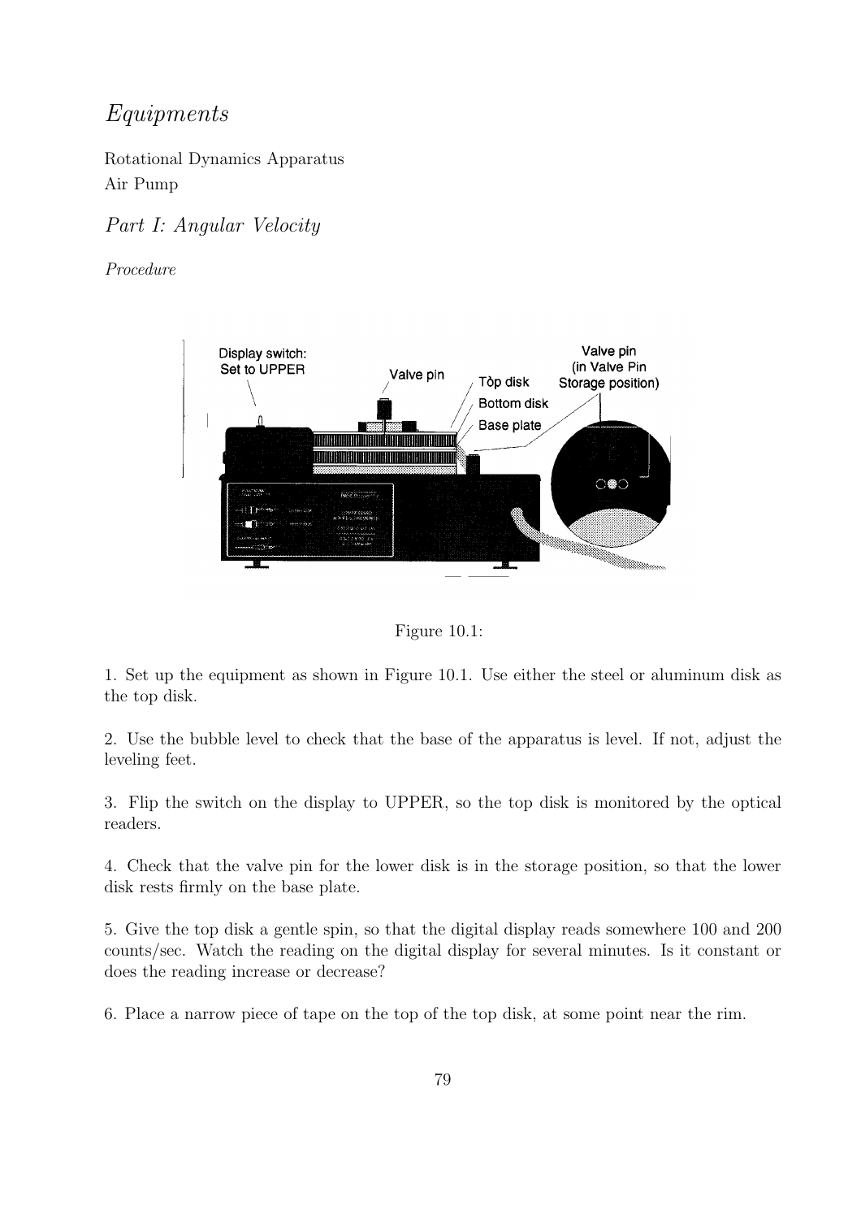## *Equipments*

Rotational Dynamics Apparatus
Air Pump

## *Part I: Angular Velocity*

### *Procedure*

Figure 10.1:

1. Set up the equipment as shown in Figure 10.1. Use either the steel or aluminum disk as the top disk.

2. Use the bubble level to check that the base of the apparatus is level. If not, adjust the leveling feet.

3. Flip the switch on the display to UPPER, so the top disk is monitored by the optical readers.

4. Check that the valve pin for the lower disk is in the storage position, so that the lower disk rests firmly on the base plate.

5. Give the top disk a gentle spin, so that the digital display reads somewhere 100 and 200 counts/sec. Watch the reading on the digital display for several minutes. Is it constant or does the reading increase or decrease?

6. Place a narrow piece of tape on the top of the top disk, at some point near the rim.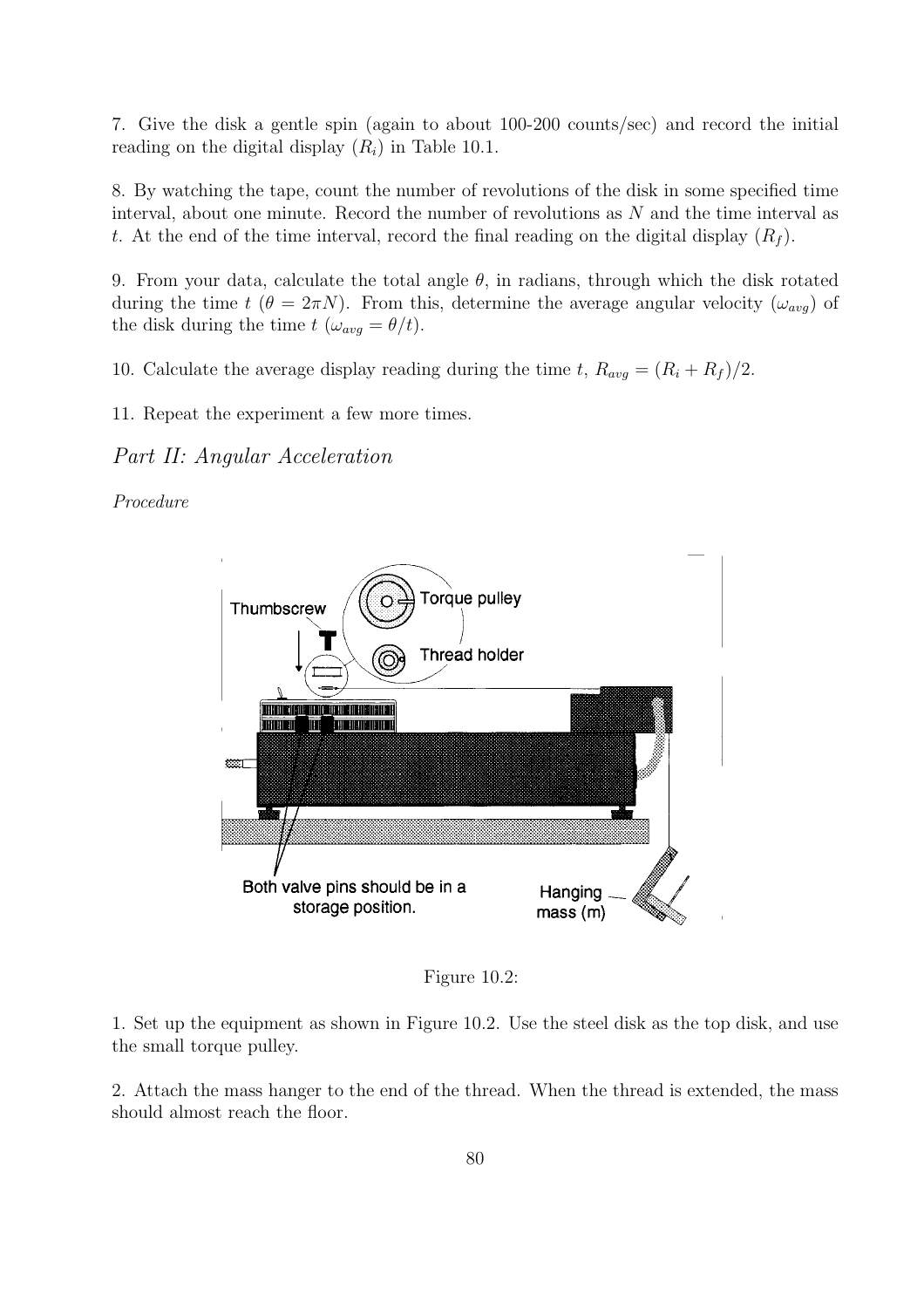7. Give the disk a gentle spin (again to about 100-200 counts/sec) and record the initial reading on the digital display ($R_i$) in Table 10.1.

8. By watching the tape, count the number of revolutions of the disk in some specified time interval, about one minute. Record the number of revolutions as $N$ and the time interval as $t$. At the end of the time interval, record the final reading on the digital display ($R_f$).

9. From your data, calculate the total angle $\theta$, in radians, through which the disk rotated during the time $t$ ($\theta = 2\pi N$). From this, determine the average angular velocity ($\omega_{avg}$) of the disk during the time $t$ ($\omega_{avg} = \theta/t$).

10. Calculate the average display reading during the time $t$, $R_{avg} = (R_i + R_f)/2$.

11. Repeat the experiment a few more times.

## *Part II: Angular Acceleration*

*Procedure*

Figure 10.2:

1. Set up the equipment as shown in Figure 10.2. Use the steel disk as the top disk, and use the small torque pulley.

2. Attach the mass hanger to the end of the thread. When the thread is extended, the mass should almost reach the floor.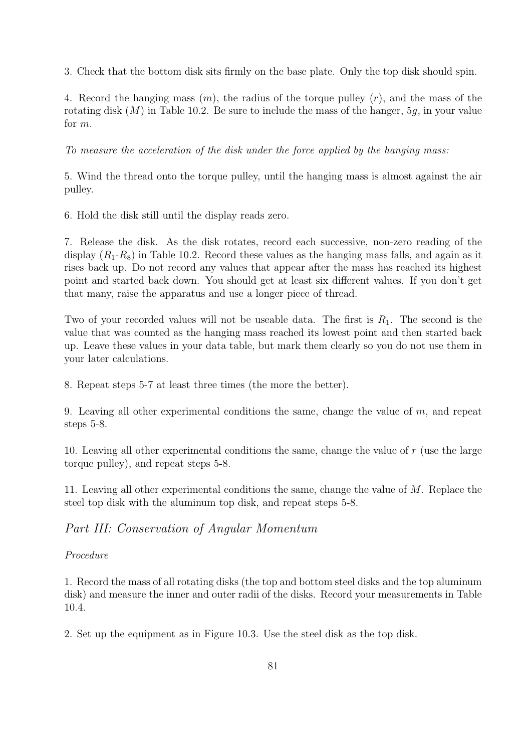3. Check that the bottom disk sits firmly on the base plate. Only the top disk should spin.

4. Record the hanging mass ($m$), the radius of the torque pulley ($r$), and the mass of the rotating disk ($M$) in Table 10.2. Be sure to include the mass of the hanger, $5g$, in your value for $m$.

*To measure the acceleration of the disk under the force applied by the hanging mass:*

5. Wind the thread onto the torque pulley, until the hanging mass is almost against the air pulley.

6. Hold the disk still until the display reads zero.

7. Release the disk. As the disk rotates, record each successive, non-zero reading of the display ($R_1$-$R_8$) in Table 10.2. Record these values as the hanging mass falls, and again as it rises back up. Do not record any values that appear after the mass has reached its highest point and started back down. You should get at least six different values. If you don't get that many, raise the apparatus and use a longer piece of thread.

Two of your recorded values will not be useable data. The first is $R_1$. The second is the value that was counted as the hanging mass reached its lowest point and then started back up. Leave these values in your data table, but mark them clearly so you do not use them in your later calculations.

8. Repeat steps 5-7 at least three times (the more the better).

9. Leaving all other experimental conditions the same, change the value of $m$, and repeat steps 5-8.

10. Leaving all other experimental conditions the same, change the value of $r$ (use the large torque pulley), and repeat steps 5-8.

11. Leaving all other experimental conditions the same, change the value of $M$. Replace the steel top disk with the aluminum top disk, and repeat steps 5-8.

## *Part III: Conservation of Angular Momentum*

*Procedure*

1. Record the mass of all rotating disks (the top and bottom steel disks and the top aluminum disk) and measure the inner and outer radii of the disks. Record your measurements in Table 10.4.

2. Set up the equipment as in Figure 10.3. Use the steel disk as the top disk.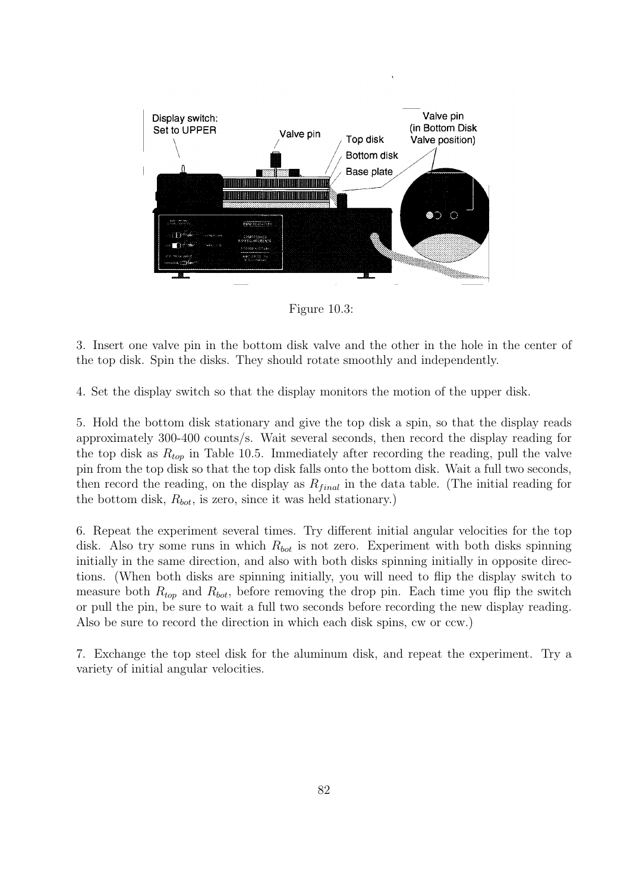Figure 10.3:

3. Insert one valve pin in the bottom disk valve and the other in the hole in the center of the top disk. Spin the disks. They should rotate smoothly and independently.

4. Set the display switch so that the display monitors the motion of the upper disk.

5. Hold the bottom disk stationary and give the top disk a spin, so that the display reads approximately 300-400 counts/s. Wait several seconds, then record the display reading for the top disk as $R_{top}$ in Table 10.5. Immediately after recording the reading, pull the valve pin from the top disk so that the top disk falls onto the bottom disk. Wait a full two seconds, then record the reading, on the display as $R_{final}$ in the data table. (The initial reading for the bottom disk, $R_{bot}$, is zero, since it was held stationary.)

6. Repeat the experiment several times. Try different initial angular velocities for the top disk. Also try some runs in which $R_{bot}$ is not zero. Experiment with both disks spinning initially in the same direction, and also with both disks spinning initially in opposite directions. (When both disks are spinning initially, you will need to flip the display switch to measure both $R_{top}$ and $R_{bot}$, before removing the drop pin. Each time you flip the switch or pull the pin, be sure to wait a full two seconds before recording the new display reading. Also be sure to record the direction in which each disk spins, cw or ccw.)

7. Exchange the top steel disk for the aluminum disk, and repeat the experiment. Try a variety of initial angular velocities.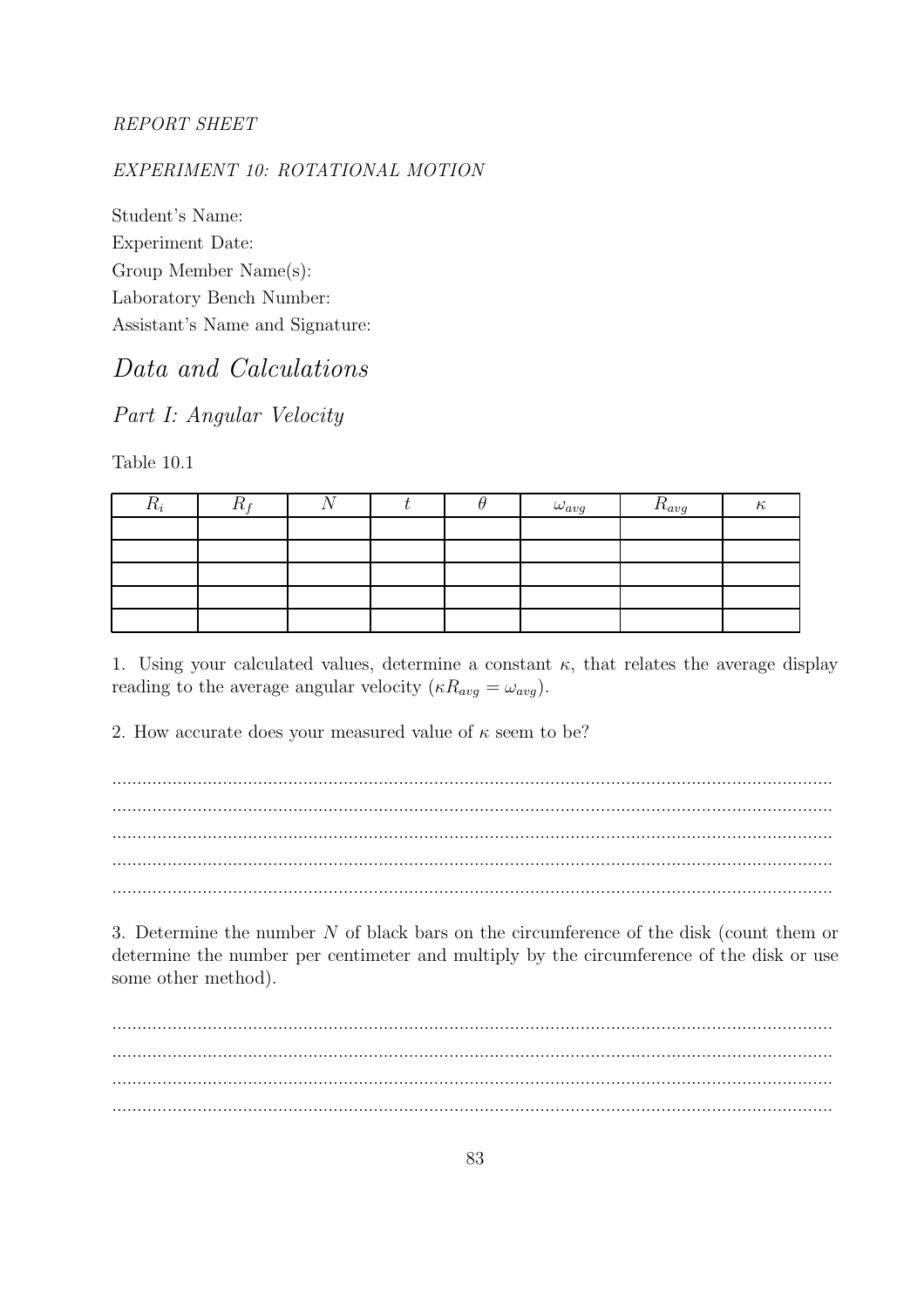*REPORT SHEET*

*EXPERIMENT 10: ROTATIONAL MOTION*

Student's Name:
Experiment Date:
Group Member Name(s):
Laboratory Bench Number:
Assistant's Name and Signature:

# *Data and Calculations*

## *Part I: Angular Velocity*

Table 10.1

| $R_i$ | $R_f$ | $N$ | $t$ | $\theta$ | $\omega_{avg}$ | $R_{avg}$ | $\kappa$ |
|---|---|---|---|---|---|---|---|
| | | | | | | | |
| | | | | | | | |
| | | | | | | | |
| | | | | | | | |
| | | | | | | | |

1. Using your calculated values, determine a constant $\kappa$, that relates the average display reading to the average angular velocity ($\kappa R_{avg} = \omega_{avg}$).

2. How accurate does your measured value of $\kappa$ seem to be?

..............................................................................................................................................
..............................................................................................................................................
..............................................................................................................................................
..............................................................................................................................................
..............................................................................................................................................

3. Determine the number $N$ of black bars on the circumference of the disk (count them or determine the number per centimeter and multiply by the circumference of the disk or use some other method).

..............................................................................................................................................
..............................................................................................................................................
..............................................................................................................................................
..............................................................................................................................................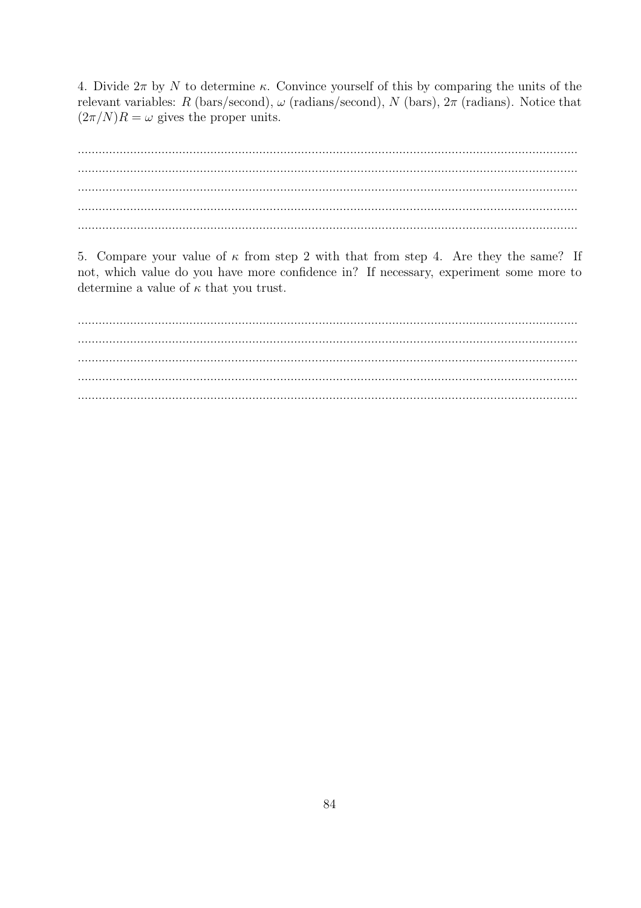4. Divide $2\pi$ by $N$ to determine $\kappa$. Convince yourself of this by comparing the units of the relevant variables: $R$ (bars/second), $\omega$ (radians/second), $N$ (bars), $2\pi$ (radians). Notice that $(2\pi/N)R = \omega$ gives the proper units.

........................................................................................................................................
........................................................................................................................................
........................................................................................................................................
........................................................................................................................................
........................................................................................................................................

5. Compare your value of $\kappa$ from step 2 with that from step 4. Are they the same? If not, which value do you have more confidence in? If necessary, experiment some more to determine a value of $\kappa$ that you trust.

........................................................................................................................................
........................................................................................................................................
........................................................................................................................................
........................................................................................................................................
........................................................................................................................................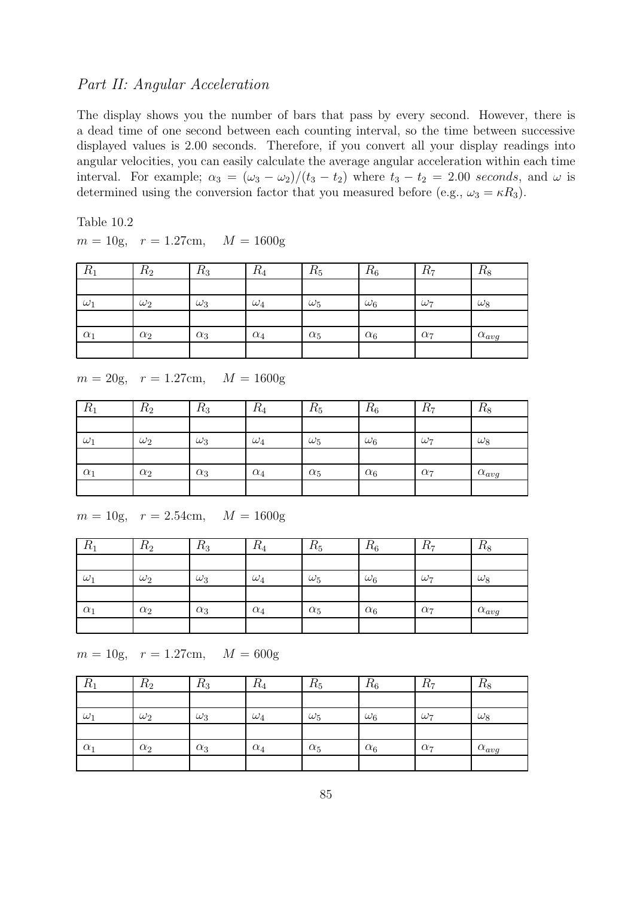*Part II: Angular Acceleration*

The display shows you the number of bars that pass by every second. However, there is a dead time of one second between each counting interval, so the time between successive displayed values is 2.00 seconds. Therefore, if you convert all your display readings into angular velocities, you can easily calculate the average angular acceleration within each time interval. For example; $\alpha_3 = (\omega_3 - \omega_2)/(t_3 - t_2)$ where $t_3 - t_2 = 2.00$ *seconds*, and $\omega$ is determined using the conversion factor that you measured before (e.g., $\omega_3 = \kappa R_3$).

Table 10.2

$m = 10\text{g}, \quad r = 1.27\text{cm}, \quad M = 1600\text{g}$

| $R_1$ | $R_2$ | $R_3$ | $R_4$ | $R_5$ | $R_6$ | $R_7$ | $R_8$ |
|---|---|---|---|---|---|---|---|
| | | | | | | | |
| $\omega_1$ | $\omega_2$ | $\omega_3$ | $\omega_4$ | $\omega_5$ | $\omega_6$ | $\omega_7$ | $\omega_8$ |
| | | | | | | | |
| $\alpha_1$ | $\alpha_2$ | $\alpha_3$ | $\alpha_4$ | $\alpha_5$ | $\alpha_6$ | $\alpha_7$ | $\alpha_{avg}$ |
| | | | | | | | |

$m = 20\text{g}, \quad r = 1.27\text{cm}, \quad M = 1600\text{g}$

| $R_1$ | $R_2$ | $R_3$ | $R_4$ | $R_5$ | $R_6$ | $R_7$ | $R_8$ |
|---|---|---|---|---|---|---|---|
| | | | | | | | |
| $\omega_1$ | $\omega_2$ | $\omega_3$ | $\omega_4$ | $\omega_5$ | $\omega_6$ | $\omega_7$ | $\omega_8$ |
| | | | | | | | |
| $\alpha_1$ | $\alpha_2$ | $\alpha_3$ | $\alpha_4$ | $\alpha_5$ | $\alpha_6$ | $\alpha_7$ | $\alpha_{avg}$ |
| | | | | | | | |

$m = 10\text{g}, \quad r = 2.54\text{cm}, \quad M = 1600\text{g}$

| $R_1$ | $R_2$ | $R_3$ | $R_4$ | $R_5$ | $R_6$ | $R_7$ | $R_8$ |
|---|---|---|---|---|---|---|---|
| | | | | | | | |
| $\omega_1$ | $\omega_2$ | $\omega_3$ | $\omega_4$ | $\omega_5$ | $\omega_6$ | $\omega_7$ | $\omega_8$ |
| | | | | | | | |
| $\alpha_1$ | $\alpha_2$ | $\alpha_3$ | $\alpha_4$ | $\alpha_5$ | $\alpha_6$ | $\alpha_7$ | $\alpha_{avg}$ |
| | | | | | | | |

$m = 10\text{g}, \quad r = 1.27\text{cm}, \quad M = 600\text{g}$

| $R_1$ | $R_2$ | $R_3$ | $R_4$ | $R_5$ | $R_6$ | $R_7$ | $R_8$ |
|---|---|---|---|---|---|---|---|
| | | | | | | | |
| $\omega_1$ | $\omega_2$ | $\omega_3$ | $\omega_4$ | $\omega_5$ | $\omega_6$ | $\omega_7$ | $\omega_8$ |
| | | | | | | | |
| $\alpha_1$ | $\alpha_2$ | $\alpha_3$ | $\alpha_4$ | $\alpha_5$ | $\alpha_6$ | $\alpha_7$ | $\alpha_{avg}$ |
| | | | | | | | |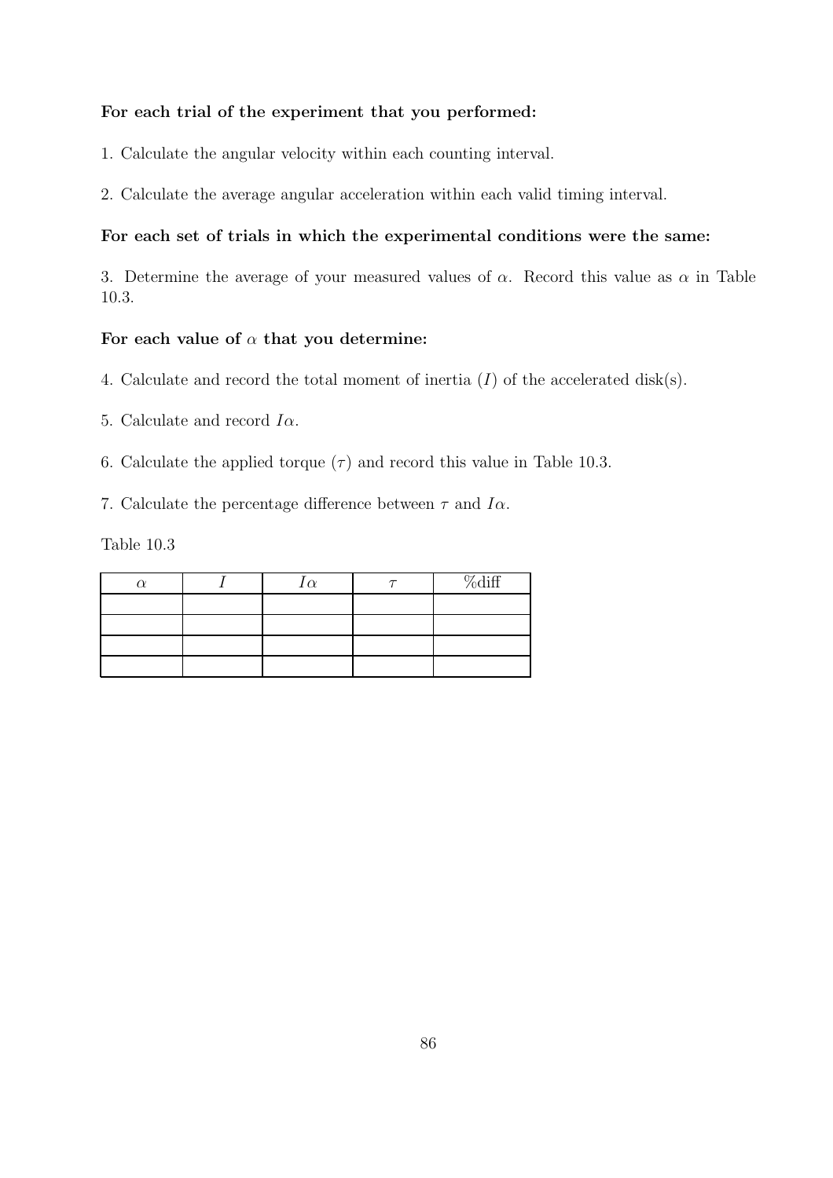**For each trial of the experiment that you performed:**

1. Calculate the angular velocity within each counting interval.

2. Calculate the average angular acceleration within each valid timing interval.

**For each set of trials in which the experimental conditions were the same:**

3. Determine the average of your measured values of $\alpha$. Record this value as $\alpha$ in Table 10.3.

**For each value of $\alpha$ that you determine:**

4. Calculate and record the total moment of inertia ($I$) of the accelerated disk(s).

5. Calculate and record $I\alpha$.

6. Calculate the applied torque ($\tau$) and record this value in Table 10.3.

7. Calculate the percentage difference between $\tau$ and $I\alpha$.

Table 10.3

| $\alpha$ | $I$ | $I\alpha$ | $\tau$ | %diff |
|---|---|---|---|---|
| | | | | |
| | | | | |
| | | | | |
| | | | | |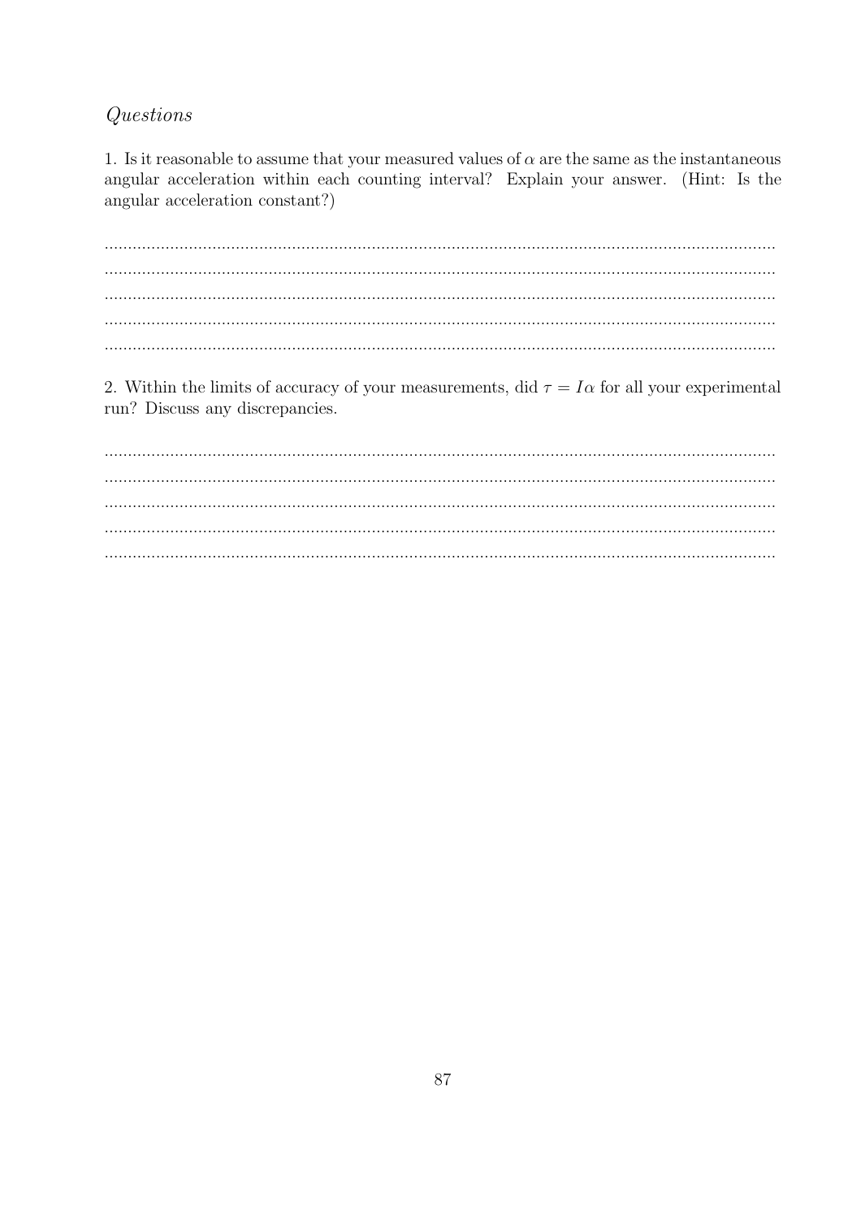*Questions*

1. Is it reasonable to assume that your measured values of $\alpha$ are the same as the instantaneous angular acceleration within each counting interval? Explain your answer. (Hint: Is the angular acceleration constant?)

...............................................................................................................................................
...............................................................................................................................................
...............................................................................................................................................
...............................................................................................................................................
...............................................................................................................................................

2. Within the limits of accuracy of your measurements, did $\tau = I\alpha$ for all your experimental run? Discuss any discrepancies.

...............................................................................................................................................
...............................................................................................................................................
...............................................................................................................................................
...............................................................................................................................................
...............................................................................................................................................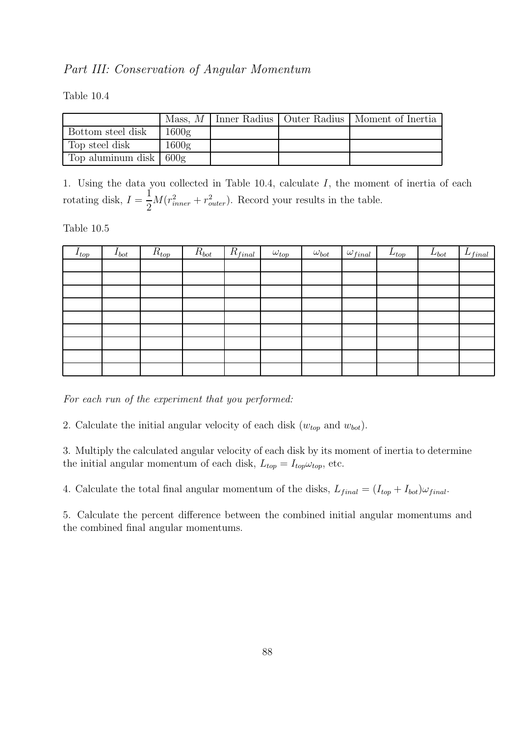*Part III: Conservation of Angular Momentum*

Table 10.4

| | Mass, $M$ | Inner Radius | Outer Radius | Moment of Inertia |
|---|---|---|---|---|
| Bottom steel disk | 1600g | | | |
| Top steel disk | 1600g | | | |
| Top aluminum disk | 600g | | | |

1. Using the data you collected in Table 10.4, calculate $I$, the moment of inertia of each rotating disk, $I = \frac{1}{2}M(r_{inner}^2 + r_{outer}^2)$. Record your results in the table.

Table 10.5

| $I_{top}$ | $I_{bot}$ | $R_{top}$ | $R_{bot}$ | $R_{final}$ | $\omega_{top}$ | $\omega_{bot}$ | $\omega_{final}$ | $L_{top}$ | $L_{bot}$ | $L_{final}$ |
|---|---|---|---|---|---|---|---|---|---|---|
| | | | | | | | | | | |
| | | | | | | | | | | |
| | | | | | | | | | | |
| | | | | | | | | | | |
| | | | | | | | | | | |
| | | | | | | | | | | |
| | | | | | | | | | | |
| | | | | | | | | | | |
| | | | | | | | | | | |

*For each run of the experiment that you performed:*

2. Calculate the initial angular velocity of each disk ($w_{top}$ and $w_{bot}$).

3. Multiply the calculated angular velocity of each disk by its moment of inertia to determine the initial angular momentum of each disk, $L_{top} = I_{top}\omega_{top}$, etc.

4. Calculate the total final angular momentum of the disks, $L_{final} = (I_{top} + I_{bot})\omega_{final}$.

5. Calculate the percent difference between the combined initial angular momentums and the combined final angular momentums.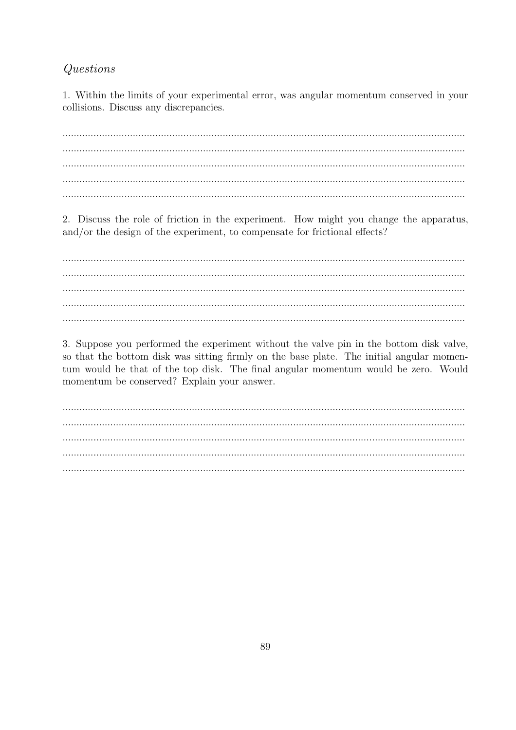*Questions*

1. Within the limits of your experimental error, was angular momentum conserved in your collisions. Discuss any discrepancies.

..............................................................................................................................................
..............................................................................................................................................
..............................................................................................................................................
..............................................................................................................................................
..............................................................................................................................................

2. Discuss the role of friction in the experiment. How might you change the apparatus, and/or the design of the experiment, to compensate for frictional effects?

..............................................................................................................................................
..............................................................................................................................................
..............................................................................................................................................
..............................................................................................................................................
..............................................................................................................................................

3. Suppose you performed the experiment without the valve pin in the bottom disk valve, so that the bottom disk was sitting firmly on the base plate. The initial angular momentum would be that of the top disk. The final angular momentum would be zero. Would momentum be conserved? Explain your answer.

..............................................................................................................................................
..............................................................................................................................................
..............................................................................................................................................
..............................................................................................................................................
..............................................................................................................................................